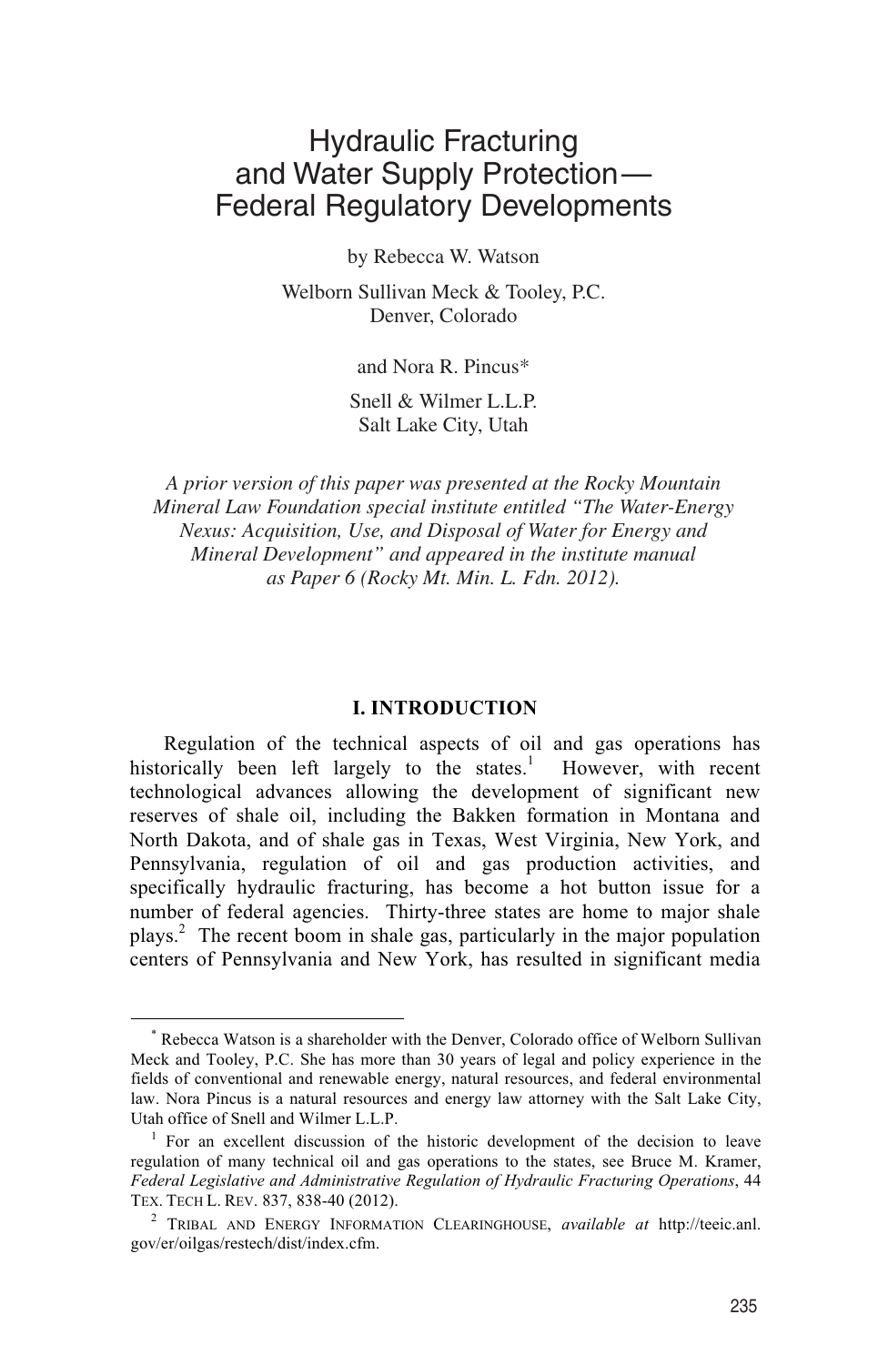# Hydraulic Fracturing and Water Supply Protection— Federal Regulatory Developments

by Rebecca W. Watson

Welborn Sullivan Meck & Tooley, P.C.
Denver, Colorado

and Nora R. Pincus*

Snell & Wilmer L.L.P.
Salt Lake City, Utah

*A prior version of this paper was presented at the Rocky Mountain Mineral Law Foundation special institute entitled "The Water-Energy Nexus: Acquisition, Use, and Disposal of Water for Energy and Mineral Development" and appeared in the institute manual as Paper 6 (Rocky Mt. Min. L. Fdn. 2012).*

## I. INTRODUCTION

Regulation of the technical aspects of oil and gas operations has historically been left largely to the states.[1] However, with recent technological advances allowing the development of significant new reserves of shale oil, including the Bakken formation in Montana and North Dakota, and of shale gas in Texas, West Virginia, New York, and Pennsylvania, regulation of oil and gas production activities, and specifically hydraulic fracturing, has become a hot button issue for a number of federal agencies. Thirty-three states are home to major shale plays.[2] The recent boom in shale gas, particularly in the major population centers of Pennsylvania and New York, has resulted in significant media

---

\* Rebecca Watson is a shareholder with the Denver, Colorado office of Welborn Sullivan Meck and Tooley, P.C. She has more than 30 years of legal and policy experience in the fields of conventional and renewable energy, natural resources, and federal environmental law. Nora Pincus is a natural resources and energy law attorney with the Salt Lake City, Utah office of Snell and Wilmer L.L.P.

[1] For an excellent discussion of the historic development of the decision to leave regulation of many technical oil and gas operations to the states, see Bruce M. Kramer, *Federal Legislative and Administrative Regulation of Hydraulic Fracturing Operations*, 44 TEX. TECH L. REV. 837, 838-40 (2012).

[2] TRIBAL AND ENERGY INFORMATION CLEARINGHOUSE, *available at* http://teeic.anl.gov/er/oilgas/restech/dist/index.cfm.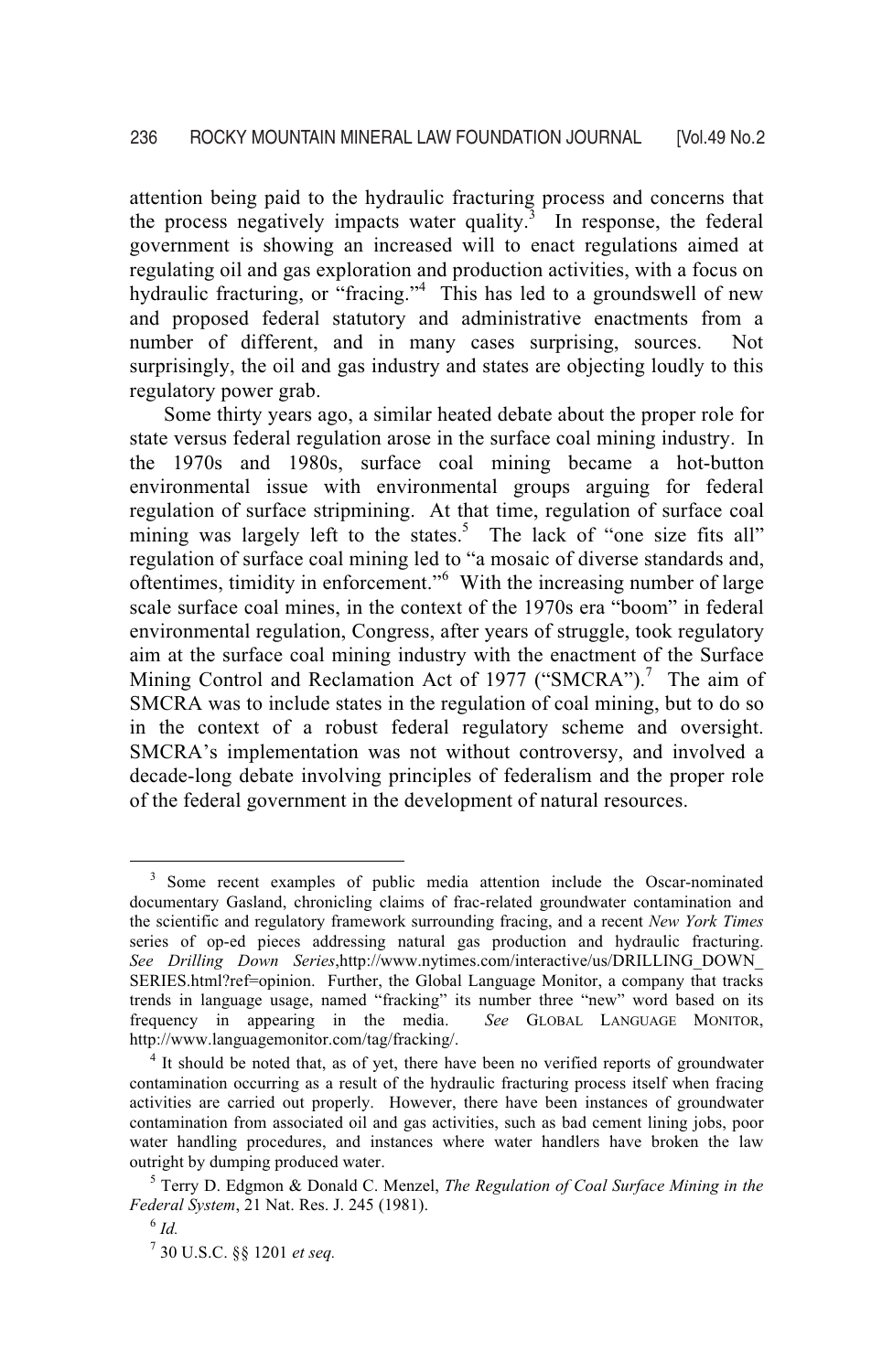attention being paid to the hydraulic fracturing process and concerns that the process negatively impacts water quality.[3] In response, the federal government is showing an increased will to enact regulations aimed at regulating oil and gas exploration and production activities, with a focus on hydraulic fracturing, or "fracing."[4] This has led to a groundswell of new and proposed federal statutory and administrative enactments from a number of different, and in many cases surprising, sources. Not surprisingly, the oil and gas industry and states are objecting loudly to this regulatory power grab.

Some thirty years ago, a similar heated debate about the proper role for state versus federal regulation arose in the surface coal mining industry. In the 1970s and 1980s, surface coal mining became a hot-button environmental issue with environmental groups arguing for federal regulation of surface stripmining. At that time, regulation of surface coal mining was largely left to the states.[5] The lack of "one size fits all" regulation of surface coal mining led to "a mosaic of diverse standards and, oftentimes, timidity in enforcement."[6] With the increasing number of large scale surface coal mines, in the context of the 1970s era "boom" in federal environmental regulation, Congress, after years of struggle, took regulatory aim at the surface coal mining industry with the enactment of the Surface Mining Control and Reclamation Act of 1977 ("SMCRA").[7] The aim of SMCRA was to include states in the regulation of coal mining, but to do so in the context of a robust federal regulatory scheme and oversight. SMCRA's implementation was not without controversy, and involved a decade-long debate involving principles of federalism and the proper role of the federal government in the development of natural resources.

---

[3] Some recent examples of public media attention include the Oscar-nominated documentary Gasland, chronicling claims of frac-related groundwater contamination and the scientific and regulatory framework surrounding fracing, and a recent *New York Times* series of op-ed pieces addressing natural gas production and hydraulic fracturing. *See Drilling Down Series*,http://www.nytimes.com/interactive/us/DRILLING_DOWN_SERIES.html?ref=opinion. Further, the Global Language Monitor, a company that tracks trends in language usage, named "fracking" its number three "new" word based on its frequency in appearing in the media. *See* GLOBAL LANGUAGE MONITOR, http://www.languagemonitor.com/tag/fracking/.

[4] It should be noted that, as of yet, there have been no verified reports of groundwater contamination occurring as a result of the hydraulic fracturing process itself when fracing activities are carried out properly. However, there have been instances of groundwater contamination from associated oil and gas activities, such as bad cement lining jobs, poor water handling procedures, and instances where water handlers have broken the law outright by dumping produced water.

[5] Terry D. Edgmon & Donald C. Menzel, *The Regulation of Coal Surface Mining in the Federal System*, 21 Nat. Res. J. 245 (1981).

[6] *Id.*

[7] 30 U.S.C. §§ 1201 *et seq.*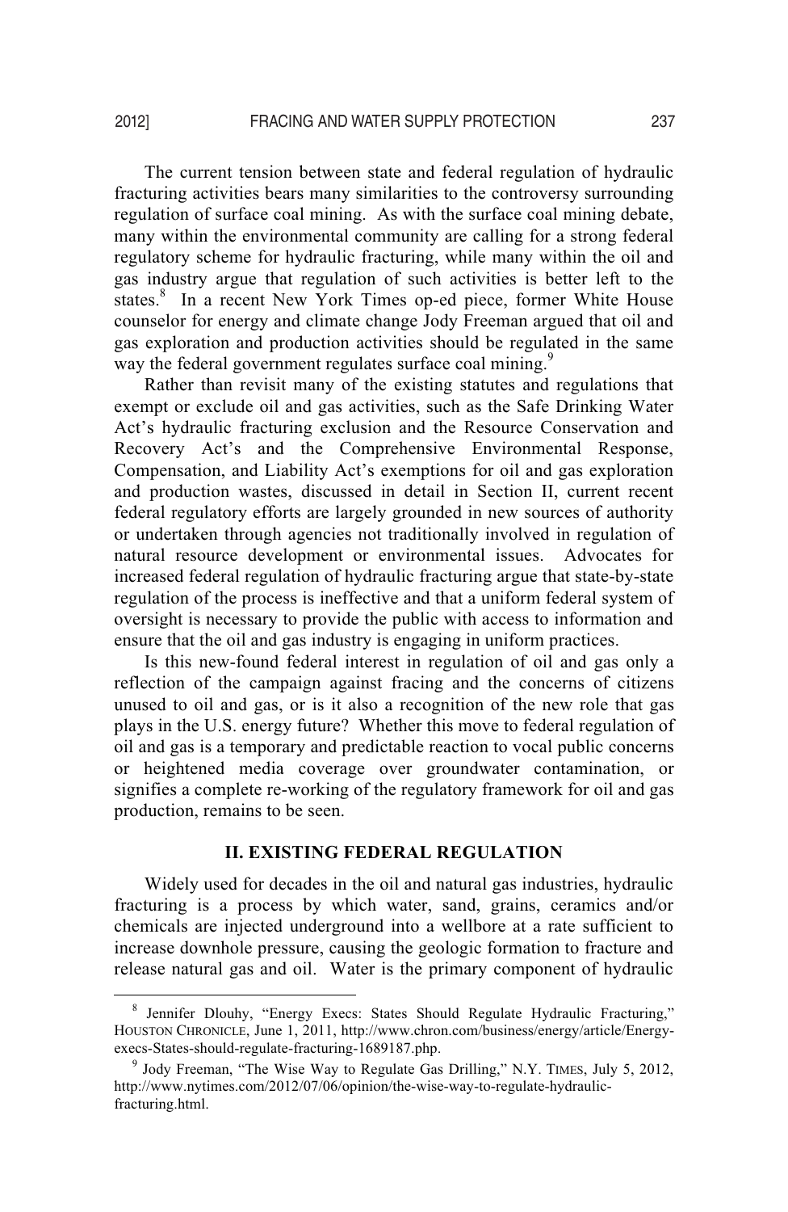The current tension between state and federal regulation of hydraulic fracturing activities bears many similarities to the controversy surrounding regulation of surface coal mining. As with the surface coal mining debate, many within the environmental community are calling for a strong federal regulatory scheme for hydraulic fracturing, while many within the oil and gas industry argue that regulation of such activities is better left to the states.[8] In a recent New York Times op-ed piece, former White House counselor for energy and climate change Jody Freeman argued that oil and gas exploration and production activities should be regulated in the same way the federal government regulates surface coal mining.[9]

Rather than revisit many of the existing statutes and regulations that exempt or exclude oil and gas activities, such as the Safe Drinking Water Act's hydraulic fracturing exclusion and the Resource Conservation and Recovery Act's and the Comprehensive Environmental Response, Compensation, and Liability Act's exemptions for oil and gas exploration and production wastes, discussed in detail in Section II, current recent federal regulatory efforts are largely grounded in new sources of authority or undertaken through agencies not traditionally involved in regulation of natural resource development or environmental issues. Advocates for increased federal regulation of hydraulic fracturing argue that state-by-state regulation of the process is ineffective and that a uniform federal system of oversight is necessary to provide the public with access to information and ensure that the oil and gas industry is engaging in uniform practices.

Is this new-found federal interest in regulation of oil and gas only a reflection of the campaign against fracing and the concerns of citizens unused to oil and gas, or is it also a recognition of the new role that gas plays in the U.S. energy future? Whether this move to federal regulation of oil and gas is a temporary and predictable reaction to vocal public concerns or heightened media coverage over groundwater contamination, or signifies a complete re-working of the regulatory framework for oil and gas production, remains to be seen.

## II. EXISTING FEDERAL REGULATION

Widely used for decades in the oil and natural gas industries, hydraulic fracturing is a process by which water, sand, grains, ceramics and/or chemicals are injected underground into a wellbore at a rate sufficient to increase downhole pressure, causing the geologic formation to fracture and release natural gas and oil. Water is the primary component of hydraulic

---

[8] Jennifer Dlouhy, "Energy Execs: States Should Regulate Hydraulic Fracturing," HOUSTON CHRONICLE, June 1, 2011, http://www.chron.com/business/energy/article/Energy-execs-States-should-regulate-fracturing-1689187.php.

[9] Jody Freeman, "The Wise Way to Regulate Gas Drilling," N.Y. TIMES, July 5, 2012, http://www.nytimes.com/2012/07/06/opinion/the-wise-way-to-regulate-hydraulic-fracturing.html.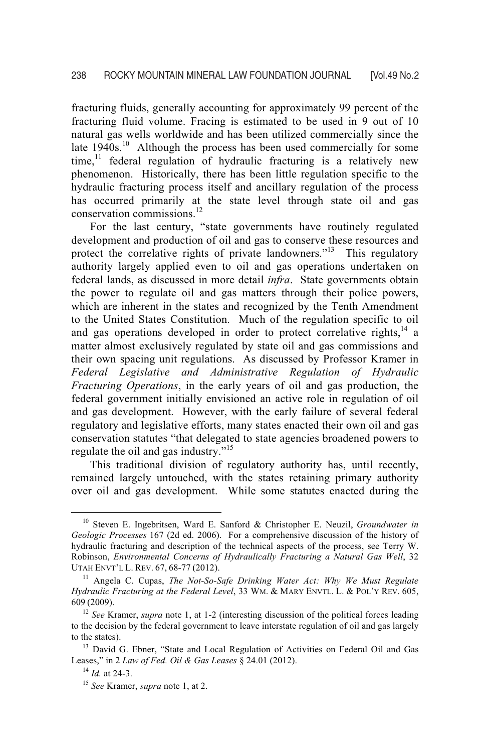fracturing fluids, generally accounting for approximately 99 percent of the fracturing fluid volume. Fracing is estimated to be used in 9 out of 10 natural gas wells worldwide and has been utilized commercially since the late 1940s.[10] Although the process has been used commercially for some time,[11] federal regulation of hydraulic fracturing is a relatively new phenomenon. Historically, there has been little regulation specific to the hydraulic fracturing process itself and ancillary regulation of the process has occurred primarily at the state level through state oil and gas conservation commissions.[12]

For the last century, "state governments have routinely regulated development and production of oil and gas to conserve these resources and protect the correlative rights of private landowners."[13] This regulatory authority largely applied even to oil and gas operations undertaken on federal lands, as discussed in more detail *infra*. State governments obtain the power to regulate oil and gas matters through their police powers, which are inherent in the states and recognized by the Tenth Amendment to the United States Constitution. Much of the regulation specific to oil and gas operations developed in order to protect correlative rights,[14] a matter almost exclusively regulated by state oil and gas commissions and their own spacing unit regulations. As discussed by Professor Kramer in *Federal Legislative and Administrative Regulation of Hydraulic Fracturing Operations*, in the early years of oil and gas production, the federal government initially envisioned an active role in regulation of oil and gas development. However, with the early failure of several federal regulatory and legislative efforts, many states enacted their own oil and gas conservation statutes "that delegated to state agencies broadened powers to regulate the oil and gas industry."[15]

This traditional division of regulatory authority has, until recently, remained largely untouched, with the states retaining primary authority over oil and gas development. While some statutes enacted during the

---

[10] Steven E. Ingebritsen, Ward E. Sanford & Christopher E. Neuzil, *Groundwater in Geologic Processes* 167 (2d ed. 2006). For a comprehensive discussion of the history of hydraulic fracturing and description of the technical aspects of the process, see Terry W. Robinson, *Environmental Concerns of Hydraulically Fracturing a Natural Gas Well*, 32 UTAH ENVT'L L. REV. 67, 68-77 (2012).

[11] Angela C. Cupas, *The Not-So-Safe Drinking Water Act: Why We Must Regulate Hydraulic Fracturing at the Federal Level*, 33 WM. & MARY ENVTL. L. & POL'Y REV. 605, 609 (2009).

[12] *See* Kramer, *supra* note 1, at 1-2 (interesting discussion of the political forces leading to the decision by the federal government to leave interstate regulation of oil and gas largely to the states).

[13] David G. Ebner, "State and Local Regulation of Activities on Federal Oil and Gas Leases," in 2 *Law of Fed. Oil & Gas Leases* § 24.01 (2012).

[14] *Id.* at 24-3.

[15] *See* Kramer, *supra* note 1, at 2.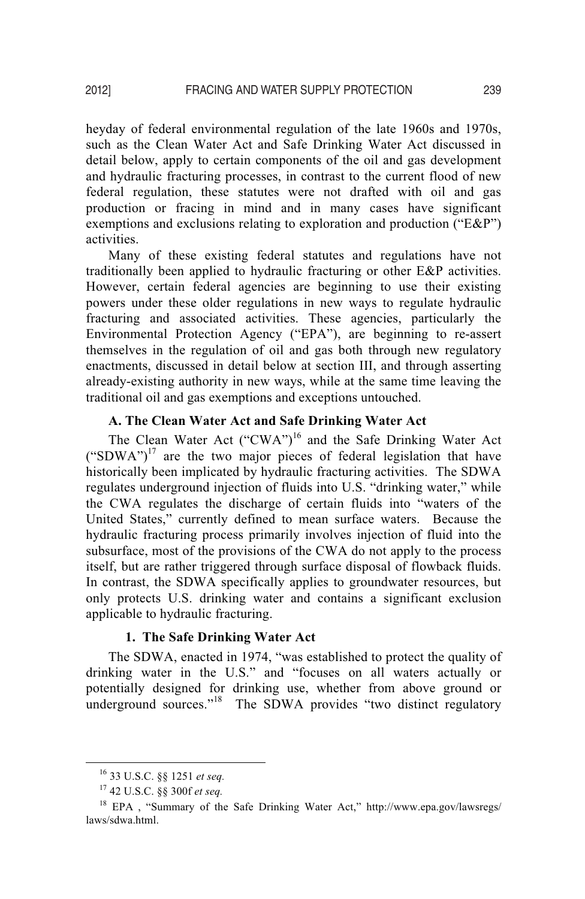heyday of federal environmental regulation of the late 1960s and 1970s, such as the Clean Water Act and Safe Drinking Water Act discussed in detail below, apply to certain components of the oil and gas development and hydraulic fracturing processes, in contrast to the current flood of new federal regulation, these statutes were not drafted with oil and gas production or fracing in mind and in many cases have significant exemptions and exclusions relating to exploration and production ("E&P") activities.

Many of these existing federal statutes and regulations have not traditionally been applied to hydraulic fracturing or other E&P activities. However, certain federal agencies are beginning to use their existing powers under these older regulations in new ways to regulate hydraulic fracturing and associated activities. These agencies, particularly the Environmental Protection Agency ("EPA"), are beginning to re-assert themselves in the regulation of oil and gas both through new regulatory enactments, discussed in detail below at section III, and through asserting already-existing authority in new ways, while at the same time leaving the traditional oil and gas exemptions and exceptions untouched.

### A. The Clean Water Act and Safe Drinking Water Act

The Clean Water Act ("CWA")[16] and the Safe Drinking Water Act ("SDWA")[17] are the two major pieces of federal legislation that have historically been implicated by hydraulic fracturing activities. The SDWA regulates underground injection of fluids into U.S. "drinking water," while the CWA regulates the discharge of certain fluids into "waters of the United States," currently defined to mean surface waters. Because the hydraulic fracturing process primarily involves injection of fluid into the subsurface, most of the provisions of the CWA do not apply to the process itself, but are rather triggered through surface disposal of flowback fluids. In contrast, the SDWA specifically applies to groundwater resources, but only protects U.S. drinking water and contains a significant exclusion applicable to hydraulic fracturing.

#### 1. The Safe Drinking Water Act

The SDWA, enacted in 1974, "was established to protect the quality of drinking water in the U.S." and "focuses on all waters actually or potentially designed for drinking use, whether from above ground or underground sources."[18] The SDWA provides "two distinct regulatory

---

[16] 33 U.S.C. §§ 1251 *et seq.*

[17] 42 U.S.C. §§ 300f *et seq.*

[18] EPA , "Summary of the Safe Drinking Water Act," http://www.epa.gov/lawsregs/laws/sdwa.html.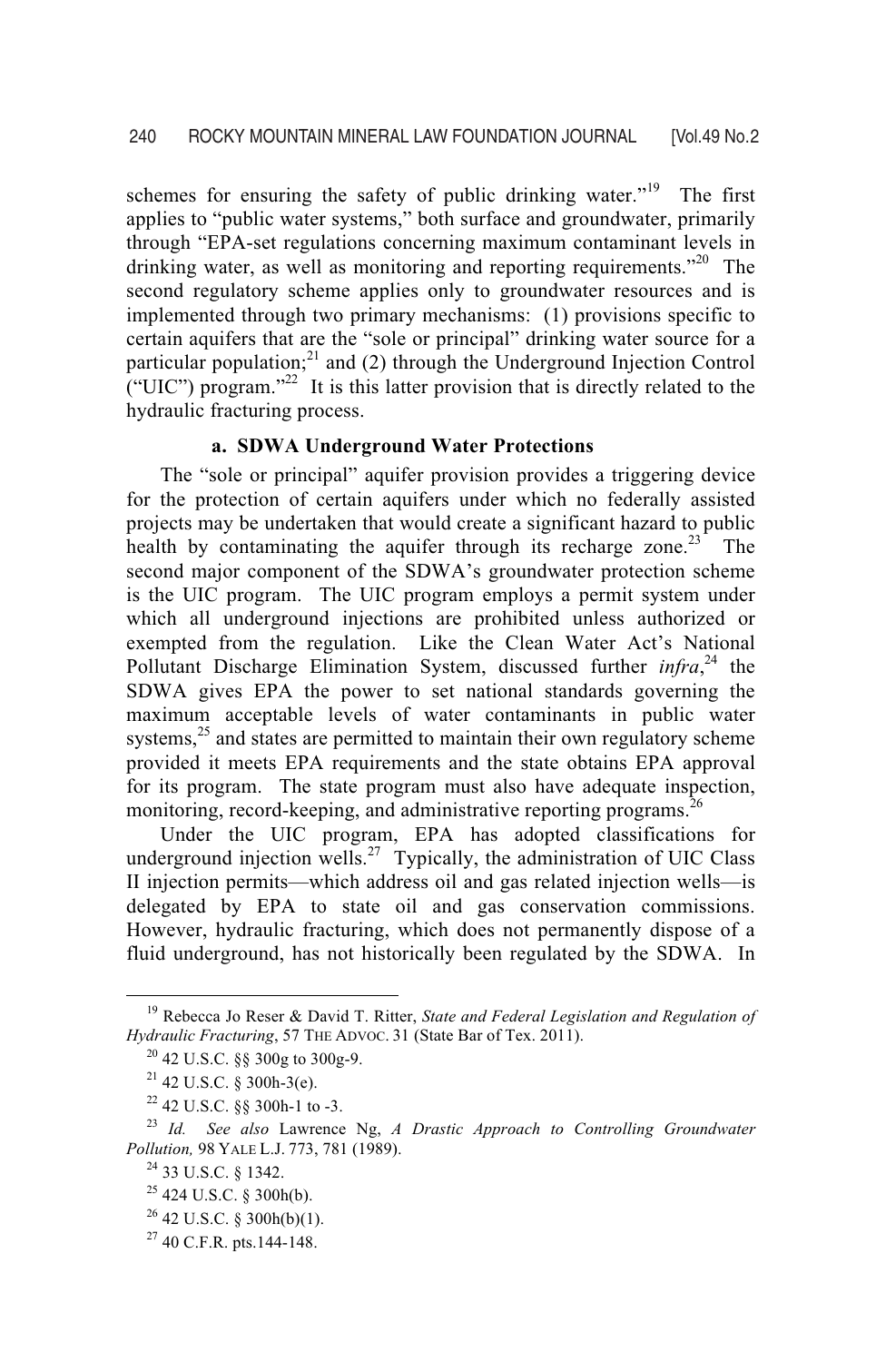schemes for ensuring the safety of public drinking water."[19] The first applies to "public water systems," both surface and groundwater, primarily through "EPA-set regulations concerning maximum contaminant levels in drinking water, as well as monitoring and reporting requirements."[20] The second regulatory scheme applies only to groundwater resources and is implemented through two primary mechanisms: (1) provisions specific to certain aquifers that are the "sole or principal" drinking water source for a particular population;[21] and (2) through the Underground Injection Control ("UIC") program."[22] It is this latter provision that is directly related to the hydraulic fracturing process.

### a. SDWA Underground Water Protections

The "sole or principal" aquifer provision provides a triggering device for the protection of certain aquifers under which no federally assisted projects may be undertaken that would create a significant hazard to public health by contaminating the aquifer through its recharge zone.[23] The second major component of the SDWA's groundwater protection scheme is the UIC program. The UIC program employs a permit system under which all underground injections are prohibited unless authorized or exempted from the regulation. Like the Clean Water Act's National Pollutant Discharge Elimination System, discussed further *infra*,[24] the SDWA gives EPA the power to set national standards governing the maximum acceptable levels of water contaminants in public water systems,[25] and states are permitted to maintain their own regulatory scheme provided it meets EPA requirements and the state obtains EPA approval for its program. The state program must also have adequate inspection, monitoring, record-keeping, and administrative reporting programs.[26]

Under the UIC program, EPA has adopted classifications for underground injection wells.[27] Typically, the administration of UIC Class II injection permits—which address oil and gas related injection wells—is delegated by EPA to state oil and gas conservation commissions. However, hydraulic fracturing, which does not permanently dispose of a fluid underground, has not historically been regulated by the SDWA. In

---

[19] Rebecca Jo Reser & David T. Ritter, *State and Federal Legislation and Regulation of Hydraulic Fracturing*, 57 THE ADVOC. 31 (State Bar of Tex. 2011).

[20] 42 U.S.C. §§ 300g to 300g-9.

[21] 42 U.S.C. § 300h-3(e).

[22] 42 U.S.C. §§ 300h-1 to -3.

[23] *Id.* *See also* Lawrence Ng, *A Drastic Approach to Controlling Groundwater Pollution,* 98 YALE L.J. 773, 781 (1989).

[24] 33 U.S.C. § 1342.

[25] 424 U.S.C. § 300h(b).

[26] 42 U.S.C. § 300h(b)(1).

[27] 40 C.F.R. pts.144-148.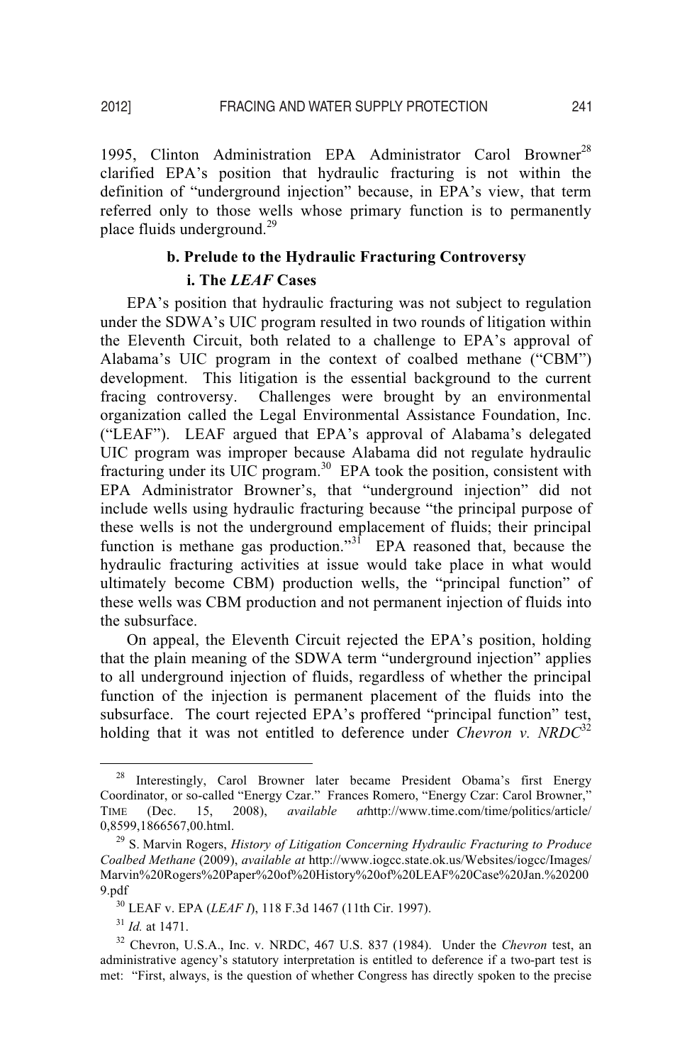1995, Clinton Administration EPA Administrator Carol Browner[28] clarified EPA's position that hydraulic fracturing is not within the definition of "underground injection" because, in EPA's view, that term referred only to those wells whose primary function is to permanently place fluids underground.[29]

### b. Prelude to the Hydraulic Fracturing Controversy

#### i. The *LEAF* Cases

EPA's position that hydraulic fracturing was not subject to regulation under the SDWA's UIC program resulted in two rounds of litigation within the Eleventh Circuit, both related to a challenge to EPA's approval of Alabama's UIC program in the context of coalbed methane ("CBM") development. This litigation is the essential background to the current fracing controversy. Challenges were brought by an environmental organization called the Legal Environmental Assistance Foundation, Inc. ("LEAF"). LEAF argued that EPA's approval of Alabama's delegated UIC program was improper because Alabama did not regulate hydraulic fracturing under its UIC program.[30] EPA took the position, consistent with EPA Administrator Browner's, that "underground injection" did not include wells using hydraulic fracturing because "the principal purpose of these wells is not the underground emplacement of fluids; their principal function is methane gas production."[31] EPA reasoned that, because the hydraulic fracturing activities at issue would take place in what would ultimately become CBM) production wells, the "principal function" of these wells was CBM production and not permanent injection of fluids into the subsurface.

On appeal, the Eleventh Circuit rejected the EPA's position, holding that the plain meaning of the SDWA term "underground injection" applies to all underground injection of fluids, regardless of whether the principal function of the injection is permanent placement of the fluids into the subsurface. The court rejected EPA's proffered "principal function" test, holding that it was not entitled to deference under *Chevron v. NRDC*[32]

---

[28] Interestingly, Carol Browner later became President Obama's first Energy Coordinator, or so-called "Energy Czar." Frances Romero, "Energy Czar: Carol Browner," TIME (Dec. 15, 2008), *available at*http://www.time.com/time/politics/article/0,8599,1866567,00.html.

[29] S. Marvin Rogers, *History of Litigation Concerning Hydraulic Fracturing to Produce Coalbed Methane* (2009), *available at* http://www.iogcc.state.ok.us/Websites/iogcc/Images/Marvin%20Rogers%20Paper%20of%20History%20of%20LEAF%20Case%20Jan.%202009.pdf

[30] LEAF v. EPA (*LEAF I*), 118 F.3d 1467 (11th Cir. 1997).

[31] *Id.* at 1471.

[32] Chevron, U.S.A., Inc. v. NRDC, 467 U.S. 837 (1984). Under the *Chevron* test, an administrative agency's statutory interpretation is entitled to deference if a two-part test is met: "First, always, is the question of whether Congress has directly spoken to the precise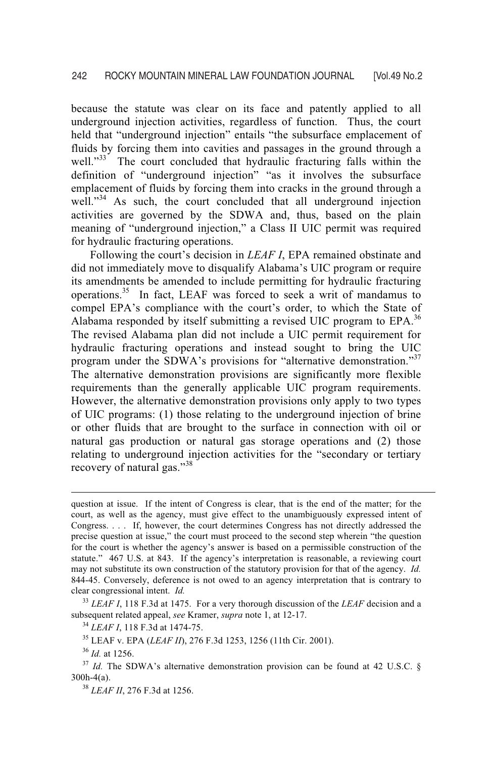because the statute was clear on its face and patently applied to all underground injection activities, regardless of function. Thus, the court held that "underground injection" entails "the subsurface emplacement of fluids by forcing them into cavities and passages in the ground through a well."[33] The court concluded that hydraulic fracturing falls within the definition of "underground injection" "as it involves the subsurface emplacement of fluids by forcing them into cracks in the ground through a well."[34] As such, the court concluded that all underground injection activities are governed by the SDWA and, thus, based on the plain meaning of "underground injection," a Class II UIC permit was required for hydraulic fracturing operations.

Following the court's decision in *LEAF I*, EPA remained obstinate and did not immediately move to disqualify Alabama's UIC program or require its amendments be amended to include permitting for hydraulic fracturing operations.[35] In fact, LEAF was forced to seek a writ of mandamus to compel EPA's compliance with the court's order, to which the State of Alabama responded by itself submitting a revised UIC program to EPA.[36] The revised Alabama plan did not include a UIC permit requirement for hydraulic fracturing operations and instead sought to bring the UIC program under the SDWA's provisions for "alternative demonstration."[37] The alternative demonstration provisions are significantly more flexible requirements than the generally applicable UIC program requirements. However, the alternative demonstration provisions only apply to two types of UIC programs: (1) those relating to the underground injection of brine or other fluids that are brought to the surface in connection with oil or natural gas production or natural gas storage operations and (2) those relating to underground injection activities for the "secondary or tertiary recovery of natural gas."[38]

---

question at issue. If the intent of Congress is clear, that is the end of the matter; for the court, as well as the agency, must give effect to the unambiguously expressed intent of Congress. . . . If, however, the court determines Congress has not directly addressed the precise question at issue," the court must proceed to the second step wherein "the question for the court is whether the agency's answer is based on a permissible construction of the statute." 467 U.S. at 843. If the agency's interpretation is reasonable, a reviewing court may not substitute its own construction of the statutory provision for that of the agency. *Id.* 844-45. Conversely, deference is not owed to an agency interpretation that is contrary to clear congressional intent. *Id.*

[33] *LEAF I*, 118 F.3d at 1475. For a very thorough discussion of the *LEAF* decision and a subsequent related appeal, *see* Kramer, *supra* note 1, at 12-17.

[34] *LEAF I*, 118 F.3d at 1474-75.

[35] LEAF v. EPA (*LEAF II*), 276 F.3d 1253, 1256 (11th Cir. 2001).

[36] *Id.* at 1256.

[37] *Id.* The SDWA's alternative demonstration provision can be found at 42 U.S.C. § 300h-4(a).

[38] *LEAF II*, 276 F.3d at 1256.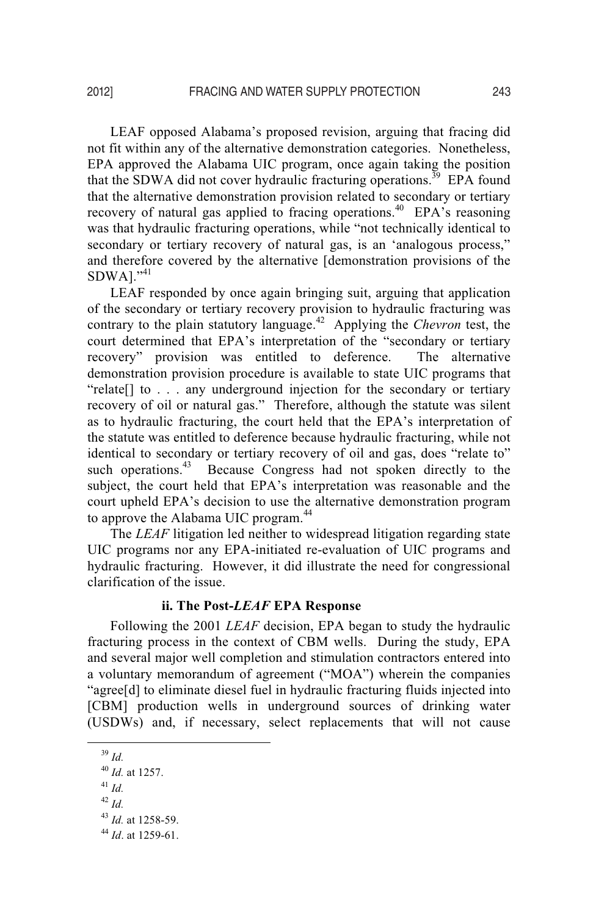LEAF opposed Alabama's proposed revision, arguing that fracing did not fit within any of the alternative demonstration categories. Nonetheless, EPA approved the Alabama UIC program, once again taking the position that the SDWA did not cover hydraulic fracturing operations.[39] EPA found that the alternative demonstration provision related to secondary or tertiary recovery of natural gas applied to fracing operations.[40] EPA's reasoning was that hydraulic fracturing operations, while "not technically identical to secondary or tertiary recovery of natural gas, is an 'analogous process,' and therefore covered by the alternative [demonstration provisions of the SDWA]."[41]

LEAF responded by once again bringing suit, arguing that application of the secondary or tertiary recovery provision to hydraulic fracturing was contrary to the plain statutory language.[42] Applying the *Chevron* test, the court determined that EPA's interpretation of the "secondary or tertiary recovery" provision was entitled to deference. The alternative demonstration provision procedure is available to state UIC programs that "relate[] to . . . any underground injection for the secondary or tertiary recovery of oil or natural gas." Therefore, although the statute was silent as to hydraulic fracturing, the court held that the EPA's interpretation of the statute was entitled to deference because hydraulic fracturing, while not identical to secondary or tertiary recovery of oil and gas, does "relate to" such operations.[43] Because Congress had not spoken directly to the subject, the court held that EPA's interpretation was reasonable and the court upheld EPA's decision to use the alternative demonstration program to approve the Alabama UIC program.[44]

The *LEAF* litigation led neither to widespread litigation regarding state UIC programs nor any EPA-initiated re-evaluation of UIC programs and hydraulic fracturing. However, it did illustrate the need for congressional clarification of the issue.

#### ii. The Post-*LEAF* EPA Response

Following the 2001 *LEAF* decision, EPA began to study the hydraulic fracturing process in the context of CBM wells. During the study, EPA and several major well completion and stimulation contractors entered into a voluntary memorandum of agreement ("MOA") wherein the companies "agree[d] to eliminate diesel fuel in hydraulic fracturing fluids injected into [CBM] production wells in underground sources of drinking water (USDWs) and, if necessary, select replacements that will not cause

---

[39] *Id.*

[40] *Id.* at 1257.

[41] *Id.*

[42] *Id.*

[43] *Id.* at 1258-59.

[44] *Id*. at 1259-61.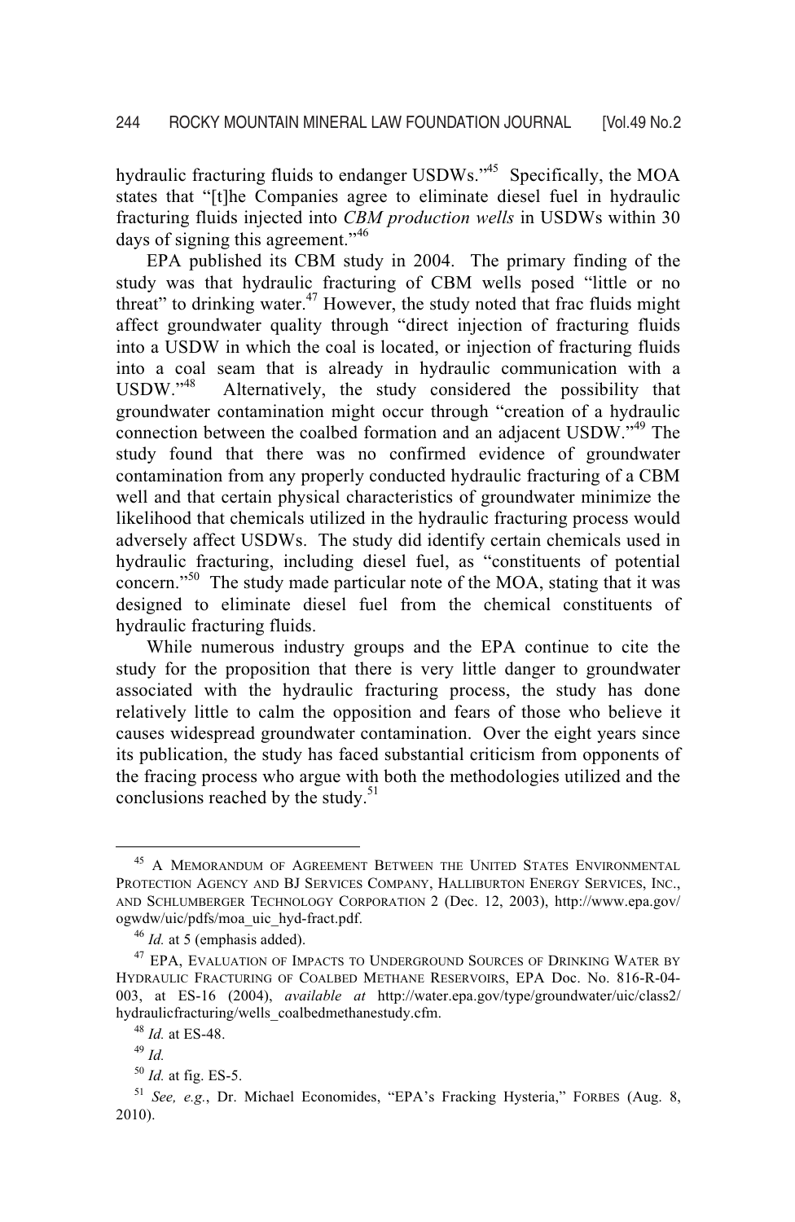hydraulic fracturing fluids to endanger USDWs."[45] Specifically, the MOA states that "[t]he Companies agree to eliminate diesel fuel in hydraulic fracturing fluids injected into *CBM production wells* in USDWs within 30 days of signing this agreement."[46]

EPA published its CBM study in 2004. The primary finding of the study was that hydraulic fracturing of CBM wells posed "little or no threat" to drinking water.[47] However, the study noted that frac fluids might affect groundwater quality through "direct injection of fracturing fluids into a USDW in which the coal is located, or injection of fracturing fluids into a coal seam that is already in hydraulic communication with a USDW."[48] Alternatively, the study considered the possibility that groundwater contamination might occur through "creation of a hydraulic connection between the coalbed formation and an adjacent USDW."[49] The study found that there was no confirmed evidence of groundwater contamination from any properly conducted hydraulic fracturing of a CBM well and that certain physical characteristics of groundwater minimize the likelihood that chemicals utilized in the hydraulic fracturing process would adversely affect USDWs. The study did identify certain chemicals used in hydraulic fracturing, including diesel fuel, as "constituents of potential concern."[50] The study made particular note of the MOA, stating that it was designed to eliminate diesel fuel from the chemical constituents of hydraulic fracturing fluids.

While numerous industry groups and the EPA continue to cite the study for the proposition that there is very little danger to groundwater associated with the hydraulic fracturing process, the study has done relatively little to calm the opposition and fears of those who believe it causes widespread groundwater contamination. Over the eight years since its publication, the study has faced substantial criticism from opponents of the fracing process who argue with both the methodologies utilized and the conclusions reached by the study.[51]

---

[45] A MEMORANDUM OF AGREEMENT BETWEEN THE UNITED STATES ENVIRONMENTAL PROTECTION AGENCY AND BJ SERVICES COMPANY, HALLIBURTON ENERGY SERVICES, INC., AND SCHLUMBERGER TECHNOLOGY CORPORATION 2 (Dec. 12, 2003), http://www.epa.gov/ogwdw/uic/pdfs/moa_uic_hyd-fract.pdf.

[46] *Id.* at 5 (emphasis added).

[47] EPA, EVALUATION OF IMPACTS TO UNDERGROUND SOURCES OF DRINKING WATER BY HYDRAULIC FRACTURING OF COALBED METHANE RESERVOIRS, EPA Doc. No. 816-R-04-003, at ES-16 (2004), *available at* http://water.epa.gov/type/groundwater/uic/class2/hydraulicfracturing/wells_coalbedmethanestudy.cfm.

[48] *Id.* at ES-48.

[49] *Id.*

[50] *Id.* at fig. ES-5.

[51] *See, e.g.*, Dr. Michael Economides, "EPA's Fracking Hysteria," FORBES (Aug. 8, 2010).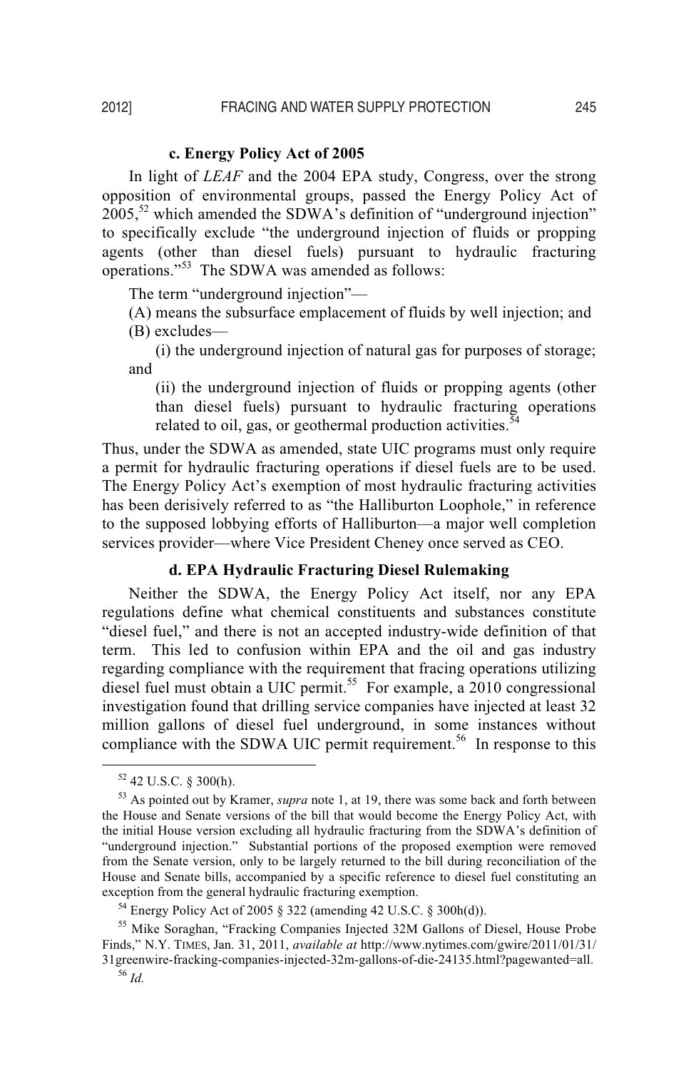#### c. Energy Policy Act of 2005

In light of *LEAF* and the 2004 EPA study, Congress, over the strong opposition of environmental groups, passed the Energy Policy Act of 2005,[52] which amended the SDWA's definition of "underground injection" to specifically exclude "the underground injection of fluids or propping agents (other than diesel fuels) pursuant to hydraulic fracturing operations."[53] The SDWA was amended as follows:

> The term "underground injection"—
>
> (A) means the subsurface emplacement of fluids by well injection; and
>
> (B) excludes—
>
> (i) the underground injection of natural gas for purposes of storage; and
>
> (ii) the underground injection of fluids or propping agents (other than diesel fuels) pursuant to hydraulic fracturing operations related to oil, gas, or geothermal production activities.[54]

Thus, under the SDWA as amended, state UIC programs must only require a permit for hydraulic fracturing operations if diesel fuels are to be used. The Energy Policy Act's exemption of most hydraulic fracturing activities has been derisively referred to as "the Halliburton Loophole," in reference to the supposed lobbying efforts of Halliburton—a major well completion services provider—where Vice President Cheney once served as CEO.

#### d. EPA Hydraulic Fracturing Diesel Rulemaking

Neither the SDWA, the Energy Policy Act itself, nor any EPA regulations define what chemical constituents and substances constitute "diesel fuel," and there is not an accepted industry-wide definition of that term. This led to confusion within EPA and the oil and gas industry regarding compliance with the requirement that fracing operations utilizing diesel fuel must obtain a UIC permit.[55] For example, a 2010 congressional investigation found that drilling service companies have injected at least 32 million gallons of diesel fuel underground, in some instances without compliance with the SDWA UIC permit requirement.[56] In response to this

---

[52] 42 U.S.C. § 300(h).

[53] As pointed out by Kramer, *supra* note 1, at 19, there was some back and forth between the House and Senate versions of the bill that would become the Energy Policy Act, with the initial House version excluding all hydraulic fracturing from the SDWA's definition of "underground injection." Substantial portions of the proposed exemption were removed from the Senate version, only to be largely returned to the bill during reconciliation of the House and Senate bills, accompanied by a specific reference to diesel fuel constituting an exception from the general hydraulic fracturing exemption.

[54] Energy Policy Act of 2005 § 322 (amending 42 U.S.C. § 300h(d)).

[55] Mike Soraghan, "Fracking Companies Injected 32M Gallons of Diesel, House Probe Finds," N.Y. TIMES, Jan. 31, 2011, *available at* http://www.nytimes.com/gwire/2011/01/31/31greenwire-fracking-companies-injected-32m-gallons-of-die-24135.html?pagewanted=all.

[56] *Id.*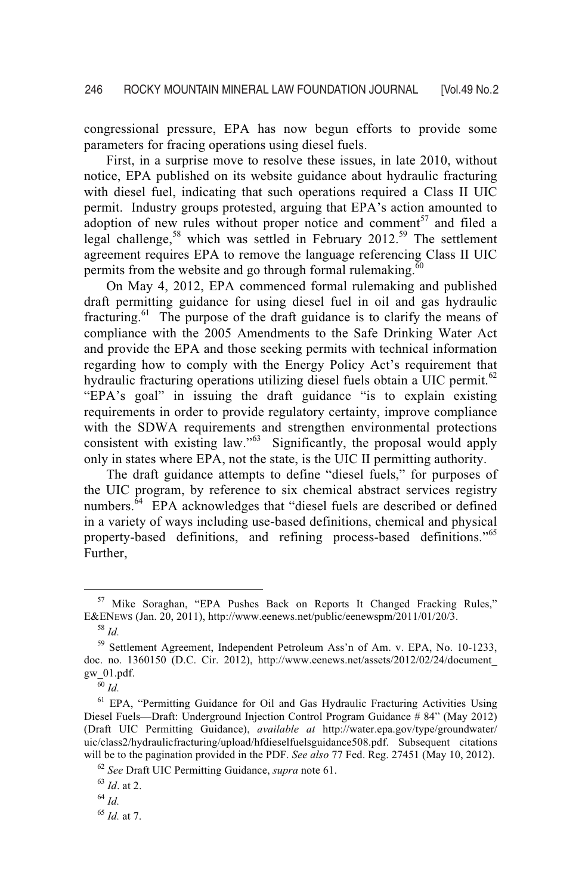congressional pressure, EPA has now begun efforts to provide some parameters for fracing operations using diesel fuels.

First, in a surprise move to resolve these issues, in late 2010, without notice, EPA published on its website guidance about hydraulic fracturing with diesel fuel, indicating that such operations required a Class II UIC permit. Industry groups protested, arguing that EPA's action amounted to adoption of new rules without proper notice and comment[57] and filed a legal challenge,[58] which was settled in February 2012.[59] The settlement agreement requires EPA to remove the language referencing Class II UIC permits from the website and go through formal rulemaking.[60]

On May 4, 2012, EPA commenced formal rulemaking and published draft permitting guidance for using diesel fuel in oil and gas hydraulic fracturing.[61] The purpose of the draft guidance is to clarify the means of compliance with the 2005 Amendments to the Safe Drinking Water Act and provide the EPA and those seeking permits with technical information regarding how to comply with the Energy Policy Act's requirement that hydraulic fracturing operations utilizing diesel fuels obtain a UIC permit.[62] "EPA's goal" in issuing the draft guidance "is to explain existing requirements in order to provide regulatory certainty, improve compliance with the SDWA requirements and strengthen environmental protections consistent with existing law."[63] Significantly, the proposal would apply only in states where EPA, not the state, is the UIC II permitting authority.

The draft guidance attempts to define "diesel fuels," for purposes of the UIC program, by reference to six chemical abstract services registry numbers.[64] EPA acknowledges that "diesel fuels are described or defined in a variety of ways including use-based definitions, chemical and physical property-based definitions, and refining process-based definitions."[65] Further,

---

[57] Mike Soraghan, "EPA Pushes Back on Reports It Changed Fracking Rules," E&ENEWS (Jan. 20, 2011), http://www.eenews.net/public/eenewspm/2011/01/20/3.

[58] *Id.*

[59] Settlement Agreement, Independent Petroleum Ass'n of Am. v. EPA, No. 10-1233, doc. no. 1360150 (D.C. Cir. 2012), http://www.eenews.net/assets/2012/02/24/document_gw_01.pdf.

[60] *Id.*

[61] EPA, "Permitting Guidance for Oil and Gas Hydraulic Fracturing Activities Using Diesel Fuels—Draft: Underground Injection Control Program Guidance # 84" (May 2012) (Draft UIC Permitting Guidance), *available at* http://water.epa.gov/type/groundwater/uic/class2/hydraulicfracturing/upload/hfdieselfuelsguidance508.pdf. Subsequent citations will be to the pagination provided in the PDF. *See also* 77 Fed. Reg. 27451 (May 10, 2012).

[62] *See* Draft UIC Permitting Guidance, *supra* note 61.

[63] *Id*. at 2.

[64] *Id.*

[65] *Id.* at 7.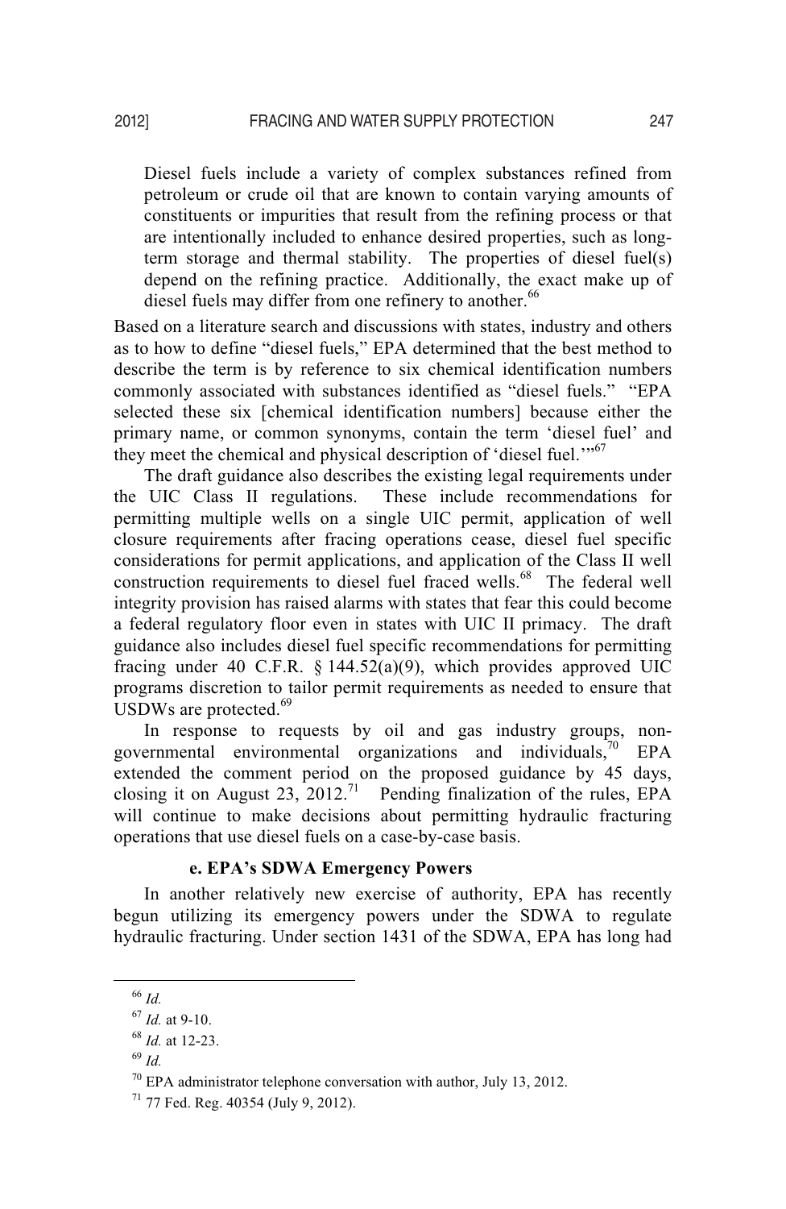> Diesel fuels include a variety of complex substances refined from petroleum or crude oil that are known to contain varying amounts of constituents or impurities that result from the refining process or that are intentionally included to enhance desired properties, such as long-term storage and thermal stability. The properties of diesel fuel(s) depend on the refining practice. Additionally, the exact make up of diesel fuels may differ from one refinery to another.[66]

Based on a literature search and discussions with states, industry and others as to how to define "diesel fuels," EPA determined that the best method to describe the term is by reference to six chemical identification numbers commonly associated with substances identified as "diesel fuels." "EPA selected these six [chemical identification numbers] because either the primary name, or common synonyms, contain the term 'diesel fuel' and they meet the chemical and physical description of 'diesel fuel.'"[67]

The draft guidance also describes the existing legal requirements under the UIC Class II regulations. These include recommendations for permitting multiple wells on a single UIC permit, application of well closure requirements after fracing operations cease, diesel fuel specific considerations for permit applications, and application of the Class II well construction requirements to diesel fuel fraced wells.[68] The federal well integrity provision has raised alarms with states that fear this could become a federal regulatory floor even in states with UIC II primacy. The draft guidance also includes diesel fuel specific recommendations for permitting fracing under 40 C.F.R. § 144.52(a)(9), which provides approved UIC programs discretion to tailor permit requirements as needed to ensure that USDWs are protected.[69]

In response to requests by oil and gas industry groups, non-governmental environmental organizations and individuals,[70] EPA extended the comment period on the proposed guidance by 45 days, closing it on August 23, 2012.[71] Pending finalization of the rules, EPA will continue to make decisions about permitting hydraulic fracturing operations that use diesel fuels on a case-by-case basis.

#### e. EPA's SDWA Emergency Powers

In another relatively new exercise of authority, EPA has recently begun utilizing its emergency powers under the SDWA to regulate hydraulic fracturing. Under section 1431 of the SDWA, EPA has long had

---

[66] *Id.*

[67] *Id.* at 9-10.

[68] *Id.* at 12-23.

[69] *Id.*

[70] EPA administrator telephone conversation with author, July 13, 2012.

[71] 77 Fed. Reg. 40354 (July 9, 2012).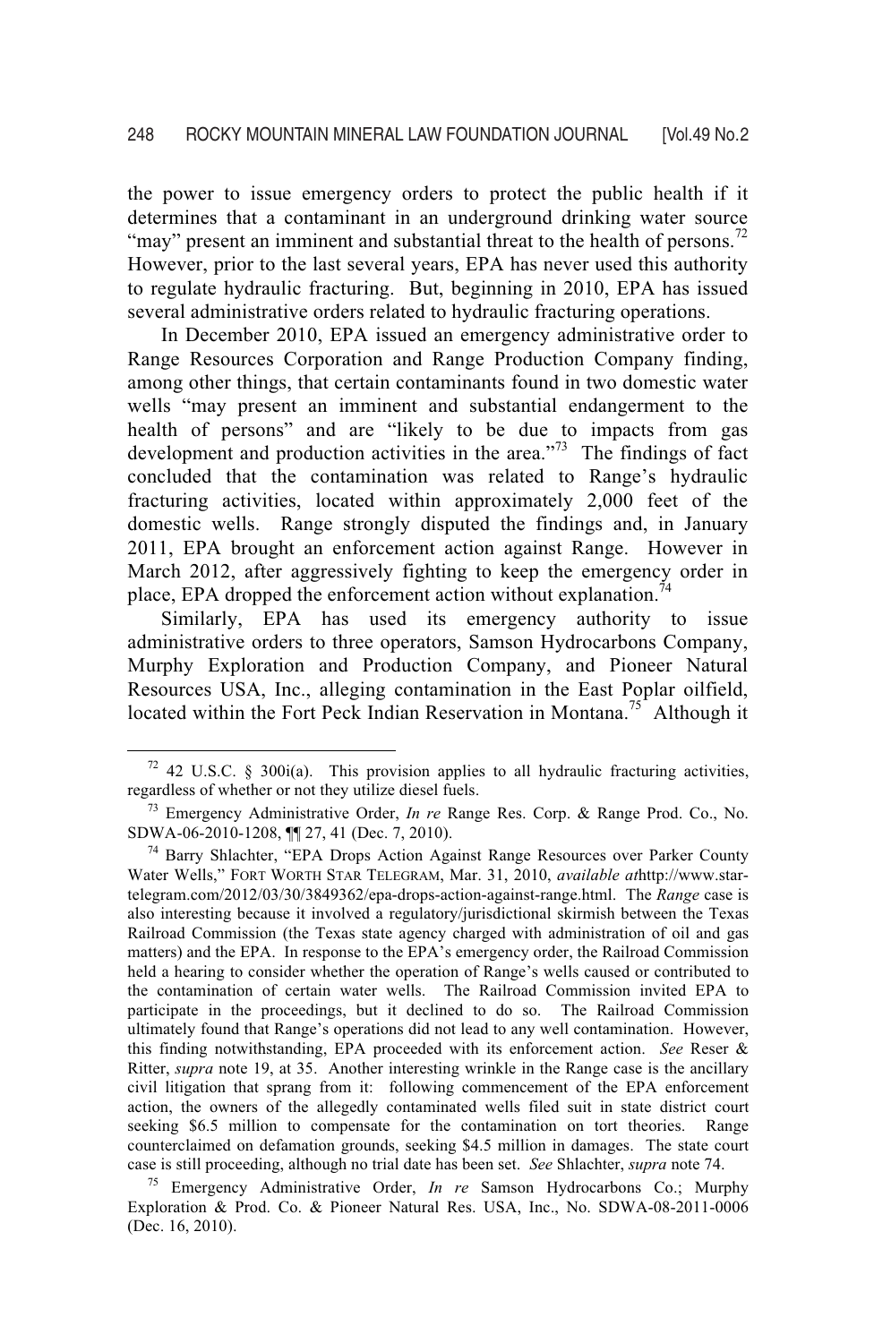the power to issue emergency orders to protect the public health if it determines that a contaminant in an underground drinking water source "may" present an imminent and substantial threat to the health of persons.[72] However, prior to the last several years, EPA has never used this authority to regulate hydraulic fracturing. But, beginning in 2010, EPA has issued several administrative orders related to hydraulic fracturing operations.

In December 2010, EPA issued an emergency administrative order to Range Resources Corporation and Range Production Company finding, among other things, that certain contaminants found in two domestic water wells "may present an imminent and substantial endangerment to the health of persons" and are "likely to be due to impacts from gas development and production activities in the area."[73] The findings of fact concluded that the contamination was related to Range's hydraulic fracturing activities, located within approximately 2,000 feet of the domestic wells. Range strongly disputed the findings and, in January 2011, EPA brought an enforcement action against Range. However in March 2012, after aggressively fighting to keep the emergency order in place, EPA dropped the enforcement action without explanation.[74]

Similarly, EPA has used its emergency authority to issue administrative orders to three operators, Samson Hydrocarbons Company, Murphy Exploration and Production Company, and Pioneer Natural Resources USA, Inc., alleging contamination in the East Poplar oilfield, located within the Fort Peck Indian Reservation in Montana.[75] Although it

---

[72] 42 U.S.C. § 300i(a). This provision applies to all hydraulic fracturing activities, regardless of whether or not they utilize diesel fuels.

[73] Emergency Administrative Order, *In re* Range Res. Corp. & Range Prod. Co., No. SDWA-06-2010-1208, ¶¶ 27, 41 (Dec. 7, 2010).

[74] Barry Shlachter, "EPA Drops Action Against Range Resources over Parker County Water Wells," FORT WORTH STAR TELEGRAM, Mar. 31, 2010, *available at*http://www.star-telegram.com/2012/03/30/3849362/epa-drops-action-against-range.html. The *Range* case is also interesting because it involved a regulatory/jurisdictional skirmish between the Texas Railroad Commission (the Texas state agency charged with administration of oil and gas matters) and the EPA. In response to the EPA's emergency order, the Railroad Commission held a hearing to consider whether the operation of Range's wells caused or contributed to the contamination of certain water wells. The Railroad Commission invited EPA to participate in the proceedings, but it declined to do so. The Railroad Commission ultimately found that Range's operations did not lead to any well contamination. However, this finding notwithstanding, EPA proceeded with its enforcement action. *See* Reser & Ritter, *supra* note 19, at 35. Another interesting wrinkle in the Range case is the ancillary civil litigation that sprang from it: following commencement of the EPA enforcement action, the owners of the allegedly contaminated wells filed suit in state district court seeking $6.5 million to compensate for the contamination on tort theories. Range counterclaimed on defamation grounds, seeking $4.5 million in damages. The state court case is still proceeding, although no trial date has been set. *See* Shlachter, *supra* note 74.

[75] Emergency Administrative Order, *In re* Samson Hydrocarbons Co.; Murphy Exploration & Prod. Co. & Pioneer Natural Res. USA, Inc., No. SDWA-08-2011-0006 (Dec. 16, 2010).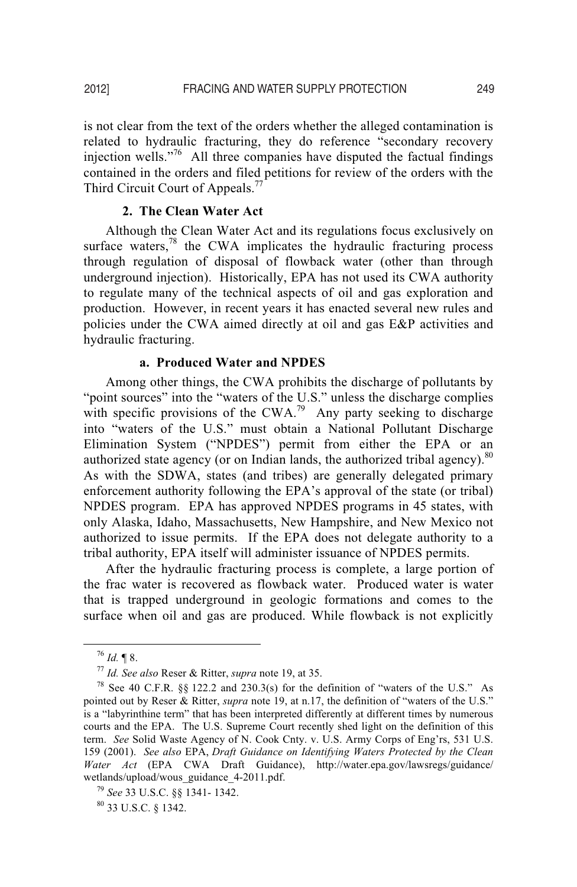is not clear from the text of the orders whether the alleged contamination is related to hydraulic fracturing, they do reference "secondary recovery injection wells."[76] All three companies have disputed the factual findings contained in the orders and filed petitions for review of the orders with the Third Circuit Court of Appeals.[77]

#### 2. The Clean Water Act

Although the Clean Water Act and its regulations focus exclusively on surface waters,[78] the CWA implicates the hydraulic fracturing process through regulation of disposal of flowback water (other than through underground injection). Historically, EPA has not used its CWA authority to regulate many of the technical aspects of oil and gas exploration and production. However, in recent years it has enacted several new rules and policies under the CWA aimed directly at oil and gas E&P activities and hydraulic fracturing.

##### a. Produced Water and NPDES

Among other things, the CWA prohibits the discharge of pollutants by "point sources" into the "waters of the U.S." unless the discharge complies with specific provisions of the CWA.[79] Any party seeking to discharge into "waters of the U.S." must obtain a National Pollutant Discharge Elimination System ("NPDES") permit from either the EPA or an authorized state agency (or on Indian lands, the authorized tribal agency).[80] As with the SDWA, states (and tribes) are generally delegated primary enforcement authority following the EPA's approval of the state (or tribal) NPDES program. EPA has approved NPDES programs in 45 states, with only Alaska, Idaho, Massachusetts, New Hampshire, and New Mexico not authorized to issue permits. If the EPA does not delegate authority to a tribal authority, EPA itself will administer issuance of NPDES permits.

After the hydraulic fracturing process is complete, a large portion of the frac water is recovered as flowback water. Produced water is water that is trapped underground in geologic formations and comes to the surface when oil and gas are produced. While flowback is not explicitly

---

[76] *Id.* ¶ 8.

[77] *Id. See also* Reser & Ritter, *supra* note 19, at 35.

[78] See 40 C.F.R. §§ 122.2 and 230.3(s) for the definition of "waters of the U.S." As pointed out by Reser & Ritter, *supra* note 19, at n.17, the definition of "waters of the U.S." is a "labyrinthine term" that has been interpreted differently at different times by numerous courts and the EPA. The U.S. Supreme Court recently shed light on the definition of this term. *See* Solid Waste Agency of N. Cook Cnty. v. U.S. Army Corps of Eng'rs, 531 U.S. 159 (2001). *See also* EPA, *Draft Guidance on Identifying Waters Protected by the Clean Water Act* (EPA CWA Draft Guidance), http://water.epa.gov/lawsregs/guidance/wetlands/upload/wous_guidance_4-2011.pdf.

[79] *See* 33 U.S.C. §§ 1341- 1342.

[80] 33 U.S.C. § 1342.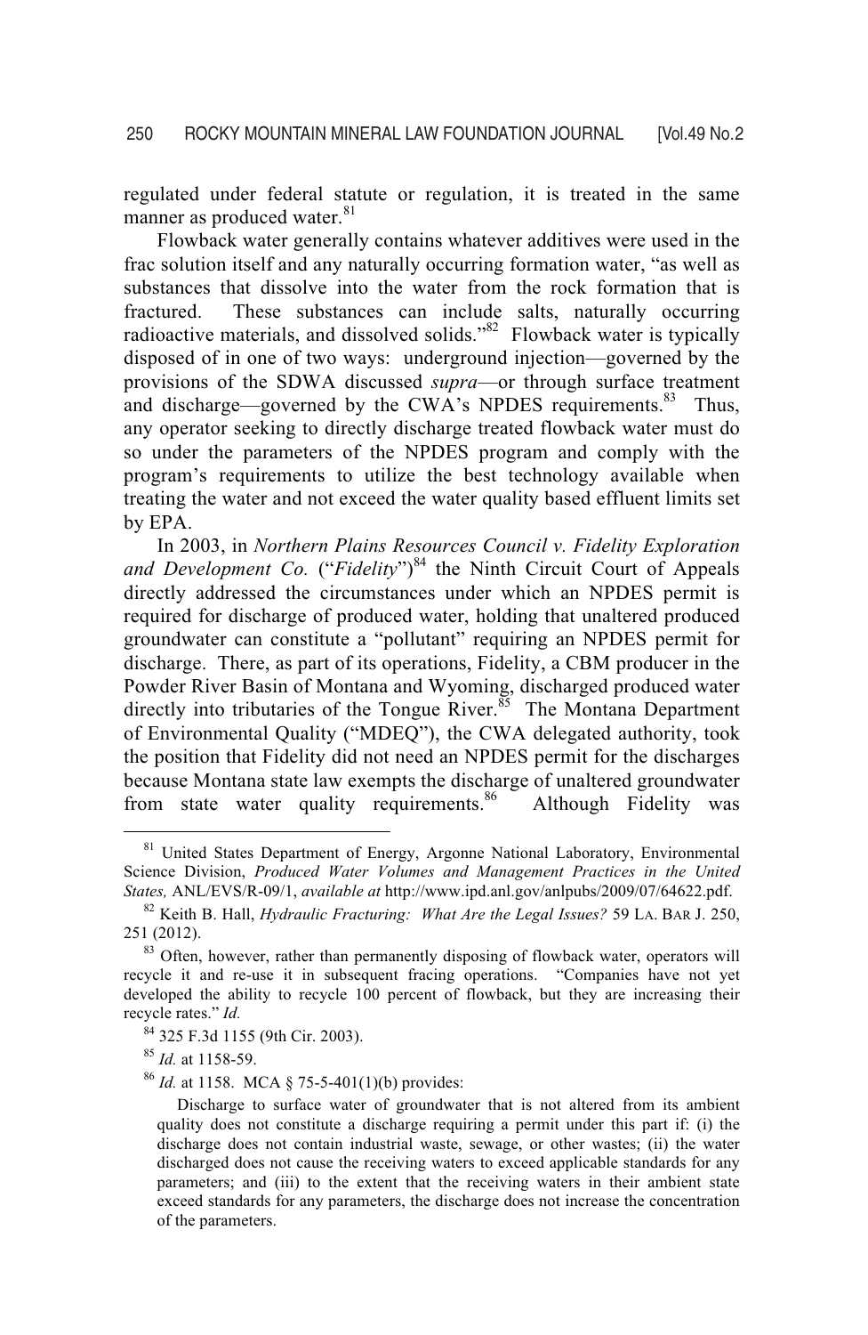regulated under federal statute or regulation, it is treated in the same manner as produced water.[81]

Flowback water generally contains whatever additives were used in the frac solution itself and any naturally occurring formation water, "as well as substances that dissolve into the water from the rock formation that is fractured. These substances can include salts, naturally occurring radioactive materials, and dissolved solids."[82] Flowback water is typically disposed of in one of two ways: underground injection—governed by the provisions of the SDWA discussed *supra*—or through surface treatment and discharge—governed by the CWA's NPDES requirements.[83] Thus, any operator seeking to directly discharge treated flowback water must do so under the parameters of the NPDES program and comply with the program's requirements to utilize the best technology available when treating the water and not exceed the water quality based effluent limits set by EPA.

In 2003, in *Northern Plains Resources Council v. Fidelity Exploration and Development Co.* ("*Fidelity*")[84] the Ninth Circuit Court of Appeals directly addressed the circumstances under which an NPDES permit is required for discharge of produced water, holding that unaltered produced groundwater can constitute a "pollutant" requiring an NPDES permit for discharge. There, as part of its operations, Fidelity, a CBM producer in the Powder River Basin of Montana and Wyoming, discharged produced water directly into tributaries of the Tongue River.[85] The Montana Department of Environmental Quality ("MDEQ"), the CWA delegated authority, took the position that Fidelity did not need an NPDES permit for the discharges because Montana state law exempts the discharge of unaltered groundwater from state water quality requirements.[86] Although Fidelity was

---

[81] United States Department of Energy, Argonne National Laboratory, Environmental Science Division, *Produced Water Volumes and Management Practices in the United States,* ANL/EVS/R-09/1, *available at* http://www.ipd.anl.gov/anlpubs/2009/07/64622.pdf.

[82] Keith B. Hall, *Hydraulic Fracturing: What Are the Legal Issues?* 59 LA. BAR J. 250, 251 (2012).

[83] Often, however, rather than permanently disposing of flowback water, operators will recycle it and re-use it in subsequent fracing operations. "Companies have not yet developed the ability to recycle 100 percent of flowback, but they are increasing their recycle rates." *Id.*

[84] 325 F.3d 1155 (9th Cir. 2003).

[85] *Id.* at 1158-59.

[86] *Id.* at 1158. MCA § 75-5-401(1)(b) provides:

> Discharge to surface water of groundwater that is not altered from its ambient quality does not constitute a discharge requiring a permit under this part if: (i) the discharge does not contain industrial waste, sewage, or other wastes; (ii) the water discharged does not cause the receiving waters to exceed applicable standards for any parameters; and (iii) to the extent that the receiving waters in their ambient state exceed standards for any parameters, the discharge does not increase the concentration of the parameters.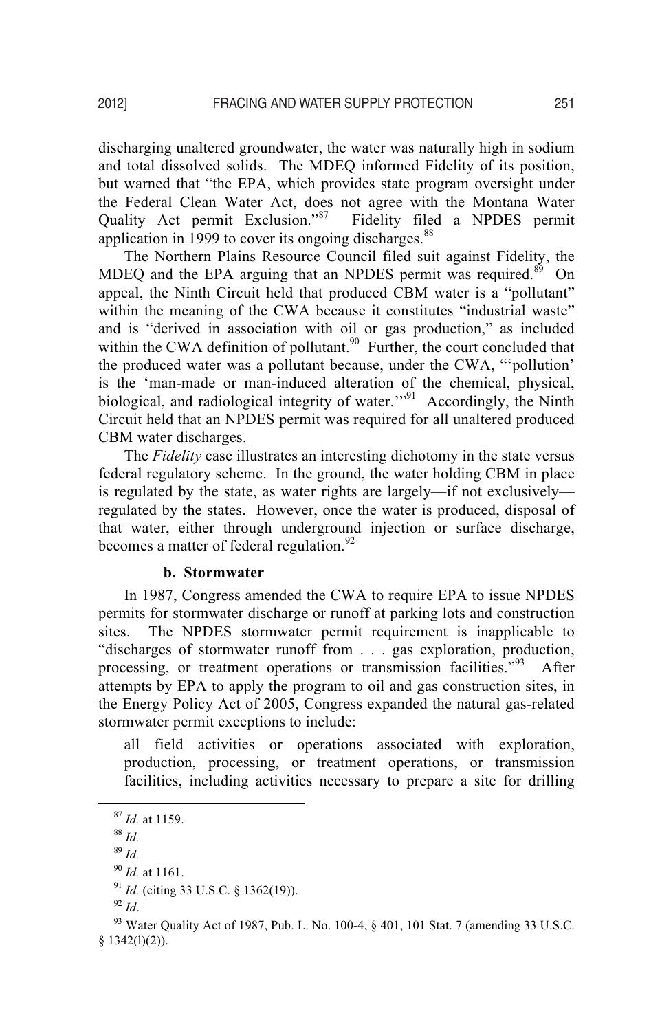discharging unaltered groundwater, the water was naturally high in sodium and total dissolved solids. The MDEQ informed Fidelity of its position, but warned that "the EPA, which provides state program oversight under the Federal Clean Water Act, does not agree with the Montana Water Quality Act permit Exclusion."[87] Fidelity filed a NPDES permit application in 1999 to cover its ongoing discharges.[88]

The Northern Plains Resource Council filed suit against Fidelity, the MDEQ and the EPA arguing that an NPDES permit was required.[89] On appeal, the Ninth Circuit held that produced CBM water is a "pollutant" within the meaning of the CWA because it constitutes "industrial waste" and is "derived in association with oil or gas production," as included within the CWA definition of pollutant.[90] Further, the court concluded that the produced water was a pollutant because, under the CWA, "'pollution' is the 'man-made or man-induced alteration of the chemical, physical, biological, and radiological integrity of water.'"[91] Accordingly, the Ninth Circuit held that an NPDES permit was required for all unaltered produced CBM water discharges.

The *Fidelity* case illustrates an interesting dichotomy in the state versus federal regulatory scheme. In the ground, the water holding CBM in place is regulated by the state, as water rights are largely—if not exclusively—regulated by the states. However, once the water is produced, disposal of that water, either through underground injection or surface discharge, becomes a matter of federal regulation.[92]

#### b. Stormwater

In 1987, Congress amended the CWA to require EPA to issue NPDES permits for stormwater discharge or runoff at parking lots and construction sites. The NPDES stormwater permit requirement is inapplicable to "discharges of stormwater runoff from . . . gas exploration, production, processing, or treatment operations or transmission facilities."[93] After attempts by EPA to apply the program to oil and gas construction sites, in the Energy Policy Act of 2005, Congress expanded the natural gas-related stormwater permit exceptions to include:

> all field activities or operations associated with exploration, production, processing, or treatment operations, or transmission facilities, including activities necessary to prepare a site for drilling

---

[87] *Id.* at 1159.

[88] *Id.*

[89] *Id.*

[90] *Id.* at 1161.

[91] *Id.* (citing 33 U.S.C. § 1362(19)).

[92] *Id*.

[93] Water Quality Act of 1987, Pub. L. No. 100-4, § 401, 101 Stat. 7 (amending 33 U.S.C. § 1342(l)(2)).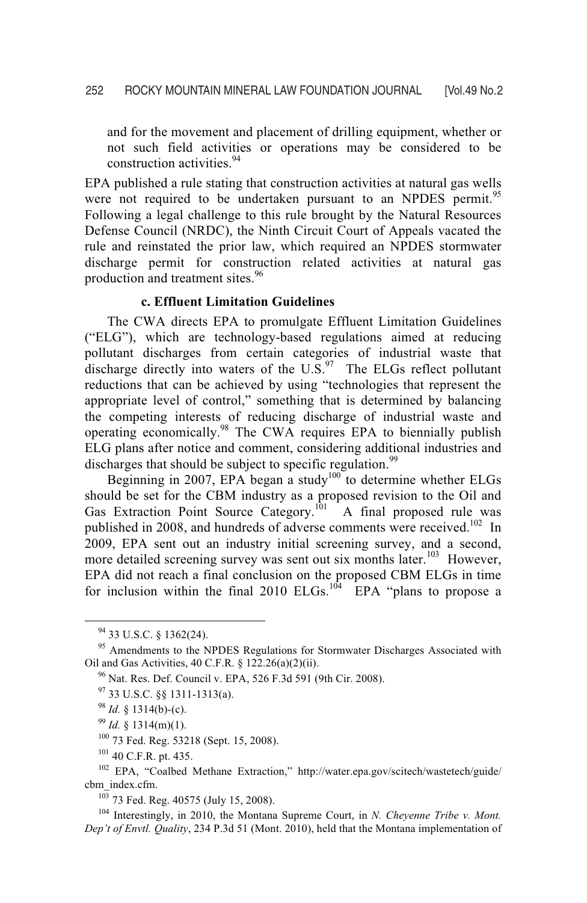and for the movement and placement of drilling equipment, whether or not such field activities or operations may be considered to be construction activities.[94]

EPA published a rule stating that construction activities at natural gas wells were not required to be undertaken pursuant to an NPDES permit.[95] Following a legal challenge to this rule brought by the Natural Resources Defense Council (NRDC), the Ninth Circuit Court of Appeals vacated the rule and reinstated the prior law, which required an NPDES stormwater discharge permit for construction related activities at natural gas production and treatment sites.[96]

#### c. Effluent Limitation Guidelines

The CWA directs EPA to promulgate Effluent Limitation Guidelines ("ELG"), which are technology-based regulations aimed at reducing pollutant discharges from certain categories of industrial waste that discharge directly into waters of the U.S.[97] The ELGs reflect pollutant reductions that can be achieved by using "technologies that represent the appropriate level of control," something that is determined by balancing the competing interests of reducing discharge of industrial waste and operating economically.[98] The CWA requires EPA to biennially publish ELG plans after notice and comment, considering additional industries and discharges that should be subject to specific regulation.[99]

Beginning in 2007, EPA began a study[100] to determine whether ELGs should be set for the CBM industry as a proposed revision to the Oil and Gas Extraction Point Source Category.[101] A final proposed rule was published in 2008, and hundreds of adverse comments were received.[102] In 2009, EPA sent out an industry initial screening survey, and a second, more detailed screening survey was sent out six months later.[103] However, EPA did not reach a final conclusion on the proposed CBM ELGs in time for inclusion within the final 2010 ELGs.[104] EPA "plans to propose a

---

[94] 33 U.S.C. § 1362(24).

[95] Amendments to the NPDES Regulations for Stormwater Discharges Associated with Oil and Gas Activities, 40 C.F.R. § 122.26(a)(2)(ii).

[96] Nat. Res. Def. Council v. EPA, 526 F.3d 591 (9th Cir. 2008).

[97] 33 U.S.C. §§ 1311-1313(a).

[98] *Id.* § 1314(b)-(c).

[99] *Id.* § 1314(m)(1).

[100] 73 Fed. Reg. 53218 (Sept. 15, 2008).

[101] 40 C.F.R. pt. 435.

[102] EPA, "Coalbed Methane Extraction," http://water.epa.gov/scitech/wastetech/guide/cbm_index.cfm.

[103] 73 Fed. Reg. 40575 (July 15, 2008).

[104] Interestingly, in 2010, the Montana Supreme Court, in *N. Cheyenne Tribe v. Mont. Dep't of Envtl. Quality*, 234 P.3d 51 (Mont. 2010), held that the Montana implementation of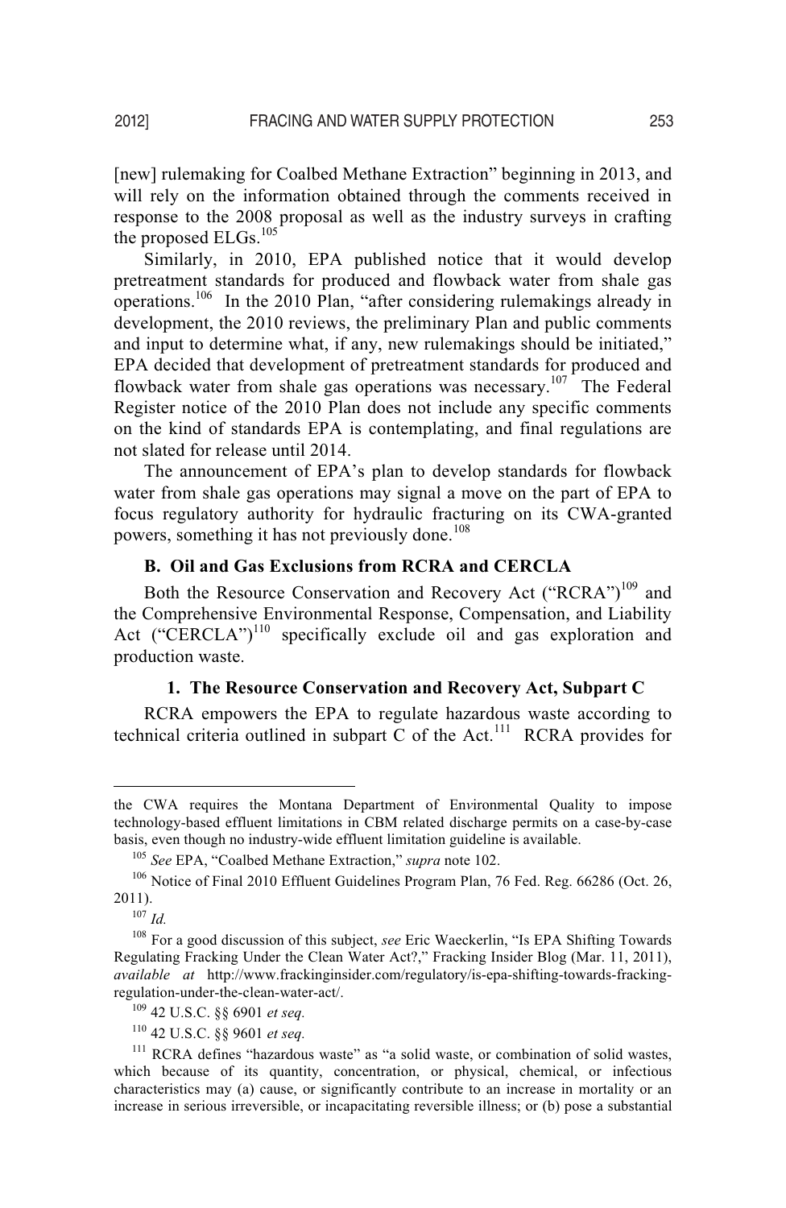[new] rulemaking for Coalbed Methane Extraction" beginning in 2013, and will rely on the information obtained through the comments received in response to the 2008 proposal as well as the industry surveys in crafting the proposed ELGs.[105]

Similarly, in 2010, EPA published notice that it would develop pretreatment standards for produced and flowback water from shale gas operations.[106] In the 2010 Plan, "after considering rulemakings already in development, the 2010 reviews, the preliminary Plan and public comments and input to determine what, if any, new rulemakings should be initiated," EPA decided that development of pretreatment standards for produced and flowback water from shale gas operations was necessary.[107] The Federal Register notice of the 2010 Plan does not include any specific comments on the kind of standards EPA is contemplating, and final regulations are not slated for release until 2014.

The announcement of EPA's plan to develop standards for flowback water from shale gas operations may signal a move on the part of EPA to focus regulatory authority for hydraulic fracturing on its CWA-granted powers, something it has not previously done.[108]

### B. Oil and Gas Exclusions from RCRA and CERCLA

Both the Resource Conservation and Recovery Act ("RCRA")[109] and the Comprehensive Environmental Response, Compensation, and Liability Act ("CERCLA")[110] specifically exclude oil and gas exploration and production waste.

#### 1. The Resource Conservation and Recovery Act, Subpart C

RCRA empowers the EPA to regulate hazardous waste according to technical criteria outlined in subpart C of the Act.[111] RCRA provides for

---

the CWA requires the Montana Department of Environmental Quality to impose technology-based effluent limitations in CBM related discharge permits on a case-by-case basis, even though no industry-wide effluent limitation guideline is available.

[105] *See* EPA, "Coalbed Methane Extraction," *supra* note 102.

[106] Notice of Final 2010 Effluent Guidelines Program Plan, 76 Fed. Reg. 66286 (Oct. 26, 2011).

[107] *Id.*

[108] For a good discussion of this subject, *see* Eric Waeckerlin, "Is EPA Shifting Towards Regulating Fracking Under the Clean Water Act?," Fracking Insider Blog (Mar. 11, 2011), *available at* http://www.frackinginsider.com/regulatory/is-epa-shifting-towards-fracking-regulation-under-the-clean-water-act/.

[109] 42 U.S.C. §§ 6901 *et seq.*

[110] 42 U.S.C. §§ 9601 *et seq.*

[111] RCRA defines "hazardous waste" as "a solid waste, or combination of solid wastes, which because of its quantity, concentration, or physical, chemical, or infectious characteristics may (a) cause, or significantly contribute to an increase in mortality or an increase in serious irreversible, or incapacitating reversible illness; or (b) pose a substantial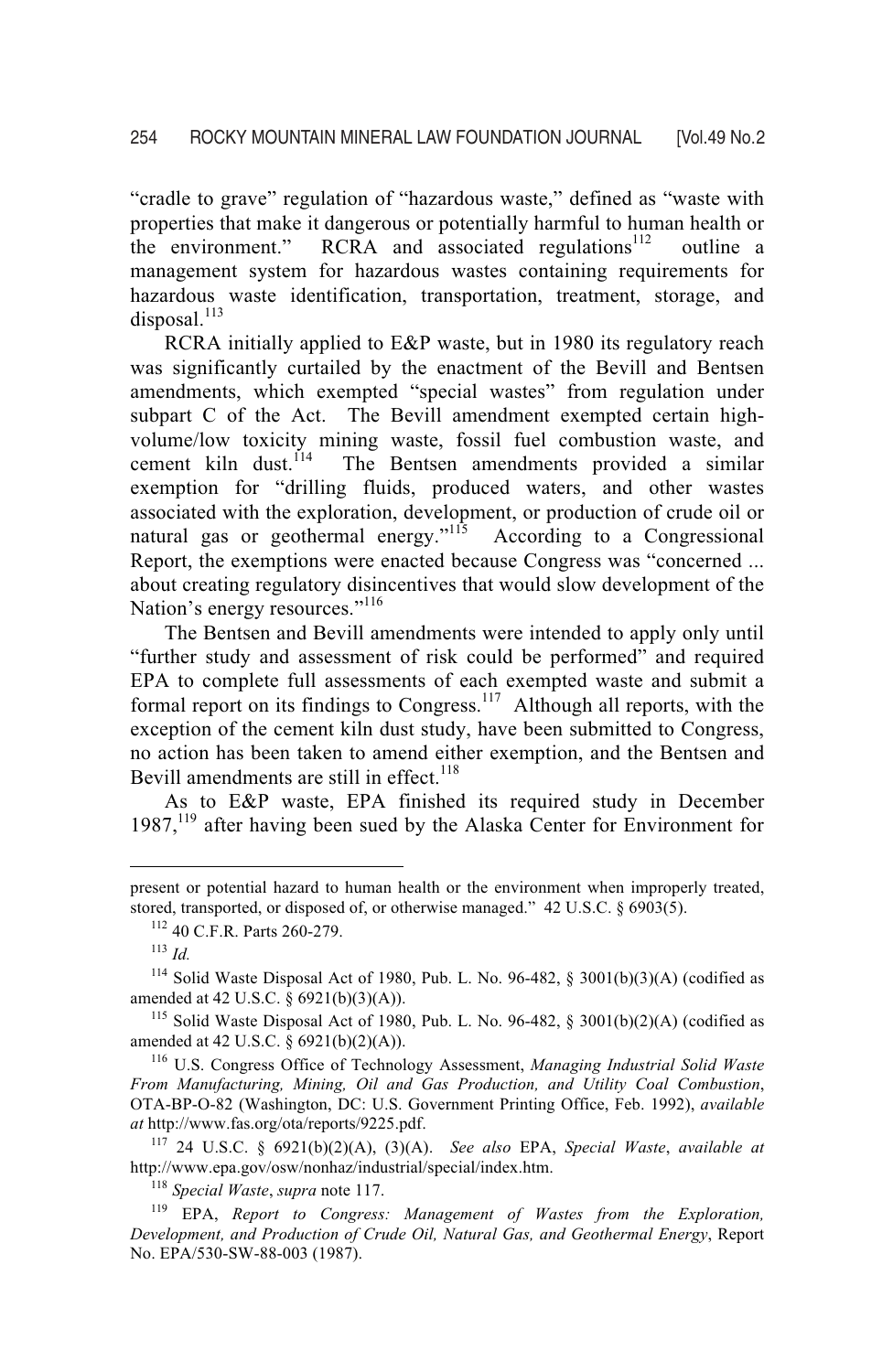"cradle to grave" regulation of "hazardous waste," defined as "waste with properties that make it dangerous or potentially harmful to human health or the environment." RCRA and associated regulations[112] outline a management system for hazardous wastes containing requirements for hazardous waste identification, transportation, treatment, storage, and disposal.[113]

RCRA initially applied to E&P waste, but in 1980 its regulatory reach was significantly curtailed by the enactment of the Bevill and Bentsen amendments, which exempted "special wastes" from regulation under subpart C of the Act. The Bevill amendment exempted certain high-volume/low toxicity mining waste, fossil fuel combustion waste, and cement kiln dust.[114] The Bentsen amendments provided a similar exemption for "drilling fluids, produced waters, and other wastes associated with the exploration, development, or production of crude oil or natural gas or geothermal energy."[115] According to a Congressional Report, the exemptions were enacted because Congress was "concerned ... about creating regulatory disincentives that would slow development of the Nation's energy resources."[116]

The Bentsen and Bevill amendments were intended to apply only until "further study and assessment of risk could be performed" and required EPA to complete full assessments of each exempted waste and submit a formal report on its findings to Congress.[117] Although all reports, with the exception of the cement kiln dust study, have been submitted to Congress, no action has been taken to amend either exemption, and the Bentsen and Bevill amendments are still in effect.[118]

As to E&P waste, EPA finished its required study in December 1987,[119] after having been sued by the Alaska Center for Environment for

---

present or potential hazard to human health or the environment when improperly treated, stored, transported, or disposed of, or otherwise managed." 42 U.S.C. § 6903(5).

[112] 40 C.F.R. Parts 260-279.

[113] *Id.*

[114] Solid Waste Disposal Act of 1980, Pub. L. No. 96-482, § 3001(b)(3)(A) (codified as amended at 42 U.S.C. § 6921(b)(3)(A)).

[115] Solid Waste Disposal Act of 1980, Pub. L. No. 96-482, § 3001(b)(2)(A) (codified as amended at 42 U.S.C. § 6921(b)(2)(A)).

[116] U.S. Congress Office of Technology Assessment, *Managing Industrial Solid Waste From Manufacturing, Mining, Oil and Gas Production, and Utility Coal Combustion*, OTA-BP-O-82 (Washington, DC: U.S. Government Printing Office, Feb. 1992), *available at* http://www.fas.org/ota/reports/9225.pdf.

[117] 24 U.S.C. § 6921(b)(2)(A), (3)(A). *See also* EPA, *Special Waste*, *available at* http://www.epa.gov/osw/nonhaz/industrial/special/index.htm.

[118] *Special Waste*, *supra* note 117.

[119] EPA, *Report to Congress: Management of Wastes from the Exploration, Development, and Production of Crude Oil, Natural Gas, and Geothermal Energy*, Report No. EPA/530-SW-88-003 (1987).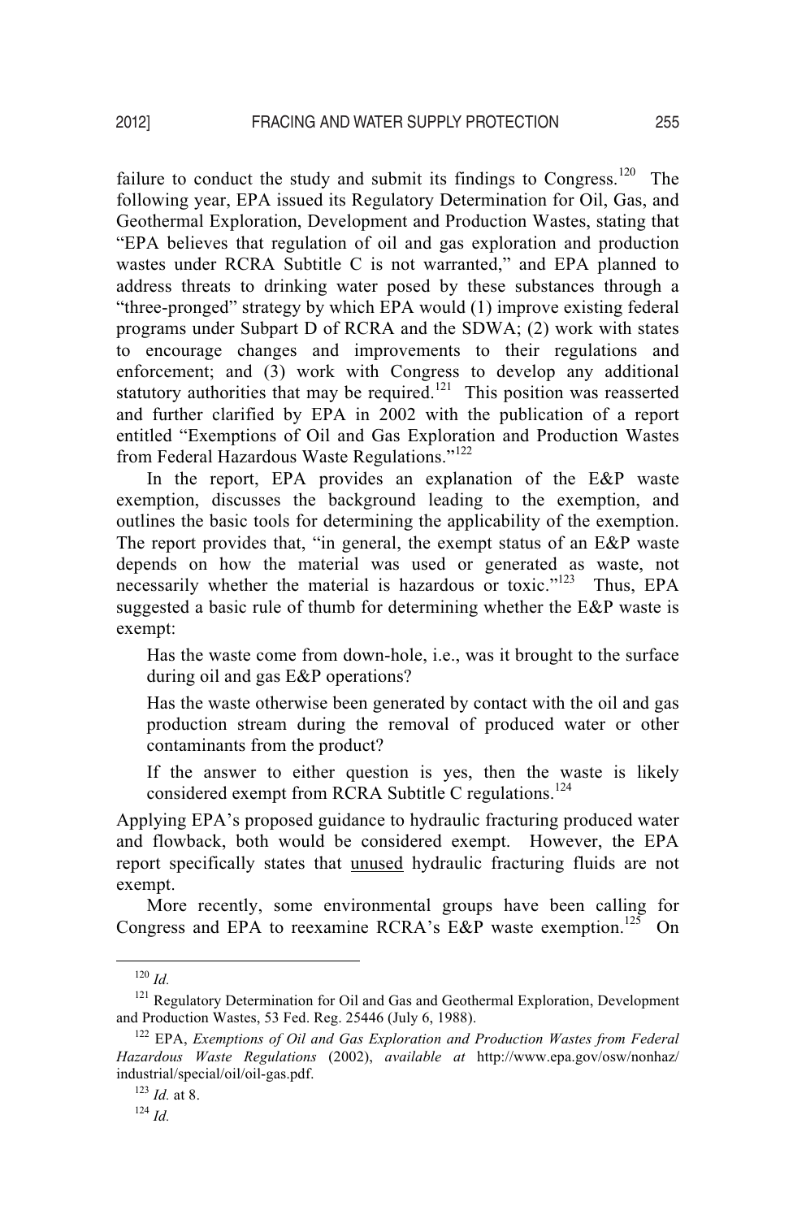failure to conduct the study and submit its findings to Congress.[120] The following year, EPA issued its Regulatory Determination for Oil, Gas, and Geothermal Exploration, Development and Production Wastes, stating that "EPA believes that regulation of oil and gas exploration and production wastes under RCRA Subtitle C is not warranted," and EPA planned to address threats to drinking water posed by these substances through a "three-pronged" strategy by which EPA would (1) improve existing federal programs under Subpart D of RCRA and the SDWA; (2) work with states to encourage changes and improvements to their regulations and enforcement; and (3) work with Congress to develop any additional statutory authorities that may be required.[121] This position was reasserted and further clarified by EPA in 2002 with the publication of a report entitled "Exemptions of Oil and Gas Exploration and Production Wastes from Federal Hazardous Waste Regulations."[122]

In the report, EPA provides an explanation of the E&P waste exemption, discusses the background leading to the exemption, and outlines the basic tools for determining the applicability of the exemption. The report provides that, "in general, the exempt status of an E&P waste depends on how the material was used or generated as waste, not necessarily whether the material is hazardous or toxic."[123] Thus, EPA suggested a basic rule of thumb for determining whether the E&P waste is exempt:

> Has the waste come from down-hole, i.e., was it brought to the surface during oil and gas E&P operations?
>
> Has the waste otherwise been generated by contact with the oil and gas production stream during the removal of produced water or other contaminants from the product?
>
> If the answer to either question is yes, then the waste is likely considered exempt from RCRA Subtitle C regulations.[124]

Applying EPA's proposed guidance to hydraulic fracturing produced water and flowback, both would be considered exempt. However, the EPA report specifically states that <u>unused</u> hydraulic fracturing fluids are not exempt.

More recently, some environmental groups have been calling for Congress and EPA to reexamine RCRA's E&P waste exemption.[125] On

---

[120] *Id.*

[121] Regulatory Determination for Oil and Gas and Geothermal Exploration, Development and Production Wastes, 53 Fed. Reg. 25446 (July 6, 1988).

[122] EPA, *Exemptions of Oil and Gas Exploration and Production Wastes from Federal Hazardous Waste Regulations* (2002), *available at* http://www.epa.gov/osw/nonhaz/industrial/special/oil/oil-gas.pdf.

[123] *Id.* at 8.

[124] *Id.*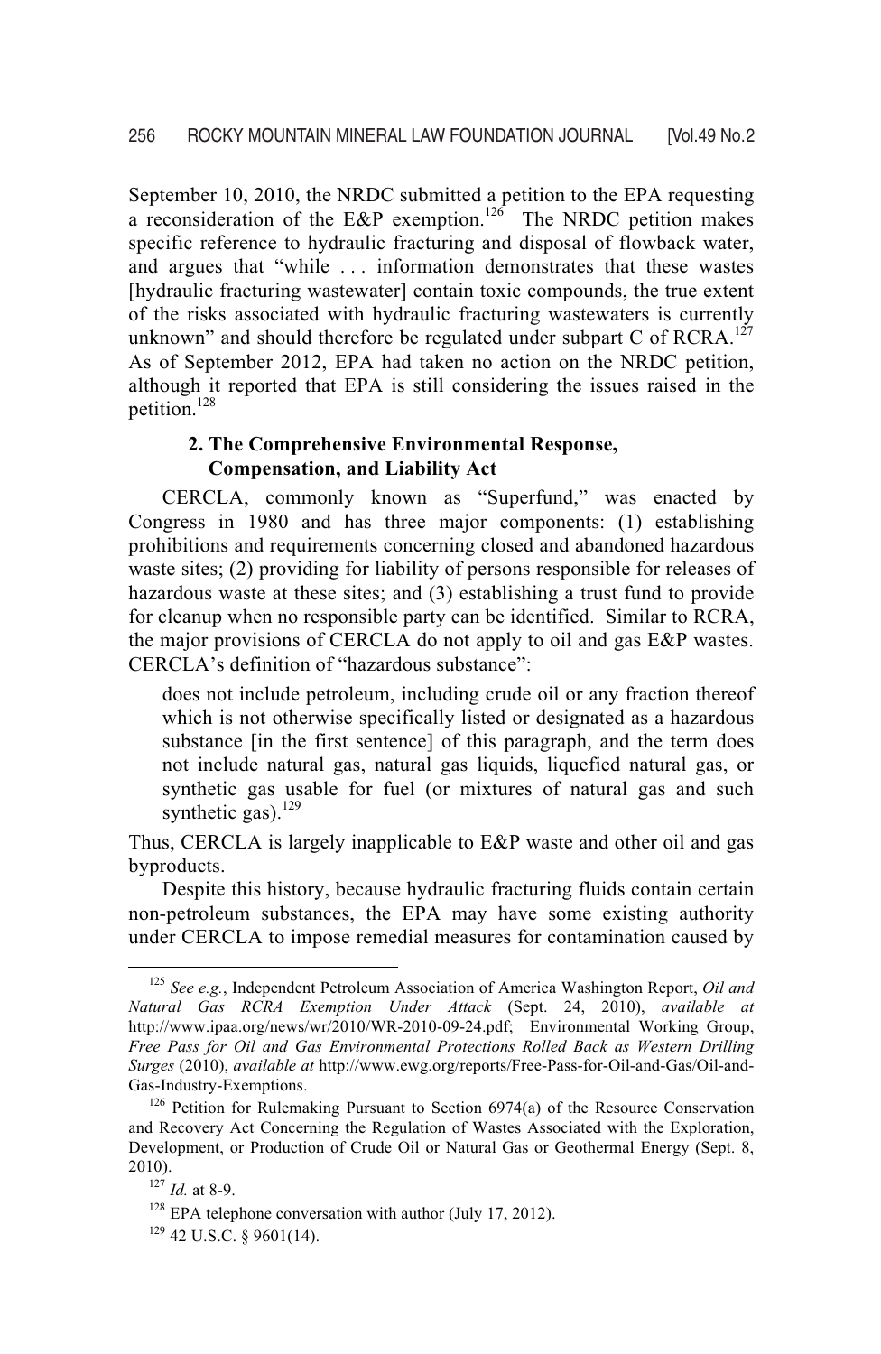September 10, 2010, the NRDC submitted a petition to the EPA requesting a reconsideration of the E&P exemption.[126] The NRDC petition makes specific reference to hydraulic fracturing and disposal of flowback water, and argues that "while . . . information demonstrates that these wastes [hydraulic fracturing wastewater] contain toxic compounds, the true extent of the risks associated with hydraulic fracturing wastewaters is currently unknown" and should therefore be regulated under subpart C of RCRA.[127] As of September 2012, EPA had taken no action on the NRDC petition, although it reported that EPA is still considering the issues raised in the petition.[128]

### 2. The Comprehensive Environmental Response, Compensation, and Liability Act

CERCLA, commonly known as "Superfund," was enacted by Congress in 1980 and has three major components: (1) establishing prohibitions and requirements concerning closed and abandoned hazardous waste sites; (2) providing for liability of persons responsible for releases of hazardous waste at these sites; and (3) establishing a trust fund to provide for cleanup when no responsible party can be identified. Similar to RCRA, the major provisions of CERCLA do not apply to oil and gas E&P wastes. CERCLA's definition of "hazardous substance":

> does not include petroleum, including crude oil or any fraction thereof which is not otherwise specifically listed or designated as a hazardous substance [in the first sentence] of this paragraph, and the term does not include natural gas, natural gas liquids, liquefied natural gas, or synthetic gas usable for fuel (or mixtures of natural gas and such synthetic gas).[129]

Thus, CERCLA is largely inapplicable to E&P waste and other oil and gas byproducts.

Despite this history, because hydraulic fracturing fluids contain certain non-petroleum substances, the EPA may have some existing authority under CERCLA to impose remedial measures for contamination caused by

---

[125] *See e.g.*, Independent Petroleum Association of America Washington Report, *Oil and Natural Gas RCRA Exemption Under Attack* (Sept. 24, 2010), *available at* http://www.ipaa.org/news/wr/2010/WR-2010-09-24.pdf; Environmental Working Group, *Free Pass for Oil and Gas Environmental Protections Rolled Back as Western Drilling Surges* (2010), *available at* http://www.ewg.org/reports/Free-Pass-for-Oil-and-Gas/Oil-and-Gas-Industry-Exemptions.

[126] Petition for Rulemaking Pursuant to Section 6974(a) of the Resource Conservation and Recovery Act Concerning the Regulation of Wastes Associated with the Exploration, Development, or Production of Crude Oil or Natural Gas or Geothermal Energy (Sept. 8, 2010).

[127] *Id.* at 8-9.

[128] EPA telephone conversation with author (July 17, 2012).

[129] 42 U.S.C. § 9601(14).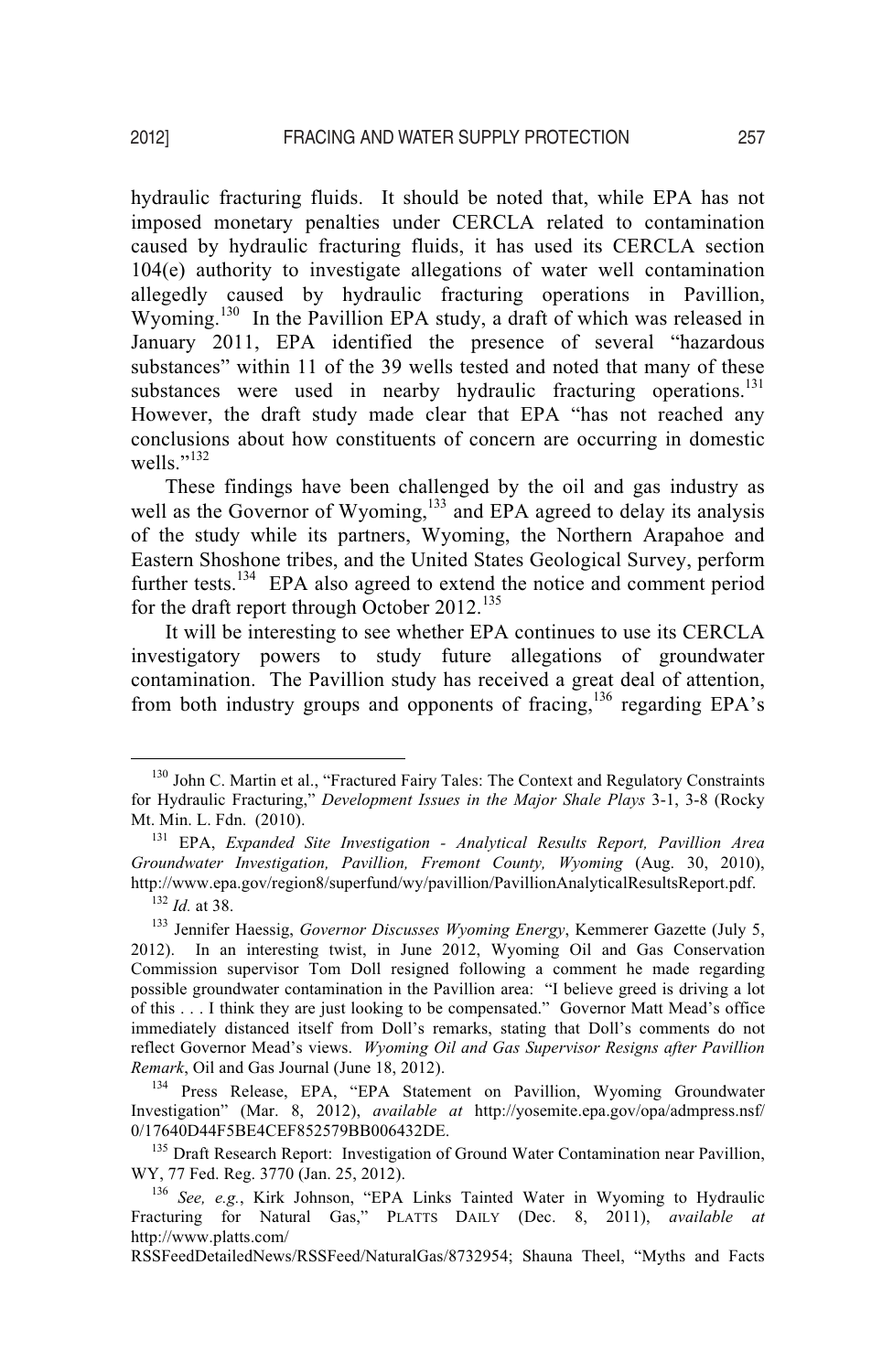hydraulic fracturing fluids. It should be noted that, while EPA has not imposed monetary penalties under CERCLA related to contamination caused by hydraulic fracturing fluids, it has used its CERCLA section 104(e) authority to investigate allegations of water well contamination allegedly caused by hydraulic fracturing operations in Pavillion, Wyoming.[130] In the Pavillion EPA study, a draft of which was released in January 2011, EPA identified the presence of several "hazardous substances" within 11 of the 39 wells tested and noted that many of these substances were used in nearby hydraulic fracturing operations.[131] However, the draft study made clear that EPA "has not reached any conclusions about how constituents of concern are occurring in domestic wells."[132]

These findings have been challenged by the oil and gas industry as well as the Governor of Wyoming,[133] and EPA agreed to delay its analysis of the study while its partners, Wyoming, the Northern Arapahoe and Eastern Shoshone tribes, and the United States Geological Survey, perform further tests.[134] EPA also agreed to extend the notice and comment period for the draft report through October 2012.[135]

It will be interesting to see whether EPA continues to use its CERCLA investigatory powers to study future allegations of groundwater contamination. The Pavillion study has received a great deal of attention, from both industry groups and opponents of fracing,[136] regarding EPA's

---

[130] John C. Martin et al., "Fractured Fairy Tales: The Context and Regulatory Constraints for Hydraulic Fracturing," *Development Issues in the Major Shale Plays* 3-1, 3-8 (Rocky Mt. Min. L. Fdn. (2010).

[131] EPA, *Expanded Site Investigation - Analytical Results Report, Pavillion Area Groundwater Investigation, Pavillion, Fremont County, Wyoming* (Aug. 30, 2010), http://www.epa.gov/region8/superfund/wy/pavillion/PavillionAnalyticalResultsReport.pdf.

[132] *Id.* at 38.

[133] Jennifer Haessig, *Governor Discusses Wyoming Energy*, Kemmerer Gazette (July 5, 2012). In an interesting twist, in June 2012, Wyoming Oil and Gas Conservation Commission supervisor Tom Doll resigned following a comment he made regarding possible groundwater contamination in the Pavillion area: "I believe greed is driving a lot of this . . . I think they are just looking to be compensated." Governor Matt Mead's office immediately distanced itself from Doll's remarks, stating that Doll's comments do not reflect Governor Mead's views. *Wyoming Oil and Gas Supervisor Resigns after Pavillion Remark*, Oil and Gas Journal (June 18, 2012).

[134] Press Release, EPA, "EPA Statement on Pavillion, Wyoming Groundwater Investigation" (Mar. 8, 2012), *available at* http://yosemite.epa.gov/opa/admpress.nsf/0/17640D44F5BE4CEF852579BB006432DE.

[135] Draft Research Report: Investigation of Ground Water Contamination near Pavillion, WY, 77 Fed. Reg. 3770 (Jan. 25, 2012).

[136] *See, e.g.*, Kirk Johnson, "EPA Links Tainted Water in Wyoming to Hydraulic Fracturing for Natural Gas," PLATTS DAILY (Dec. 8, 2011), *available at* http://www.platts.com/RSSFeedDetailedNews/RSSFeed/NaturalGas/8732954; Shauna Theel, "Myths and Facts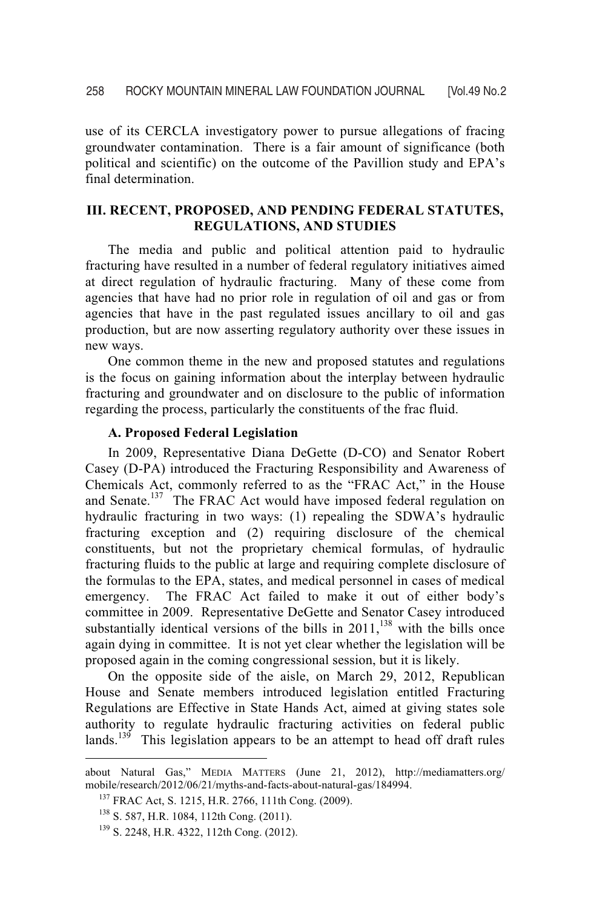use of its CERCLA investigatory power to pursue allegations of fracing groundwater contamination. There is a fair amount of significance (both political and scientific) on the outcome of the Pavillion study and EPA's final determination.

## III. RECENT, PROPOSED, AND PENDING FEDERAL STATUTES, REGULATIONS, AND STUDIES

The media and public and political attention paid to hydraulic fracturing have resulted in a number of federal regulatory initiatives aimed at direct regulation of hydraulic fracturing. Many of these come from agencies that have had no prior role in regulation of oil and gas or from agencies that have in the past regulated issues ancillary to oil and gas production, but are now asserting regulatory authority over these issues in new ways.

One common theme in the new and proposed statutes and regulations is the focus on gaining information about the interplay between hydraulic fracturing and groundwater and on disclosure to the public of information regarding the process, particularly the constituents of the frac fluid.

### A. Proposed Federal Legislation

In 2009, Representative Diana DeGette (D-CO) and Senator Robert Casey (D-PA) introduced the Fracturing Responsibility and Awareness of Chemicals Act, commonly referred to as the "FRAC Act," in the House and Senate.[137] The FRAC Act would have imposed federal regulation on hydraulic fracturing in two ways: (1) repealing the SDWA's hydraulic fracturing exception and (2) requiring disclosure of the chemical constituents, but not the proprietary chemical formulas, of hydraulic fracturing fluids to the public at large and requiring complete disclosure of the formulas to the EPA, states, and medical personnel in cases of medical emergency. The FRAC Act failed to make it out of either body's committee in 2009. Representative DeGette and Senator Casey introduced substantially identical versions of the bills in 2011,[138] with the bills once again dying in committee. It is not yet clear whether the legislation will be proposed again in the coming congressional session, but it is likely.

On the opposite side of the aisle, on March 29, 2012, Republican House and Senate members introduced legislation entitled Fracturing Regulations are Effective in State Hands Act, aimed at giving states sole authority to regulate hydraulic fracturing activities on federal public lands.[139] This legislation appears to be an attempt to head off draft rules

---

about Natural Gas," MEDIA MATTERS (June 21, 2012), http://mediamatters.org/mobile/research/2012/06/21/myths-and-facts-about-natural-gas/184994.

[137] FRAC Act, S. 1215, H.R. 2766, 111th Cong. (2009).

[138] S. 587, H.R. 1084, 112th Cong. (2011).

[139] S. 2248, H.R. 4322, 112th Cong. (2012).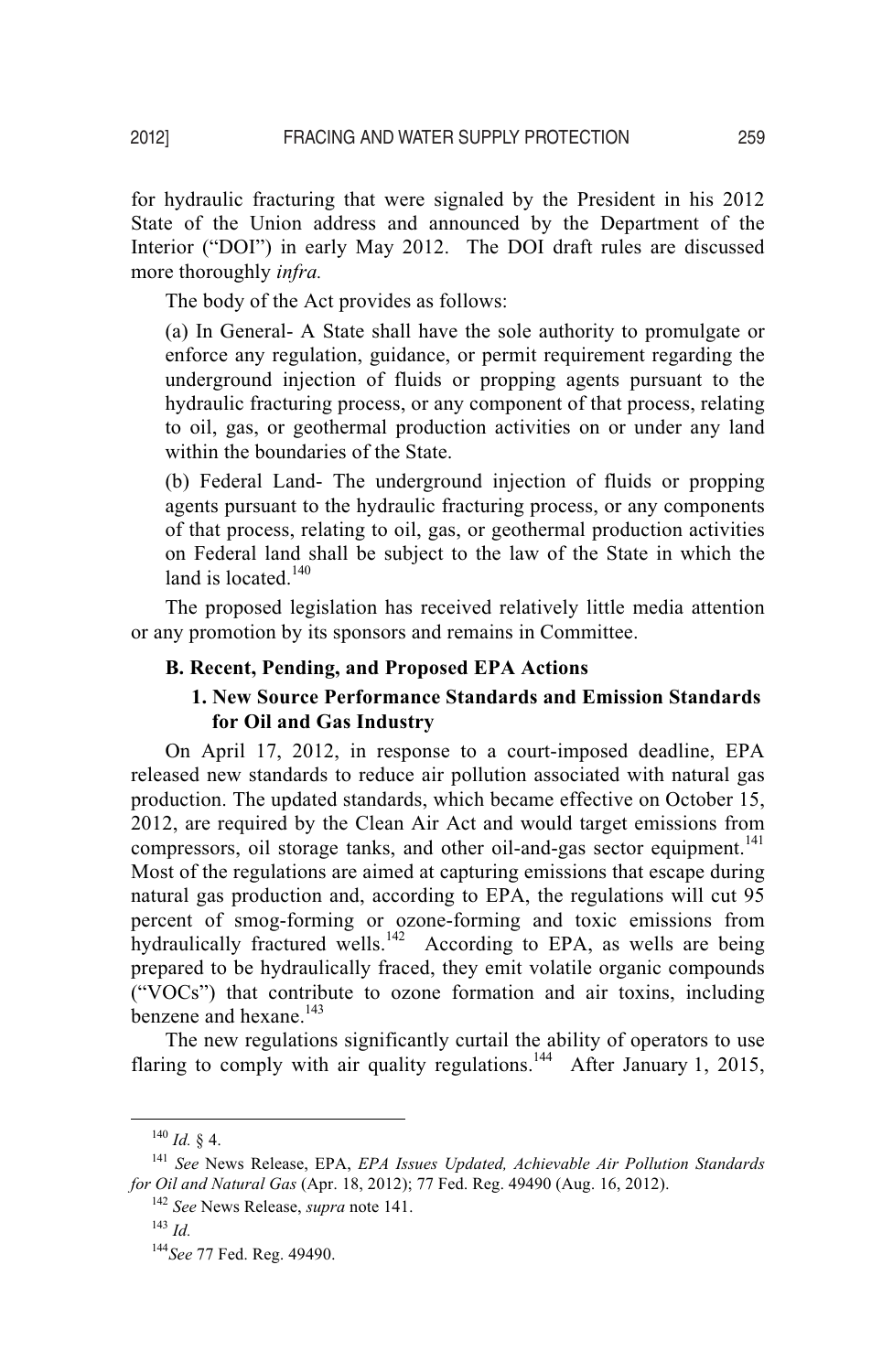for hydraulic fracturing that were signaled by the President in his 2012 State of the Union address and announced by the Department of the Interior ("DOI") in early May 2012. The DOI draft rules are discussed more thoroughly *infra.*

The body of the Act provides as follows:

> (a) In General- A State shall have the sole authority to promulgate or enforce any regulation, guidance, or permit requirement regarding the underground injection of fluids or propping agents pursuant to the hydraulic fracturing process, or any component of that process, relating to oil, gas, or geothermal production activities on or under any land within the boundaries of the State.
>
> (b) Federal Land- The underground injection of fluids or propping agents pursuant to the hydraulic fracturing process, or any components of that process, relating to oil, gas, or geothermal production activities on Federal land shall be subject to the law of the State in which the land is located.[140]

The proposed legislation has received relatively little media attention or any promotion by its sponsors and remains in Committee.

### B. Recent, Pending, and Proposed EPA Actions

#### 1. New Source Performance Standards and Emission Standards for Oil and Gas Industry

On April 17, 2012, in response to a court-imposed deadline, EPA released new standards to reduce air pollution associated with natural gas production. The updated standards, which became effective on October 15, 2012, are required by the Clean Air Act and would target emissions from compressors, oil storage tanks, and other oil-and-gas sector equipment.[141] Most of the regulations are aimed at capturing emissions that escape during natural gas production and, according to EPA, the regulations will cut 95 percent of smog-forming or ozone-forming and toxic emissions from hydraulically fractured wells.[142] According to EPA, as wells are being prepared to be hydraulically fraced, they emit volatile organic compounds ("VOCs") that contribute to ozone formation and air toxins, including benzene and hexane.[143]

The new regulations significantly curtail the ability of operators to use flaring to comply with air quality regulations.[144] After January 1, 2015,

---

[140] *Id.* § 4.

[141] *See* News Release, EPA, *EPA Issues Updated, Achievable Air Pollution Standards for Oil and Natural Gas* (Apr. 18, 2012); 77 Fed. Reg. 49490 (Aug. 16, 2012).

[142] *See* News Release, *supra* note 141.

[143] *Id.*

[144] *See* 77 Fed. Reg. 49490.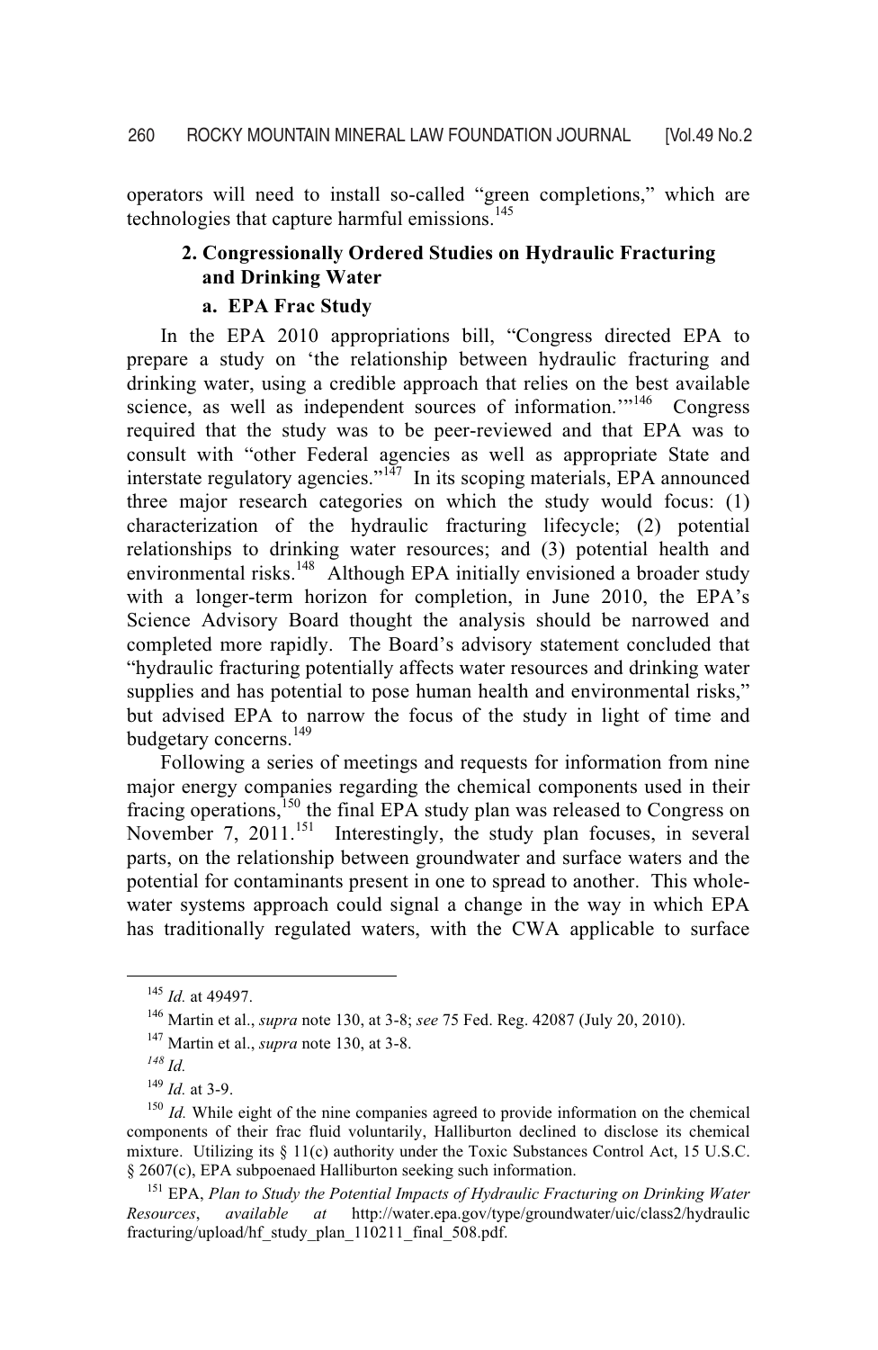operators will need to install so-called "green completions," which are technologies that capture harmful emissions.[145]

### 2. Congressionally Ordered Studies on Hydraulic Fracturing and Drinking Water

#### a. EPA Frac Study

In the EPA 2010 appropriations bill, "Congress directed EPA to prepare a study on 'the relationship between hydraulic fracturing and drinking water, using a credible approach that relies on the best available science, as well as independent sources of information.'"[146] Congress required that the study was to be peer-reviewed and that EPA was to consult with "other Federal agencies as well as appropriate State and interstate regulatory agencies."[147] In its scoping materials, EPA announced three major research categories on which the study would focus: (1) characterization of the hydraulic fracturing lifecycle; (2) potential relationships to drinking water resources; and (3) potential health and environmental risks.[148] Although EPA initially envisioned a broader study with a longer-term horizon for completion, in June 2010, the EPA's Science Advisory Board thought the analysis should be narrowed and completed more rapidly. The Board's advisory statement concluded that "hydraulic fracturing potentially affects water resources and drinking water supplies and has potential to pose human health and environmental risks," but advised EPA to narrow the focus of the study in light of time and budgetary concerns.[149]

Following a series of meetings and requests for information from nine major energy companies regarding the chemical components used in their fracing operations,[150] the final EPA study plan was released to Congress on November 7, 2011.[151] Interestingly, the study plan focuses, in several parts, on the relationship between groundwater and surface waters and the potential for contaminants present in one to spread to another. This whole-water systems approach could signal a change in the way in which EPA has traditionally regulated waters, with the CWA applicable to surface

---

[145] *Id.* at 49497.

[146] Martin et al., *supra* note 130, at 3-8; *see* 75 Fed. Reg. 42087 (July 20, 2010).

[147] Martin et al., *supra* note 130, at 3-8.

[148] *Id.*

[149] *Id.* at 3-9.

[150] *Id.* While eight of the nine companies agreed to provide information on the chemical components of their frac fluid voluntarily, Halliburton declined to disclose its chemical mixture. Utilizing its § 11(c) authority under the Toxic Substances Control Act, 15 U.S.C. § 2607(c), EPA subpoenaed Halliburton seeking such information.

[151] EPA, *Plan to Study the Potential Impacts of Hydraulic Fracturing on Drinking Water Resources*, *available at* http://water.epa.gov/type/groundwater/uic/class2/hydraulicfracturing/upload/hf_study_plan_110211_final_508.pdf.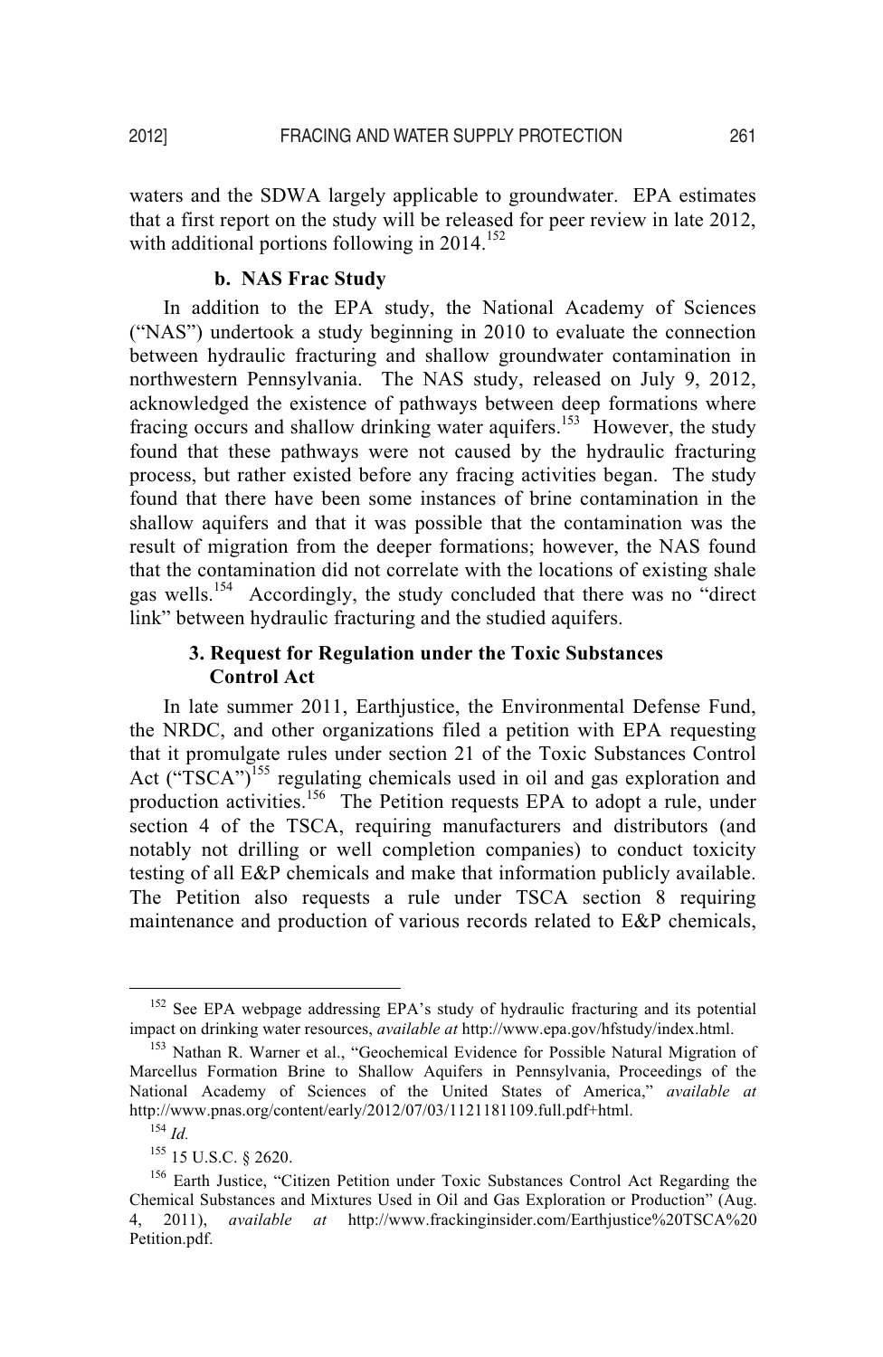waters and the SDWA largely applicable to groundwater. EPA estimates that a first report on the study will be released for peer review in late 2012, with additional portions following in 2014.[152]

#### b. NAS Frac Study

In addition to the EPA study, the National Academy of Sciences ("NAS") undertook a study beginning in 2010 to evaluate the connection between hydraulic fracturing and shallow groundwater contamination in northwestern Pennsylvania. The NAS study, released on July 9, 2012, acknowledged the existence of pathways between deep formations where fracing occurs and shallow drinking water aquifers.[153] However, the study found that these pathways were not caused by the hydraulic fracturing process, but rather existed before any fracing activities began. The study found that there have been some instances of brine contamination in the shallow aquifers and that it was possible that the contamination was the result of migration from the deeper formations; however, the NAS found that the contamination did not correlate with the locations of existing shale gas wells.[154] Accordingly, the study concluded that there was no "direct link" between hydraulic fracturing and the studied aquifers.

### 3. Request for Regulation under the Toxic Substances Control Act

In late summer 2011, Earthjustice, the Environmental Defense Fund, the NRDC, and other organizations filed a petition with EPA requesting that it promulgate rules under section 21 of the Toxic Substances Control Act ("TSCA")[155] regulating chemicals used in oil and gas exploration and production activities.[156] The Petition requests EPA to adopt a rule, under section 4 of the TSCA, requiring manufacturers and distributors (and notably not drilling or well completion companies) to conduct toxicity testing of all E&P chemicals and make that information publicly available. The Petition also requests a rule under TSCA section 8 requiring maintenance and production of various records related to E&P chemicals,

---

[152] See EPA webpage addressing EPA's study of hydraulic fracturing and its potential impact on drinking water resources, *available at* http://www.epa.gov/hfstudy/index.html.

[153] Nathan R. Warner et al., "Geochemical Evidence for Possible Natural Migration of Marcellus Formation Brine to Shallow Aquifers in Pennsylvania, Proceedings of the National Academy of Sciences of the United States of America," *available at* http://www.pnas.org/content/early/2012/07/03/1121181109.full.pdf+html.

[154] *Id.*

[155] 15 U.S.C. § 2620.

[156] Earth Justice, "Citizen Petition under Toxic Substances Control Act Regarding the Chemical Substances and Mixtures Used in Oil and Gas Exploration or Production" (Aug. 4, 2011), *available at* http://www.frackinginsider.com/Earthjustice%20TSCA%20Petition.pdf.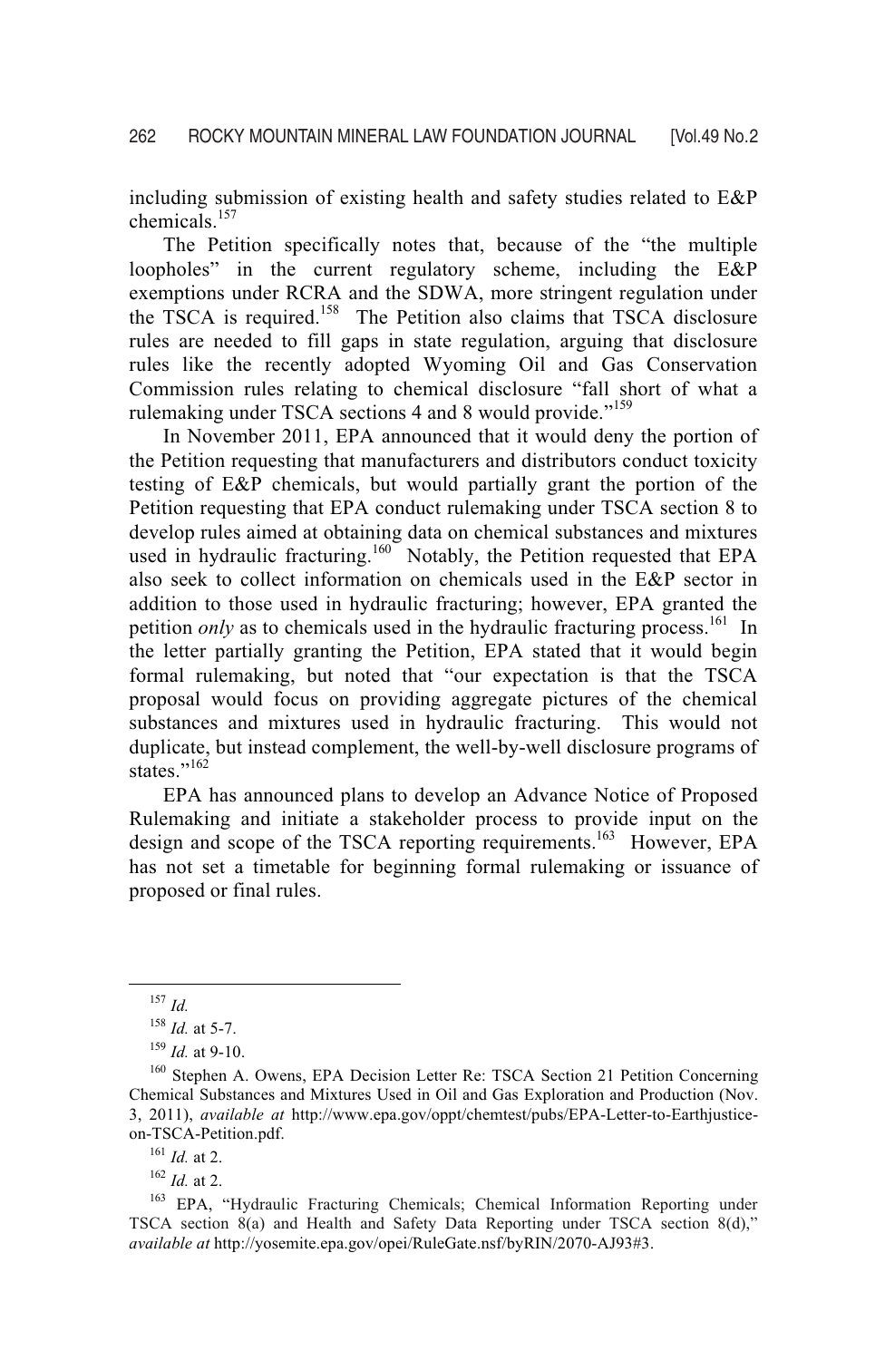including submission of existing health and safety studies related to E&P chemicals.[157]

The Petition specifically notes that, because of the "the multiple loopholes" in the current regulatory scheme, including the E&P exemptions under RCRA and the SDWA, more stringent regulation under the TSCA is required.[158] The Petition also claims that TSCA disclosure rules are needed to fill gaps in state regulation, arguing that disclosure rules like the recently adopted Wyoming Oil and Gas Conservation Commission rules relating to chemical disclosure "fall short of what a rulemaking under TSCA sections 4 and 8 would provide."[159]

In November 2011, EPA announced that it would deny the portion of the Petition requesting that manufacturers and distributors conduct toxicity testing of E&P chemicals, but would partially grant the portion of the Petition requesting that EPA conduct rulemaking under TSCA section 8 to develop rules aimed at obtaining data on chemical substances and mixtures used in hydraulic fracturing.[160] Notably, the Petition requested that EPA also seek to collect information on chemicals used in the E&P sector in addition to those used in hydraulic fracturing; however, EPA granted the petition *only* as to chemicals used in the hydraulic fracturing process.[161] In the letter partially granting the Petition, EPA stated that it would begin formal rulemaking, but noted that "our expectation is that the TSCA proposal would focus on providing aggregate pictures of the chemical substances and mixtures used in hydraulic fracturing. This would not duplicate, but instead complement, the well-by-well disclosure programs of states."[162]

EPA has announced plans to develop an Advance Notice of Proposed Rulemaking and initiate a stakeholder process to provide input on the design and scope of the TSCA reporting requirements.[163] However, EPA has not set a timetable for beginning formal rulemaking or issuance of proposed or final rules.

---

[157] *Id.*

[158] *Id.* at 5-7.

[159] *Id.* at 9-10.

[160] Stephen A. Owens, EPA Decision Letter Re: TSCA Section 21 Petition Concerning Chemical Substances and Mixtures Used in Oil and Gas Exploration and Production (Nov. 3, 2011), *available at* http://www.epa.gov/oppt/chemtest/pubs/EPA-Letter-to-Earthjustice-on-TSCA-Petition.pdf.

[161] *Id.* at 2.

[162] *Id.* at 2.

[163] EPA, "Hydraulic Fracturing Chemicals; Chemical Information Reporting under TSCA section 8(a) and Health and Safety Data Reporting under TSCA section 8(d)," *available at* http://yosemite.epa.gov/opei/RuleGate.nsf/byRIN/2070-AJ93#3.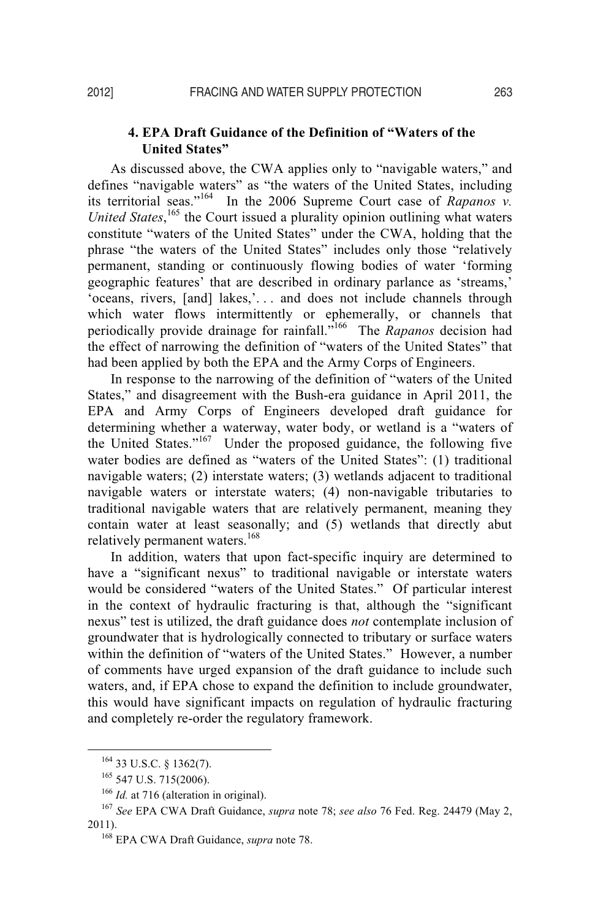### 4. EPA Draft Guidance of the Definition of "Waters of the United States"

As discussed above, the CWA applies only to "navigable waters," and defines "navigable waters" as "the waters of the United States, including its territorial seas."[164] In the 2006 Supreme Court case of *Rapanos v. United States*,[165] the Court issued a plurality opinion outlining what waters constitute "waters of the United States" under the CWA, holding that the phrase "the waters of the United States" includes only those "relatively permanent, standing or continuously flowing bodies of water 'forming geographic features' that are described in ordinary parlance as 'streams,' 'oceans, rivers, [and] lakes,'. . . and does not include channels through which water flows intermittently or ephemerally, or channels that periodically provide drainage for rainfall."[166] The *Rapanos* decision had the effect of narrowing the definition of "waters of the United States" that had been applied by both the EPA and the Army Corps of Engineers.

In response to the narrowing of the definition of "waters of the United States," and disagreement with the Bush-era guidance in April 2011, the EPA and Army Corps of Engineers developed draft guidance for determining whether a waterway, water body, or wetland is a "waters of the United States."[167] Under the proposed guidance, the following five water bodies are defined as "waters of the United States": (1) traditional navigable waters; (2) interstate waters; (3) wetlands adjacent to traditional navigable waters or interstate waters; (4) non-navigable tributaries to traditional navigable waters that are relatively permanent, meaning they contain water at least seasonally; and (5) wetlands that directly abut relatively permanent waters.[168]

In addition, waters that upon fact-specific inquiry are determined to have a "significant nexus" to traditional navigable or interstate waters would be considered "waters of the United States." Of particular interest in the context of hydraulic fracturing is that, although the "significant nexus" test is utilized, the draft guidance does *not* contemplate inclusion of groundwater that is hydrologically connected to tributary or surface waters within the definition of "waters of the United States." However, a number of comments have urged expansion of the draft guidance to include such waters, and, if EPA chose to expand the definition to include groundwater, this would have significant impacts on regulation of hydraulic fracturing and completely re-order the regulatory framework.

---

[164] 33 U.S.C. § 1362(7).

[165] 547 U.S. 715(2006).

[166] *Id.* at 716 (alteration in original).

[167] *See* EPA CWA Draft Guidance, *supra* note 78; *see also* 76 Fed. Reg. 24479 (May 2, 2011).

[168] EPA CWA Draft Guidance, *supra* note 78.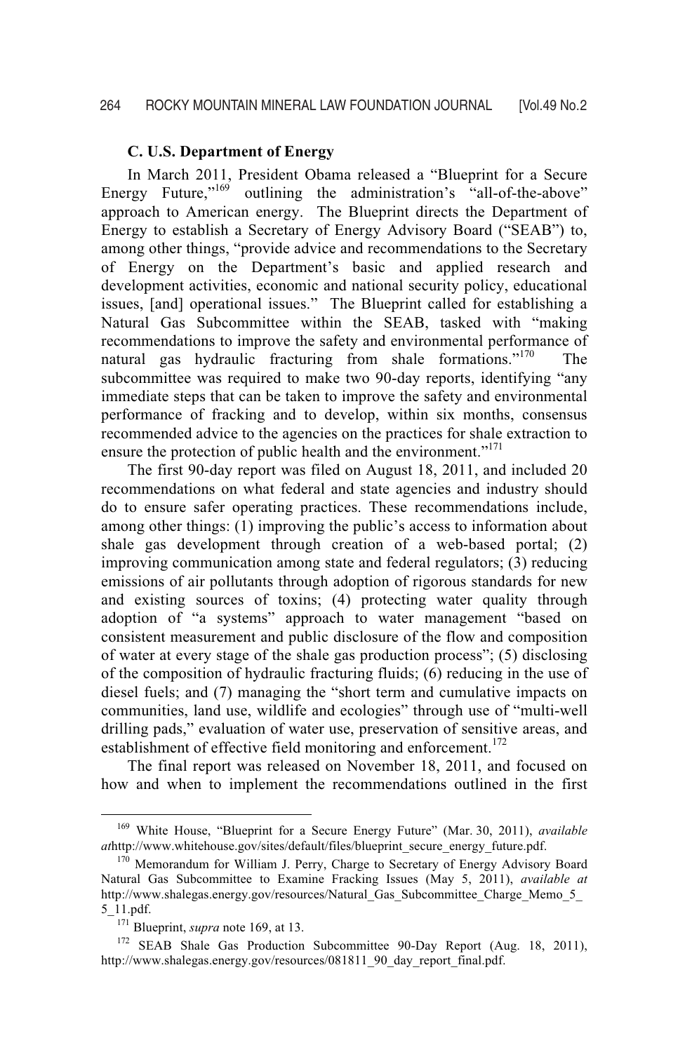### C. U.S. Department of Energy

In March 2011, President Obama released a "Blueprint for a Secure Energy Future,"[169] outlining the administration's "all-of-the-above" approach to American energy. The Blueprint directs the Department of Energy to establish a Secretary of Energy Advisory Board ("SEAB") to, among other things, "provide advice and recommendations to the Secretary of Energy on the Department's basic and applied research and development activities, economic and national security policy, educational issues, [and] operational issues." The Blueprint called for establishing a Natural Gas Subcommittee within the SEAB, tasked with "making recommendations to improve the safety and environmental performance of natural gas hydraulic fracturing from shale formations."[170] The subcommittee was required to make two 90-day reports, identifying "any immediate steps that can be taken to improve the safety and environmental performance of fracking and to develop, within six months, consensus recommended advice to the agencies on the practices for shale extraction to ensure the protection of public health and the environment."[171]

The first 90-day report was filed on August 18, 2011, and included 20 recommendations on what federal and state agencies and industry should do to ensure safer operating practices. These recommendations include, among other things: (1) improving the public's access to information about shale gas development through creation of a web-based portal; (2) improving communication among state and federal regulators; (3) reducing emissions of air pollutants through adoption of rigorous standards for new and existing sources of toxins; (4) protecting water quality through adoption of "a systems" approach to water management "based on consistent measurement and public disclosure of the flow and composition of water at every stage of the shale gas production process"; (5) disclosing of the composition of hydraulic fracturing fluids; (6) reducing in the use of diesel fuels; and (7) managing the "short term and cumulative impacts on communities, land use, wildlife and ecologies" through use of "multi-well drilling pads," evaluation of water use, preservation of sensitive areas, and establishment of effective field monitoring and enforcement.[172]

The final report was released on November 18, 2011, and focused on how and when to implement the recommendations outlined in the first

---

[169] White House, "Blueprint for a Secure Energy Future" (Mar. 30, 2011), *available at*http://www.whitehouse.gov/sites/default/files/blueprint_secure_energy_future.pdf.

[170] Memorandum for William J. Perry, Charge to Secretary of Energy Advisory Board Natural Gas Subcommittee to Examine Fracking Issues (May 5, 2011), *available at* http://www.shalegas.energy.gov/resources/Natural_Gas_Subcommittee_Charge_Memo_5_5_11.pdf.

[171] Blueprint, *supra* note 169, at 13.

[172] SEAB Shale Gas Production Subcommittee 90-Day Report (Aug. 18, 2011), http://www.shalegas.energy.gov/resources/081811_90_day_report_final.pdf.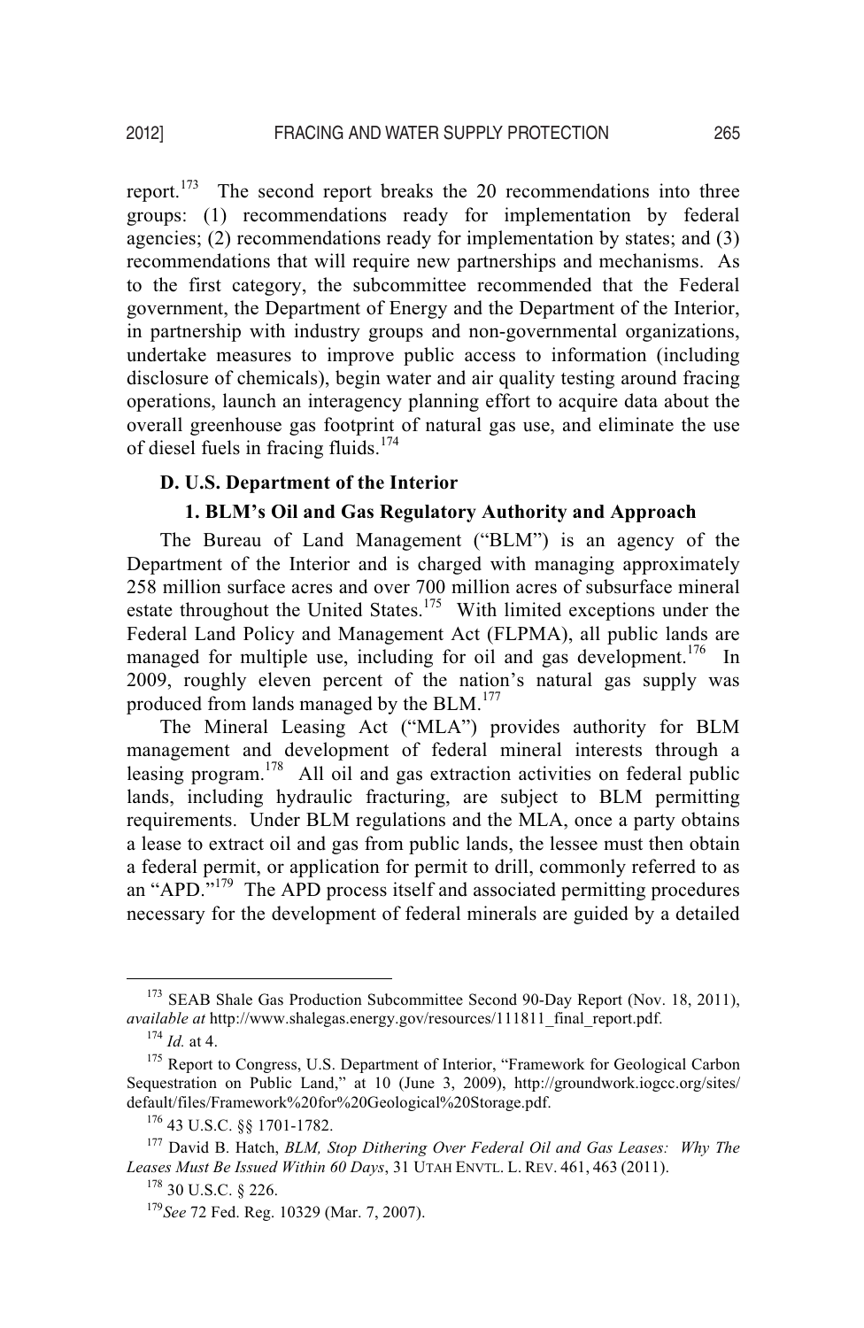report.[173] The second report breaks the 20 recommendations into three groups: (1) recommendations ready for implementation by federal agencies; (2) recommendations ready for implementation by states; and (3) recommendations that will require new partnerships and mechanisms. As to the first category, the subcommittee recommended that the Federal government, the Department of Energy and the Department of the Interior, in partnership with industry groups and non-governmental organizations, undertake measures to improve public access to information (including disclosure of chemicals), begin water and air quality testing around fracing operations, launch an interagency planning effort to acquire data about the overall greenhouse gas footprint of natural gas use, and eliminate the use of diesel fuels in fracing fluids.[174]

### D. U.S. Department of the Interior

#### 1. BLM's Oil and Gas Regulatory Authority and Approach

The Bureau of Land Management ("BLM") is an agency of the Department of the Interior and is charged with managing approximately 258 million surface acres and over 700 million acres of subsurface mineral estate throughout the United States.[175] With limited exceptions under the Federal Land Policy and Management Act (FLPMA), all public lands are managed for multiple use, including for oil and gas development.[176] In 2009, roughly eleven percent of the nation's natural gas supply was produced from lands managed by the BLM.[177]

The Mineral Leasing Act ("MLA") provides authority for BLM management and development of federal mineral interests through a leasing program.[178] All oil and gas extraction activities on federal public lands, including hydraulic fracturing, are subject to BLM permitting requirements. Under BLM regulations and the MLA, once a party obtains a lease to extract oil and gas from public lands, the lessee must then obtain a federal permit, or application for permit to drill, commonly referred to as an "APD."[179] The APD process itself and associated permitting procedures necessary for the development of federal minerals are guided by a detailed

---

[173] SEAB Shale Gas Production Subcommittee Second 90-Day Report (Nov. 18, 2011), *available at* http://www.shalegas.energy.gov/resources/111811_final_report.pdf.

[174] *Id.* at 4.

[175] Report to Congress, U.S. Department of Interior, "Framework for Geological Carbon Sequestration on Public Land," at 10 (June 3, 2009), http://groundwork.iogcc.org/sites/default/files/Framework%20for%20Geological%20Storage.pdf.

[176] 43 U.S.C. §§ 1701-1782.

[177] David B. Hatch, *BLM, Stop Dithering Over Federal Oil and Gas Leases: Why The Leases Must Be Issued Within 60 Days*, 31 UTAH ENVTL. L. REV. 461, 463 (2011).

[178] 30 U.S.C. § 226.

[179] *See* 72 Fed. Reg. 10329 (Mar. 7, 2007).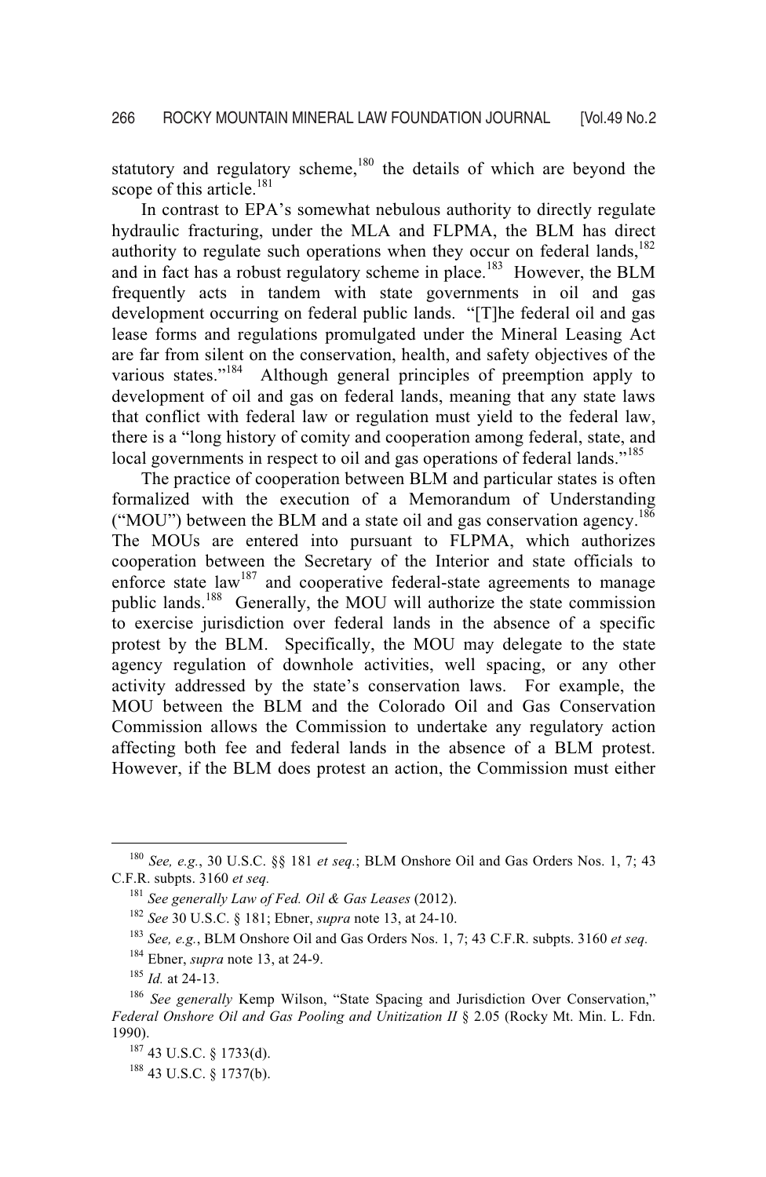statutory and regulatory scheme,[180] the details of which are beyond the scope of this article.[181]

In contrast to EPA's somewhat nebulous authority to directly regulate hydraulic fracturing, under the MLA and FLPMA, the BLM has direct authority to regulate such operations when they occur on federal lands,[182] and in fact has a robust regulatory scheme in place.[183] However, the BLM frequently acts in tandem with state governments in oil and gas development occurring on federal public lands. "[T]he federal oil and gas lease forms and regulations promulgated under the Mineral Leasing Act are far from silent on the conservation, health, and safety objectives of the various states."[184] Although general principles of preemption apply to development of oil and gas on federal lands, meaning that any state laws that conflict with federal law or regulation must yield to the federal law, there is a "long history of comity and cooperation among federal, state, and local governments in respect to oil and gas operations of federal lands."[185]

The practice of cooperation between BLM and particular states is often formalized with the execution of a Memorandum of Understanding ("MOU") between the BLM and a state oil and gas conservation agency.[186] The MOUs are entered into pursuant to FLPMA, which authorizes cooperation between the Secretary of the Interior and state officials to enforce state law[187] and cooperative federal-state agreements to manage public lands.[188] Generally, the MOU will authorize the state commission to exercise jurisdiction over federal lands in the absence of a specific protest by the BLM. Specifically, the MOU may delegate to the state agency regulation of downhole activities, well spacing, or any other activity addressed by the state's conservation laws. For example, the MOU between the BLM and the Colorado Oil and Gas Conservation Commission allows the Commission to undertake any regulatory action affecting both fee and federal lands in the absence of a BLM protest. However, if the BLM does protest an action, the Commission must either

---

[180] *See, e.g.*, 30 U.S.C. §§ 181 *et seq.*; BLM Onshore Oil and Gas Orders Nos. 1, 7; 43 C.F.R. subpts. 3160 *et seq.*

[181] *See generally Law of Fed. Oil & Gas Leases* (2012).

[182] *See* 30 U.S.C. § 181; Ebner, *supra* note 13, at 24-10.

[183] *See, e.g.*, BLM Onshore Oil and Gas Orders Nos. 1, 7; 43 C.F.R. subpts. 3160 *et seq.*

[184] Ebner, *supra* note 13, at 24-9.

[185] *Id.* at 24-13.

[186] *See generally* Kemp Wilson, "State Spacing and Jurisdiction Over Conservation," *Federal Onshore Oil and Gas Pooling and Unitization II* § 2.05 (Rocky Mt. Min. L. Fdn. 1990).

[187] 43 U.S.C. § 1733(d).

[188] 43 U.S.C. § 1737(b).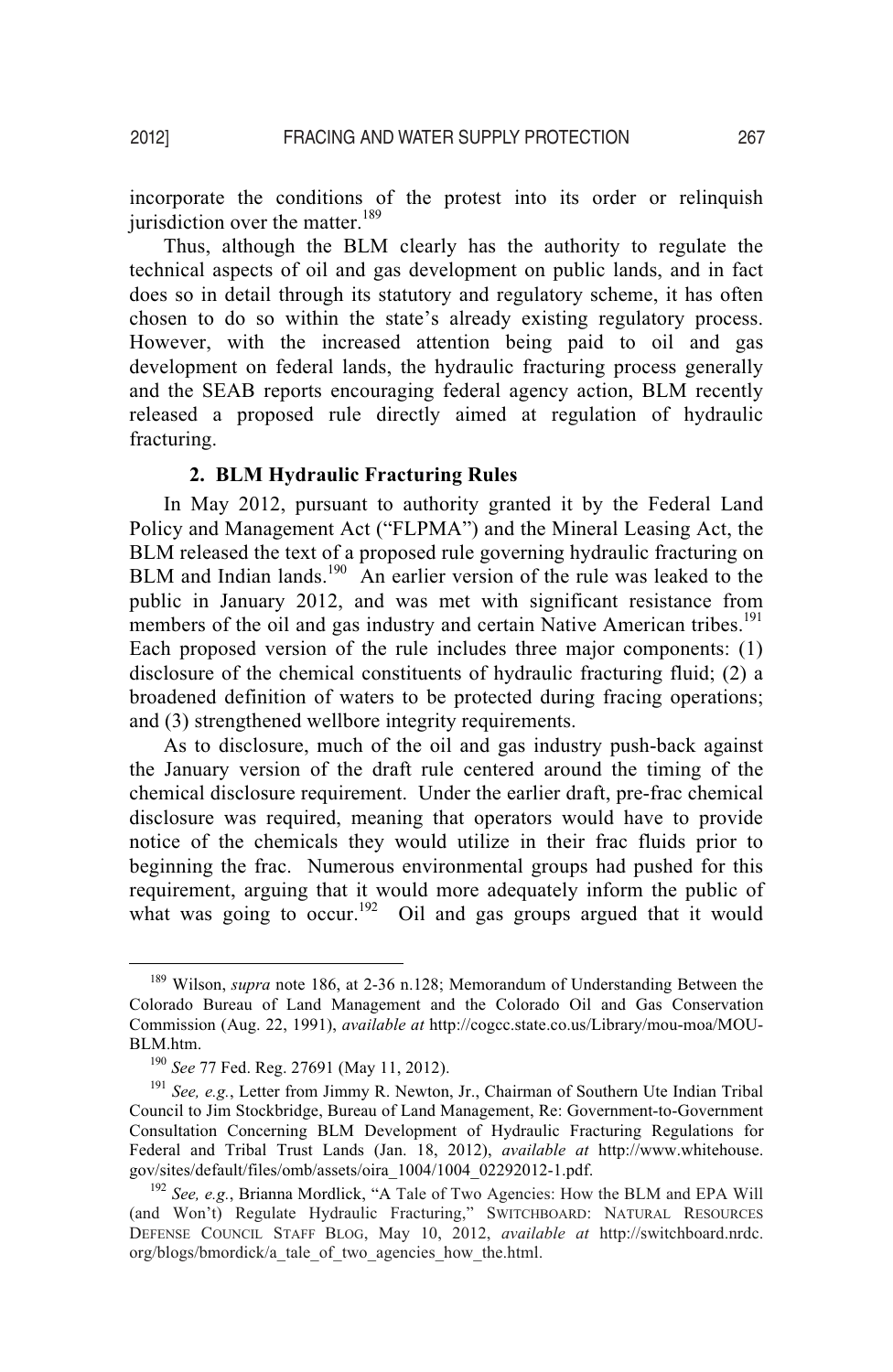incorporate the conditions of the protest into its order or relinquish jurisdiction over the matter.[189]

Thus, although the BLM clearly has the authority to regulate the technical aspects of oil and gas development on public lands, and in fact does so in detail through its statutory and regulatory scheme, it has often chosen to do so within the state's already existing regulatory process. However, with the increased attention being paid to oil and gas development on federal lands, the hydraulic fracturing process generally and the SEAB reports encouraging federal agency action, BLM recently released a proposed rule directly aimed at regulation of hydraulic fracturing.

### 2. BLM Hydraulic Fracturing Rules

In May 2012, pursuant to authority granted it by the Federal Land Policy and Management Act ("FLPMA") and the Mineral Leasing Act, the BLM released the text of a proposed rule governing hydraulic fracturing on BLM and Indian lands.[190] An earlier version of the rule was leaked to the public in January 2012, and was met with significant resistance from members of the oil and gas industry and certain Native American tribes.[191] Each proposed version of the rule includes three major components: (1) disclosure of the chemical constituents of hydraulic fracturing fluid; (2) a broadened definition of waters to be protected during fracing operations; and (3) strengthened wellbore integrity requirements.

As to disclosure, much of the oil and gas industry push-back against the January version of the draft rule centered around the timing of the chemical disclosure requirement. Under the earlier draft, pre-frac chemical disclosure was required, meaning that operators would have to provide notice of the chemicals they would utilize in their frac fluids prior to beginning the frac. Numerous environmental groups had pushed for this requirement, arguing that it would more adequately inform the public of what was going to occur.[192] Oil and gas groups argued that it would

---

[189] Wilson, *supra* note 186, at 2-36 n.128; Memorandum of Understanding Between the Colorado Bureau of Land Management and the Colorado Oil and Gas Conservation Commission (Aug. 22, 1991), *available at* http://cogcc.state.co.us/Library/mou-moa/MOU-BLM.htm.

[190] *See* 77 Fed. Reg. 27691 (May 11, 2012).

[191] *See, e.g.*, Letter from Jimmy R. Newton, Jr., Chairman of Southern Ute Indian Tribal Council to Jim Stockbridge, Bureau of Land Management, Re: Government-to-Government Consultation Concerning BLM Development of Hydraulic Fracturing Regulations for Federal and Tribal Trust Lands (Jan. 18, 2012), *available at* http://www.whitehouse.gov/sites/default/files/omb/assets/oira_1004/1004_02292012-1.pdf.

[192] *See, e.g.*, Brianna Mordlick, "A Tale of Two Agencies: How the BLM and EPA Will (and Won't) Regulate Hydraulic Fracturing," SWITCHBOARD: NATURAL RESOURCES DEFENSE COUNCIL STAFF BLOG, May 10, 2012, *available at* http://switchboard.nrdc.org/blogs/bmordick/a_tale_of_two_agencies_how_the.html.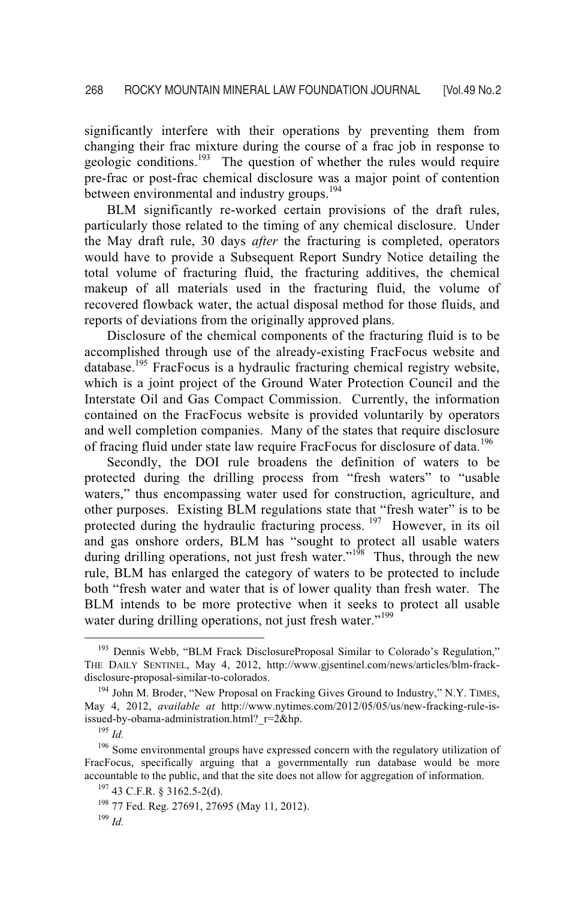significantly interfere with their operations by preventing them from changing their frac mixture during the course of a frac job in response to geologic conditions.[193] The question of whether the rules would require pre-frac or post-frac chemical disclosure was a major point of contention between environmental and industry groups.[194]

BLM significantly re-worked certain provisions of the draft rules, particularly those related to the timing of any chemical disclosure. Under the May draft rule, 30 days *after* the fracturing is completed, operators would have to provide a Subsequent Report Sundry Notice detailing the total volume of fracturing fluid, the fracturing additives, the chemical makeup of all materials used in the fracturing fluid, the volume of recovered flowback water, the actual disposal method for those fluids, and reports of deviations from the originally approved plans.

Disclosure of the chemical components of the fracturing fluid is to be accomplished through use of the already-existing FracFocus website and database.[195] FracFocus is a hydraulic fracturing chemical registry website, which is a joint project of the Ground Water Protection Council and the Interstate Oil and Gas Compact Commission. Currently, the information contained on the FracFocus website is provided voluntarily by operators and well completion companies. Many of the states that require disclosure of fracing fluid under state law require FracFocus for disclosure of data.[196]

Secondly, the DOI rule broadens the definition of waters to be protected during the drilling process from "fresh waters" to "usable waters," thus encompassing water used for construction, agriculture, and other purposes. Existing BLM regulations state that "fresh water" is to be protected during the hydraulic fracturing process.[197] However, in its oil and gas onshore orders, BLM has "sought to protect all usable waters during drilling operations, not just fresh water."[198] Thus, through the new rule, BLM has enlarged the category of waters to be protected to include both "fresh water and water that is of lower quality than fresh water. The BLM intends to be more protective when it seeks to protect all usable water during drilling operations, not just fresh water."[199]

---

[193] Dennis Webb, "BLM Frack DisclosureProposal Similar to Colorado's Regulation," THE DAILY SENTINEL, May 4, 2012, http://www.gjsentinel.com/news/articles/blm-frack-disclosure-proposal-similar-to-colorados.

[194] John M. Broder, "New Proposal on Fracking Gives Ground to Industry," N.Y. TIMES, May 4, 2012, *available at* http://www.nytimes.com/2012/05/05/us/new-fracking-rule-is-issued-by-obama-administration.html?_r=2&hp.

[195] *Id.*

[196] Some environmental groups have expressed concern with the regulatory utilization of FracFocus, specifically arguing that a governmentally run database would be more accountable to the public, and that the site does not allow for aggregation of information.

[197] 43 C.F.R. § 3162.5-2(d).

[198] 77 Fed. Reg. 27691, 27695 (May 11, 2012).

[199] *Id.*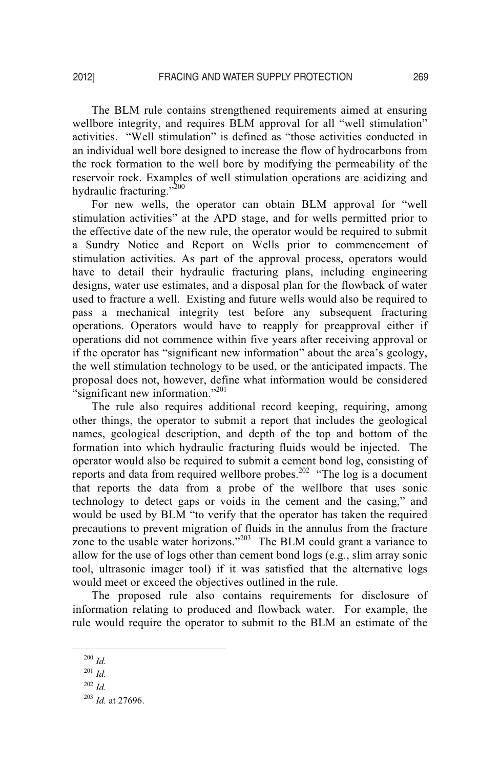The BLM rule contains strengthened requirements aimed at ensuring wellbore integrity, and requires BLM approval for all "well stimulation" activities. "Well stimulation" is defined as "those activities conducted in an individual well bore designed to increase the flow of hydrocarbons from the rock formation to the well bore by modifying the permeability of the reservoir rock. Examples of well stimulation operations are acidizing and hydraulic fracturing."[200]

For new wells, the operator can obtain BLM approval for "well stimulation activities" at the APD stage, and for wells permitted prior to the effective date of the new rule, the operator would be required to submit a Sundry Notice and Report on Wells prior to commencement of stimulation activities. As part of the approval process, operators would have to detail their hydraulic fracturing plans, including engineering designs, water use estimates, and a disposal plan for the flowback of water used to fracture a well. Existing and future wells would also be required to pass a mechanical integrity test before any subsequent fracturing operations. Operators would have to reapply for preapproval either if operations did not commence within five years after receiving approval or if the operator has "significant new information" about the area's geology, the well stimulation technology to be used, or the anticipated impacts. The proposal does not, however, define what information would be considered "significant new information."[201]

The rule also requires additional record keeping, requiring, among other things, the operator to submit a report that includes the geological names, geological description, and depth of the top and bottom of the formation into which hydraulic fracturing fluids would be injected. The operator would also be required to submit a cement bond log, consisting of reports and data from required wellbore probes.[202] "The log is a document that reports the data from a probe of the wellbore that uses sonic technology to detect gaps or voids in the cement and the casing," and would be used by BLM "to verify that the operator has taken the required precautions to prevent migration of fluids in the annulus from the fracture zone to the usable water horizons."[203] The BLM could grant a variance to allow for the use of logs other than cement bond logs (e.g., slim array sonic tool, ultrasonic imager tool) if it was satisfied that the alternative logs would meet or exceed the objectives outlined in the rule.

The proposed rule also contains requirements for disclosure of information relating to produced and flowback water. For example, the rule would require the operator to submit to the BLM an estimate of the

---

[200] *Id.*

[201] *Id.*

[202] *Id.*

[203] *Id.* at 27696.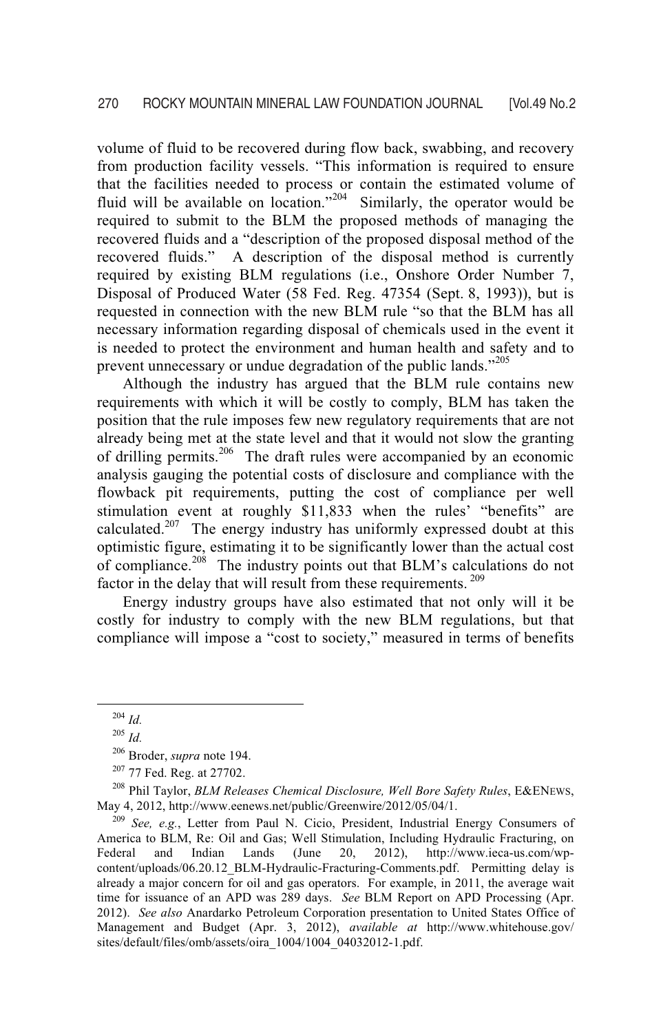volume of fluid to be recovered during flow back, swabbing, and recovery from production facility vessels. "This information is required to ensure that the facilities needed to process or contain the estimated volume of fluid will be available on location."[204] Similarly, the operator would be required to submit to the BLM the proposed methods of managing the recovered fluids and a "description of the proposed disposal method of the recovered fluids." A description of the disposal method is currently required by existing BLM regulations (i.e., Onshore Order Number 7, Disposal of Produced Water (58 Fed. Reg. 47354 (Sept. 8, 1993)), but is requested in connection with the new BLM rule "so that the BLM has all necessary information regarding disposal of chemicals used in the event it is needed to protect the environment and human health and safety and to prevent unnecessary or undue degradation of the public lands."[205]

Although the industry has argued that the BLM rule contains new requirements with which it will be costly to comply, BLM has taken the position that the rule imposes few new regulatory requirements that are not already being met at the state level and that it would not slow the granting of drilling permits.[206] The draft rules were accompanied by an economic analysis gauging the potential costs of disclosure and compliance with the flowback pit requirements, putting the cost of compliance per well stimulation event at roughly $11,833 when the rules' "benefits" are calculated.[207] The energy industry has uniformly expressed doubt at this optimistic figure, estimating it to be significantly lower than the actual cost of compliance.[208] The industry points out that BLM's calculations do not factor in the delay that will result from these requirements.[209]

Energy industry groups have also estimated that not only will it be costly for industry to comply with the new BLM regulations, but that compliance will impose a "cost to society," measured in terms of benefits

---

[204] *Id.*

[205] *Id.*

[206] Broder, *supra* note 194.

[207] 77 Fed. Reg. at 27702.

[208] Phil Taylor, *BLM Releases Chemical Disclosure, Well Bore Safety Rules*, E&ENEWS, May 4, 2012, http://www.eenews.net/public/Greenwire/2012/05/04/1.

[209] *See, e.g.*, Letter from Paul N. Cicio, President, Industrial Energy Consumers of America to BLM, Re: Oil and Gas; Well Stimulation, Including Hydraulic Fracturing, on Federal and Indian Lands (June 20, 2012), http://www.ieca-us.com/wp-content/uploads/06.20.12_BLM-Hydraulic-Fracturing-Comments.pdf. Permitting delay is already a major concern for oil and gas operators. For example, in 2011, the average wait time for issuance of an APD was 289 days. *See* BLM Report on APD Processing (Apr. 2012). *See also* Anardarko Petroleum Corporation presentation to United States Office of Management and Budget (Apr. 3, 2012), *available at* http://www.whitehouse.gov/sites/default/files/omb/assets/oira_1004/1004_04032012-1.pdf.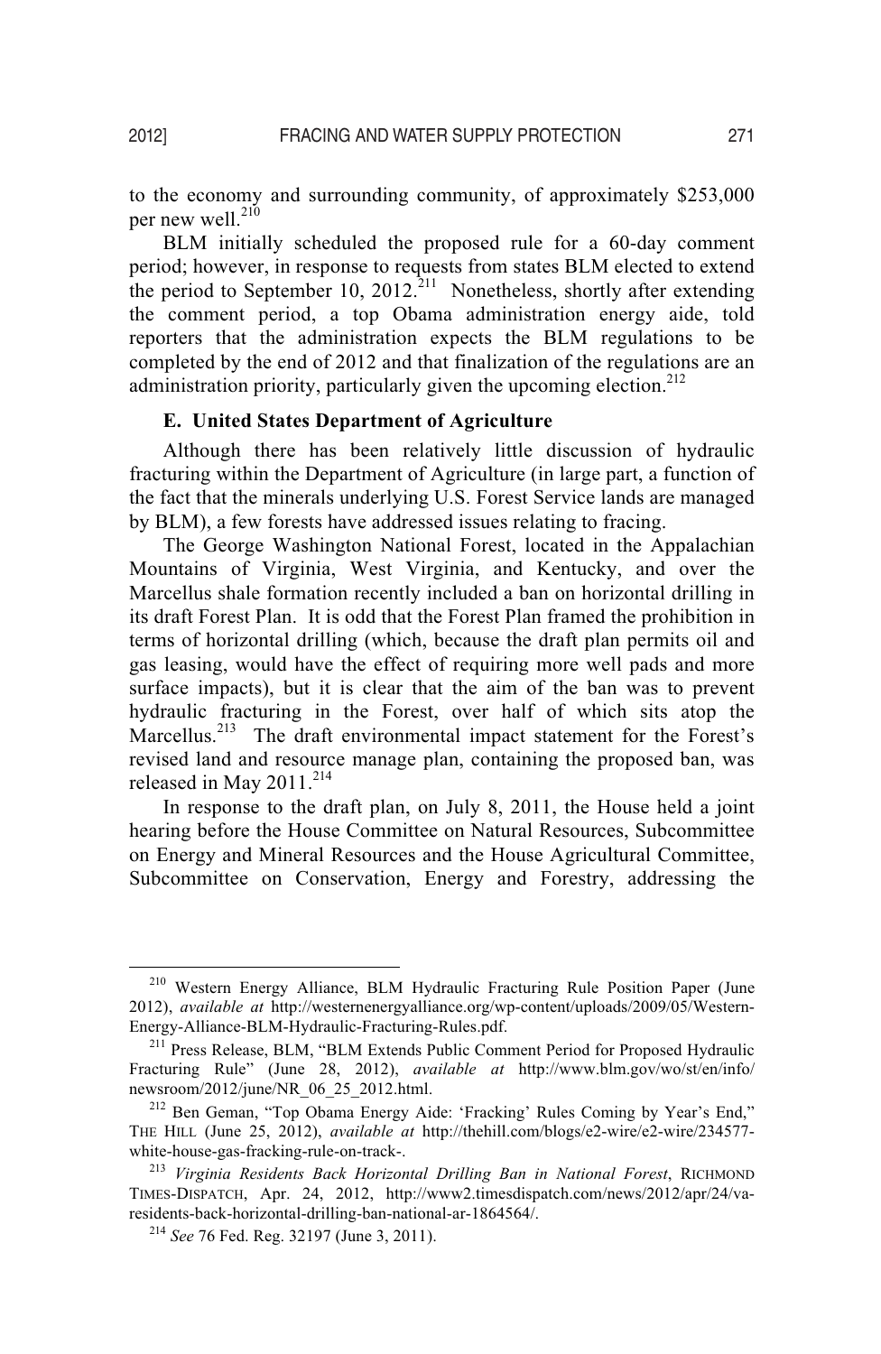to the economy and surrounding community, of approximately $253,000 per new well.[210]

BLM initially scheduled the proposed rule for a 60-day comment period; however, in response to requests from states BLM elected to extend the period to September 10, 2012.[211] Nonetheless, shortly after extending the comment period, a top Obama administration energy aide, told reporters that the administration expects the BLM regulations to be completed by the end of 2012 and that finalization of the regulations are an administration priority, particularly given the upcoming election.[212]

### E. United States Department of Agriculture

Although there has been relatively little discussion of hydraulic fracturing within the Department of Agriculture (in large part, a function of the fact that the minerals underlying U.S. Forest Service lands are managed by BLM), a few forests have addressed issues relating to fracing.

The George Washington National Forest, located in the Appalachian Mountains of Virginia, West Virginia, and Kentucky, and over the Marcellus shale formation recently included a ban on horizontal drilling in its draft Forest Plan. It is odd that the Forest Plan framed the prohibition in terms of horizontal drilling (which, because the draft plan permits oil and gas leasing, would have the effect of requiring more well pads and more surface impacts), but it is clear that the aim of the ban was to prevent hydraulic fracturing in the Forest, over half of which sits atop the Marcellus.[213] The draft environmental impact statement for the Forest's revised land and resource manage plan, containing the proposed ban, was released in May 2011.[214]

In response to the draft plan, on July 8, 2011, the House held a joint hearing before the House Committee on Natural Resources, Subcommittee on Energy and Mineral Resources and the House Agricultural Committee, Subcommittee on Conservation, Energy and Forestry, addressing the

---

[210] Western Energy Alliance, BLM Hydraulic Fracturing Rule Position Paper (June 2012), *available at* http://westernenergyalliance.org/wp-content/uploads/2009/05/Western-Energy-Alliance-BLM-Hydraulic-Fracturing-Rules.pdf.

[211] Press Release, BLM, "BLM Extends Public Comment Period for Proposed Hydraulic Fracturing Rule" (June 28, 2012), *available at* http://www.blm.gov/wo/st/en/info/newsroom/2012/june/NR_06_25_2012.html.

[212] Ben Geman, "Top Obama Energy Aide: 'Fracking' Rules Coming by Year's End," THE HILL (June 25, 2012), *available at* http://thehill.com/blogs/e2-wire/e2-wire/234577-white-house-gas-fracking-rule-on-track-.

[213] *Virginia Residents Back Horizontal Drilling Ban in National Forest*, RICHMOND TIMES-DISPATCH, Apr. 24, 2012, http://www2.timesdispatch.com/news/2012/apr/24/va-residents-back-horizontal-drilling-ban-national-ar-1864564/.

[214] *See* 76 Fed. Reg. 32197 (June 3, 2011).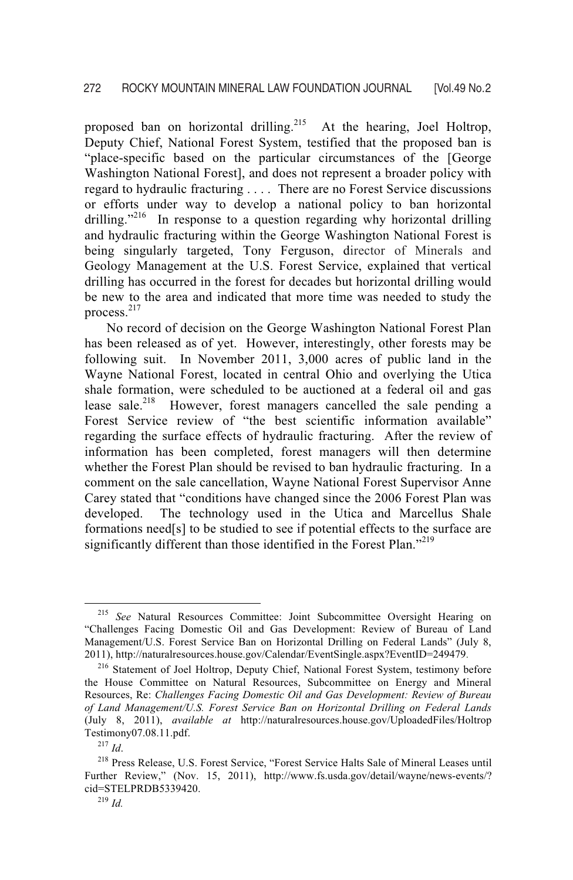proposed ban on horizontal drilling.[215] At the hearing, Joel Holtrop, Deputy Chief, National Forest System, testified that the proposed ban is "place-specific based on the particular circumstances of the [George Washington National Forest], and does not represent a broader policy with regard to hydraulic fracturing . . . . There are no Forest Service discussions or efforts under way to develop a national policy to ban horizontal drilling."[216] In response to a question regarding why horizontal drilling and hydraulic fracturing within the George Washington National Forest is being singularly targeted, Tony Ferguson, director of Minerals and Geology Management at the U.S. Forest Service, explained that vertical drilling has occurred in the forest for decades but horizontal drilling would be new to the area and indicated that more time was needed to study the process.[217]

No record of decision on the George Washington National Forest Plan has been released as of yet. However, interestingly, other forests may be following suit. In November 2011, 3,000 acres of public land in the Wayne National Forest, located in central Ohio and overlying the Utica shale formation, were scheduled to be auctioned at a federal oil and gas lease sale.[218] However, forest managers cancelled the sale pending a Forest Service review of "the best scientific information available" regarding the surface effects of hydraulic fracturing. After the review of information has been completed, forest managers will then determine whether the Forest Plan should be revised to ban hydraulic fracturing. In a comment on the sale cancellation, Wayne National Forest Supervisor Anne Carey stated that "conditions have changed since the 2006 Forest Plan was developed. The technology used in the Utica and Marcellus Shale formations need[s] to be studied to see if potential effects to the surface are significantly different than those identified in the Forest Plan."[219]

---

[215] *See* Natural Resources Committee: Joint Subcommittee Oversight Hearing on "Challenges Facing Domestic Oil and Gas Development: Review of Bureau of Land Management/U.S. Forest Service Ban on Horizontal Drilling on Federal Lands" (July 8, 2011), http://naturalresources.house.gov/Calendar/EventSingle.aspx?EventID=249479.

[216] Statement of Joel Holtrop, Deputy Chief, National Forest System, testimony before the House Committee on Natural Resources, Subcommittee on Energy and Mineral Resources, Re: *Challenges Facing Domestic Oil and Gas Development: Review of Bureau of Land Management/U.S. Forest Service Ban on Horizontal Drilling on Federal Lands* (July 8, 2011), *available at* http://naturalresources.house.gov/UploadedFiles/HoltropTestimony07.08.11.pdf.

[217] *Id*.

[218] Press Release, U.S. Forest Service, "Forest Service Halts Sale of Mineral Leases until Further Review," (Nov. 15, 2011), http://www.fs.usda.gov/detail/wayne/news-events/?cid=STELPRDB5339420.

[219] *Id.*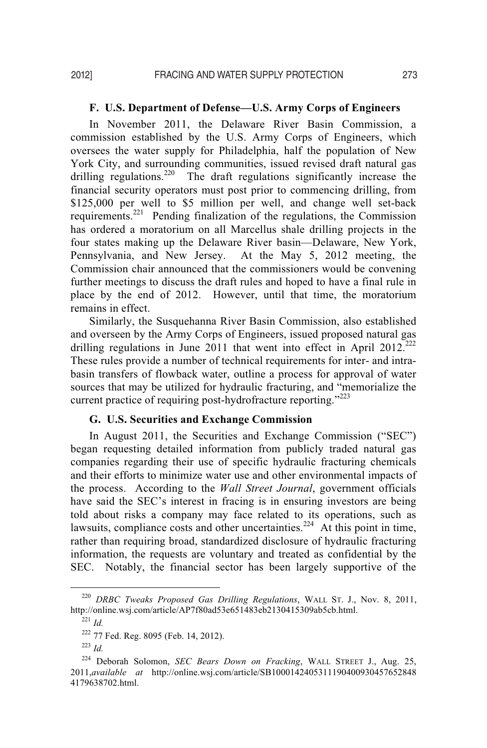### F. U.S. Department of Defense—U.S. Army Corps of Engineers

In November 2011, the Delaware River Basin Commission, a commission established by the U.S. Army Corps of Engineers, which oversees the water supply for Philadelphia, half the population of New York City, and surrounding communities, issued revised draft natural gas drilling regulations.[220] The draft regulations significantly increase the financial security operators must post prior to commencing drilling, from \$125,000 per well to \$5 million per well, and change well set-back requirements.[221] Pending finalization of the regulations, the Commission has ordered a moratorium on all Marcellus shale drilling projects in the four states making up the Delaware River basin—Delaware, New York, Pennsylvania, and New Jersey. At the May 5, 2012 meeting, the Commission chair announced that the commissioners would be convening further meetings to discuss the draft rules and hoped to have a final rule in place by the end of 2012. However, until that time, the moratorium remains in effect.

Similarly, the Susquehanna River Basin Commission, also established and overseen by the Army Corps of Engineers, issued proposed natural gas drilling regulations in June 2011 that went into effect in April 2012.[222] These rules provide a number of technical requirements for inter- and intra-basin transfers of flowback water, outline a process for approval of water sources that may be utilized for hydraulic fracturing, and "memorialize the current practice of requiring post-hydrofracture reporting."[223]

### G. U.S. Securities and Exchange Commission

In August 2011, the Securities and Exchange Commission ("SEC") began requesting detailed information from publicly traded natural gas companies regarding their use of specific hydraulic fracturing chemicals and their efforts to minimize water use and other environmental impacts of the process. According to the *Wall Street Journal*, government officials have said the SEC's interest in fracing is in ensuring investors are being told about risks a company may face related to its operations, such as lawsuits, compliance costs and other uncertainties.[224] At this point in time, rather than requiring broad, standardized disclosure of hydraulic fracturing information, the requests are voluntary and treated as confidential by the SEC. Notably, the financial sector has been largely supportive of the

---

[220] *DRBC Tweaks Proposed Gas Drilling Regulations*, WALL ST. J., Nov. 8, 2011, http://online.wsj.com/article/AP7f80ad53e651483eb2130415309ab5cb.html.

[221] *Id.*

[222] 77 Fed. Reg. 8095 (Feb. 14, 2012).

[223] *Id.*

[224] Deborah Solomon, *SEC Bears Down on Fracking*, WALL STREET J., Aug. 25, 2011, *available at* http://online.wsj.com/article/SB10001424053111904009304576528484179638702.html.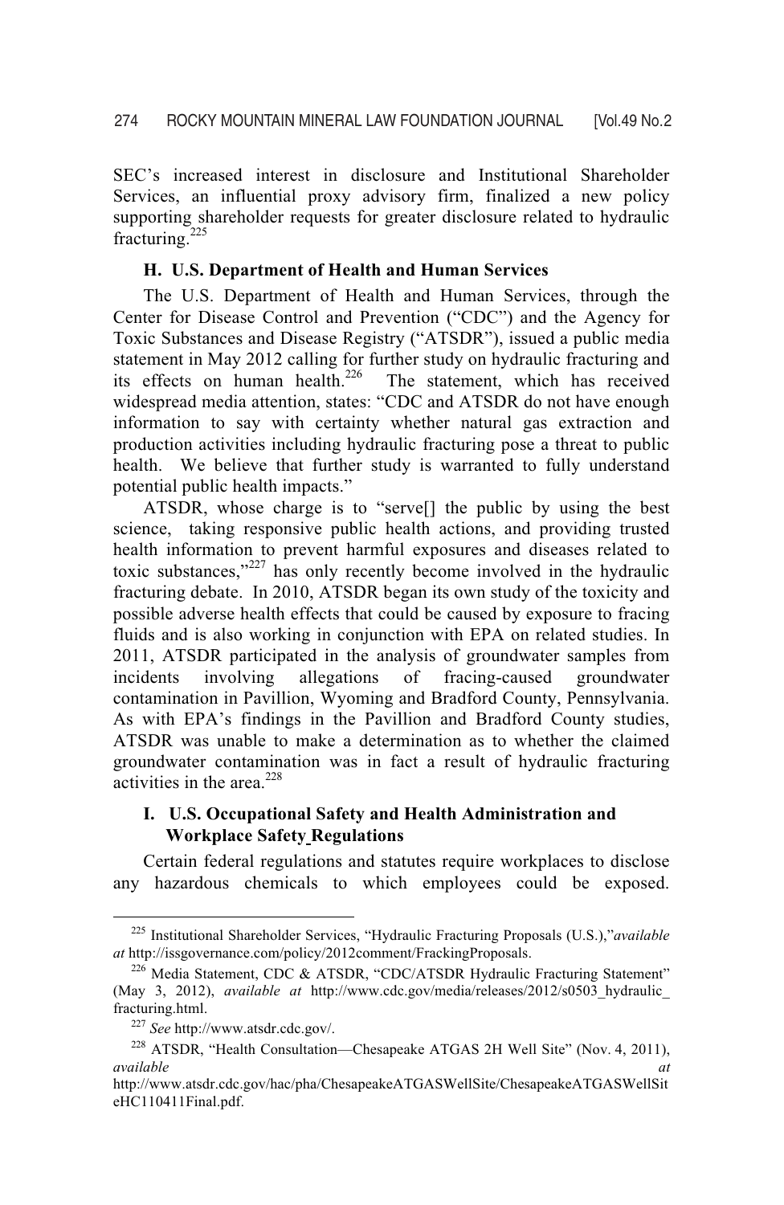SEC's increased interest in disclosure and Institutional Shareholder Services, an influential proxy advisory firm, finalized a new policy supporting shareholder requests for greater disclosure related to hydraulic fracturing.[225]

### H. U.S. Department of Health and Human Services

The U.S. Department of Health and Human Services, through the Center for Disease Control and Prevention ("CDC") and the Agency for Toxic Substances and Disease Registry ("ATSDR"), issued a public media statement in May 2012 calling for further study on hydraulic fracturing and its effects on human health.[226] The statement, which has received widespread media attention, states: "CDC and ATSDR do not have enough information to say with certainty whether natural gas extraction and production activities including hydraulic fracturing pose a threat to public health. We believe that further study is warranted to fully understand potential public health impacts."

ATSDR, whose charge is to "serve[] the public by using the best science, taking responsive public health actions, and providing trusted health information to prevent harmful exposures and diseases related to toxic substances,"[227] has only recently become involved in the hydraulic fracturing debate. In 2010, ATSDR began its own study of the toxicity and possible adverse health effects that could be caused by exposure to fracing fluids and is also working in conjunction with EPA on related studies. In 2011, ATSDR participated in the analysis of groundwater samples from incidents involving allegations of fracing-caused groundwater contamination in Pavillion, Wyoming and Bradford County, Pennsylvania. As with EPA's findings in the Pavillion and Bradford County studies, ATSDR was unable to make a determination as to whether the claimed groundwater contamination was in fact a result of hydraulic fracturing activities in the area.[228]

### I. U.S. Occupational Safety and Health Administration and Workplace Safety Regulations

Certain federal regulations and statutes require workplaces to disclose any hazardous chemicals to which employees could be exposed.

---

[225] Institutional Shareholder Services, "Hydraulic Fracturing Proposals (U.S.)," *available at* http://issgovernance.com/policy/2012comment/FrackingProposals.

[226] Media Statement, CDC & ATSDR, "CDC/ATSDR Hydraulic Fracturing Statement" (May 3, 2012), *available at* http://www.cdc.gov/media/releases/2012/s0503_hydraulic_fracturing.html.

[227] *See* http://www.atsdr.cdc.gov/.

[228] ATSDR, "Health Consultation—Chesapeake ATGAS 2H Well Site" (Nov. 4, 2011), *available at* http://www.atsdr.cdc.gov/hac/pha/ChesapeakeATGASWellSite/ChesapeakeATGASWellSiteHC110411Final.pdf.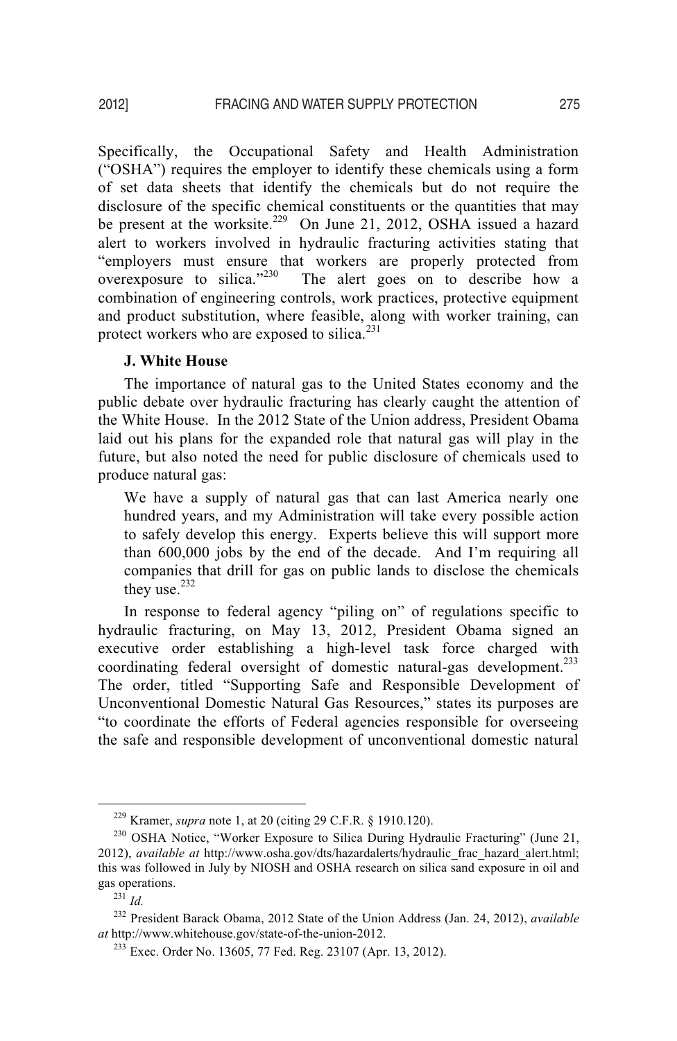Specifically, the Occupational Safety and Health Administration ("OSHA") requires the employer to identify these chemicals using a form of set data sheets that identify the chemicals but do not require the disclosure of the specific chemical constituents or the quantities that may be present at the worksite.[229] On June 21, 2012, OSHA issued a hazard alert to workers involved in hydraulic fracturing activities stating that "employers must ensure that workers are properly protected from overexposure to silica."[230] The alert goes on to describe how a combination of engineering controls, work practices, protective equipment and product substitution, where feasible, along with worker training, can protect workers who are exposed to silica.[231]

### J. White House

The importance of natural gas to the United States economy and the public debate over hydraulic fracturing has clearly caught the attention of the White House. In the 2012 State of the Union address, President Obama laid out his plans for the expanded role that natural gas will play in the future, but also noted the need for public disclosure of chemicals used to produce natural gas:

> We have a supply of natural gas that can last America nearly one hundred years, and my Administration will take every possible action to safely develop this energy. Experts believe this will support more than 600,000 jobs by the end of the decade. And I'm requiring all companies that drill for gas on public lands to disclose the chemicals they use.[232]

In response to federal agency "piling on" of regulations specific to hydraulic fracturing, on May 13, 2012, President Obama signed an executive order establishing a high-level task force charged with coordinating federal oversight of domestic natural-gas development.[233] The order, titled "Supporting Safe and Responsible Development of Unconventional Domestic Natural Gas Resources," states its purposes are "to coordinate the efforts of Federal agencies responsible for overseeing the safe and responsible development of unconventional domestic natural

---

[229] Kramer, *supra* note 1, at 20 (citing 29 C.F.R. § 1910.120).

[230] OSHA Notice, "Worker Exposure to Silica During Hydraulic Fracturing" (June 21, 2012), *available at* http://www.osha.gov/dts/hazardalerts/hydraulic_frac_hazard_alert.html; this was followed in July by NIOSH and OSHA research on silica sand exposure in oil and gas operations.

[231] *Id.*

[232] President Barack Obama, 2012 State of the Union Address (Jan. 24, 2012), *available at* http://www.whitehouse.gov/state-of-the-union-2012.

[233] Exec. Order No. 13605, 77 Fed. Reg. 23107 (Apr. 13, 2012).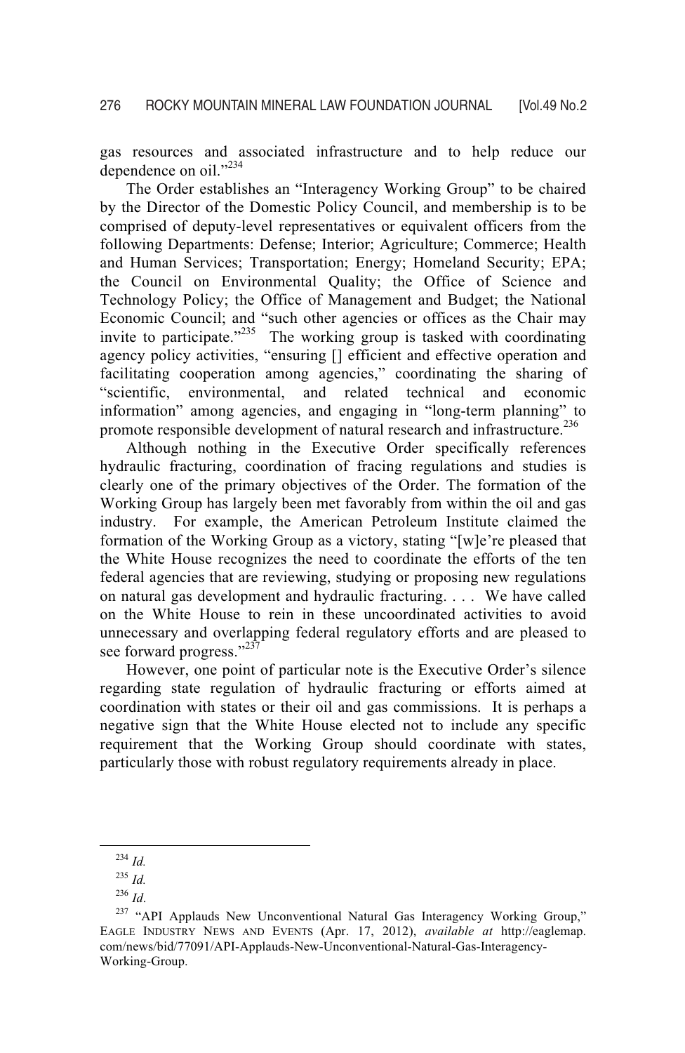gas resources and associated infrastructure and to help reduce our dependence on oil."[234]

The Order establishes an "Interagency Working Group" to be chaired by the Director of the Domestic Policy Council, and membership is to be comprised of deputy-level representatives or equivalent officers from the following Departments: Defense; Interior; Agriculture; Commerce; Health and Human Services; Transportation; Energy; Homeland Security; EPA; the Council on Environmental Quality; the Office of Science and Technology Policy; the Office of Management and Budget; the National Economic Council; and "such other agencies or offices as the Chair may invite to participate."[235] The working group is tasked with coordinating agency policy activities, "ensuring [] efficient and effective operation and facilitating cooperation among agencies," coordinating the sharing of "scientific, environmental, and related technical and economic information" among agencies, and engaging in "long-term planning" to promote responsible development of natural research and infrastructure.[236]

Although nothing in the Executive Order specifically references hydraulic fracturing, coordination of fracing regulations and studies is clearly one of the primary objectives of the Order. The formation of the Working Group has largely been met favorably from within the oil and gas industry. For example, the American Petroleum Institute claimed the formation of the Working Group as a victory, stating "[w]e're pleased that the White House recognizes the need to coordinate the efforts of the ten federal agencies that are reviewing, studying or proposing new regulations on natural gas development and hydraulic fracturing. . . . We have called on the White House to rein in these uncoordinated activities to avoid unnecessary and overlapping federal regulatory efforts and are pleased to see forward progress."[237]

However, one point of particular note is the Executive Order's silence regarding state regulation of hydraulic fracturing or efforts aimed at coordination with states or their oil and gas commissions. It is perhaps a negative sign that the White House elected not to include any specific requirement that the Working Group should coordinate with states, particularly those with robust regulatory requirements already in place.

---

[234] *Id.*

[235] *Id.*

[236] *Id.*

[237] "API Applauds New Unconventional Natural Gas Interagency Working Group," EAGLE INDUSTRY NEWS AND EVENTS (Apr. 17, 2012), *available at* http://eaglemap.com/news/bid/77091/API-Applauds-New-Unconventional-Natural-Gas-Interagency-Working-Group.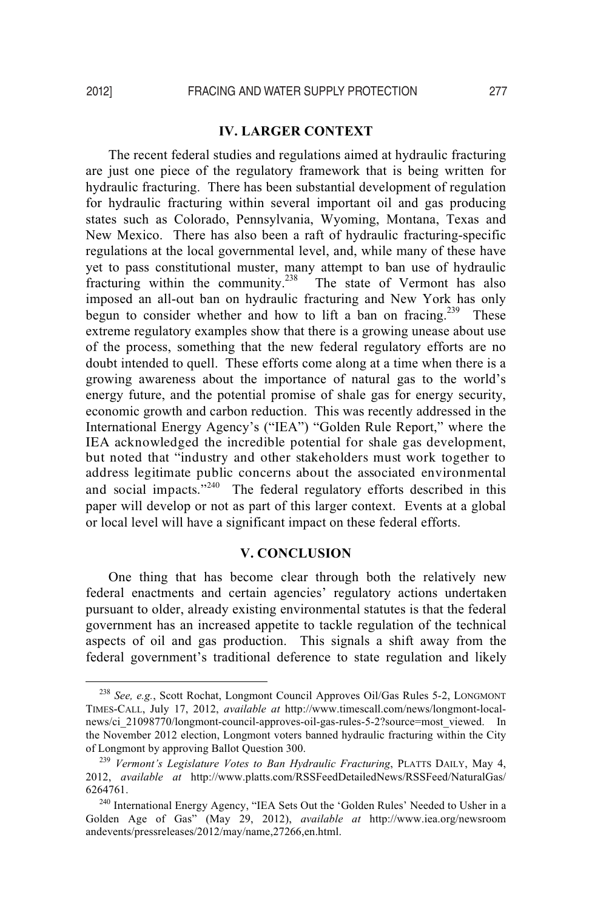## IV. LARGER CONTEXT

The recent federal studies and regulations aimed at hydraulic fracturing are just one piece of the regulatory framework that is being written for hydraulic fracturing. There has been substantial development of regulation for hydraulic fracturing within several important oil and gas producing states such as Colorado, Pennsylvania, Wyoming, Montana, Texas and New Mexico. There has also been a raft of hydraulic fracturing-specific regulations at the local governmental level, and, while many of these have yet to pass constitutional muster, many attempt to ban use of hydraulic fracturing within the community.[238] The state of Vermont has also imposed an all-out ban on hydraulic fracturing and New York has only begun to consider whether and how to lift a ban on fracing.[239] These extreme regulatory examples show that there is a growing unease about use of the process, something that the new federal regulatory efforts are no doubt intended to quell. These efforts come along at a time when there is a growing awareness about the importance of natural gas to the world's energy future, and the potential promise of shale gas for energy security, economic growth and carbon reduction. This was recently addressed in the International Energy Agency's ("IEA") "Golden Rule Report," where the IEA acknowledged the incredible potential for shale gas development, but noted that "industry and other stakeholders must work together to address legitimate public concerns about the associated environmental and social impacts."[240] The federal regulatory efforts described in this paper will develop or not as part of this larger context. Events at a global or local level will have a significant impact on these federal efforts.

## V. CONCLUSION

One thing that has become clear through both the relatively new federal enactments and certain agencies' regulatory actions undertaken pursuant to older, already existing environmental statutes is that the federal government has an increased appetite to tackle regulation of the technical aspects of oil and gas production. This signals a shift away from the federal government's traditional deference to state regulation and likely

---

[238] *See, e.g.*, Scott Rochat, Longmont Council Approves Oil/Gas Rules 5-2, LONGMONT TIMES-CALL, July 17, 2012, *available at* http://www.timescall.com/news/longmont-local-news/ci_21098770/longmont-council-approves-oil-gas-rules-5-2?source=most_viewed. In the November 2012 election, Longmont voters banned hydraulic fracturing within the City of Longmont by approving Ballot Question 300.

[239] *Vermont's Legislature Votes to Ban Hydraulic Fracturing*, PLATTS DAILY, May 4, 2012, *available at* http://www.platts.com/RSSFeedDetailedNews/RSSFeed/NaturalGas/6264761.

[240] International Energy Agency, "IEA Sets Out the 'Golden Rules' Needed to Usher in a Golden Age of Gas" (May 29, 2012), *available at* http://www.iea.org/newsroomandevents/pressreleases/2012/may/name,27266,en.html.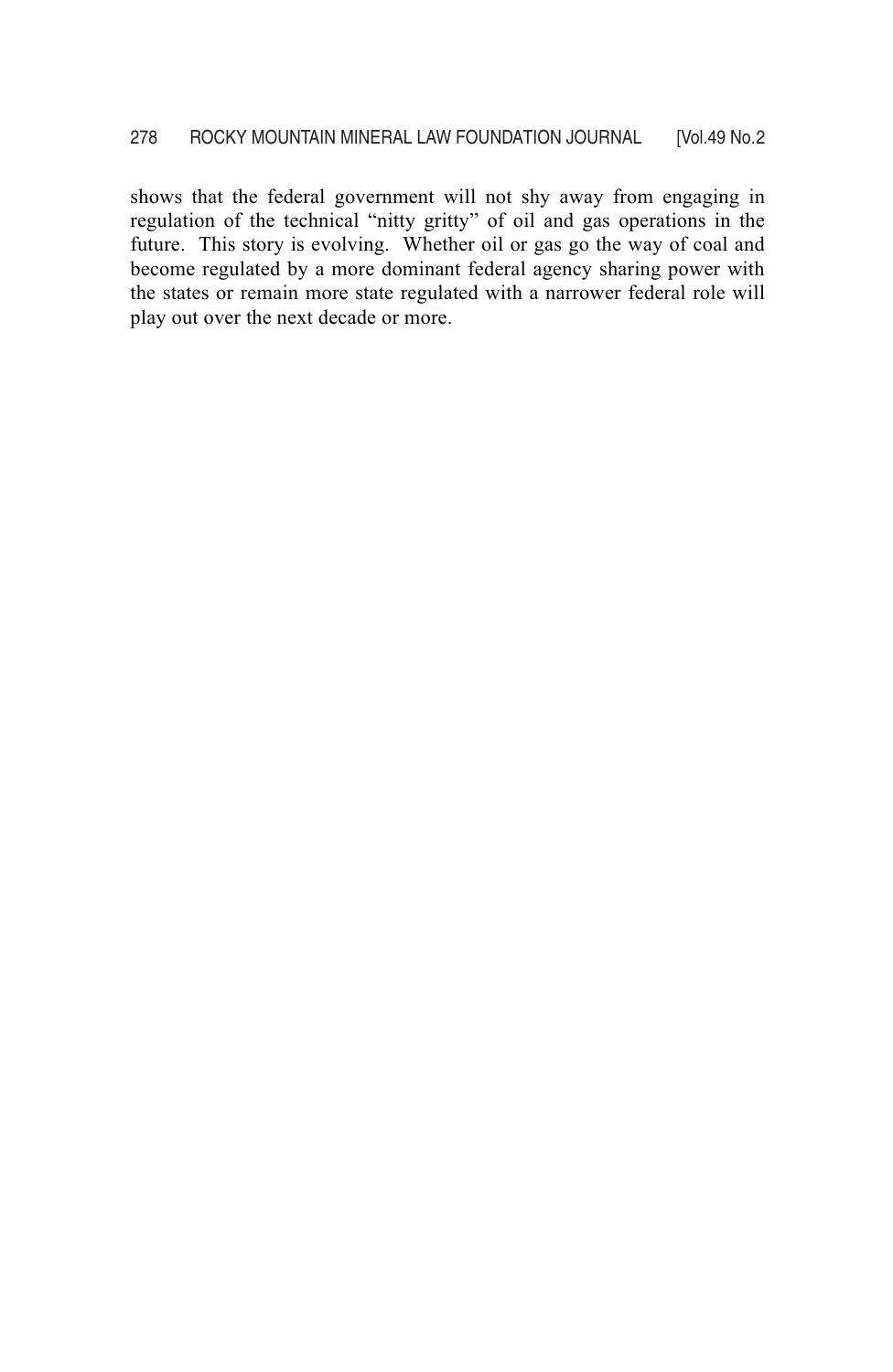shows that the federal government will not shy away from engaging in regulation of the technical "nitty gritty" of oil and gas operations in the future. This story is evolving. Whether oil or gas go the way of coal and become regulated by a more dominant federal agency sharing power with the states or remain more state regulated with a narrower federal role will play out over the next decade or more.